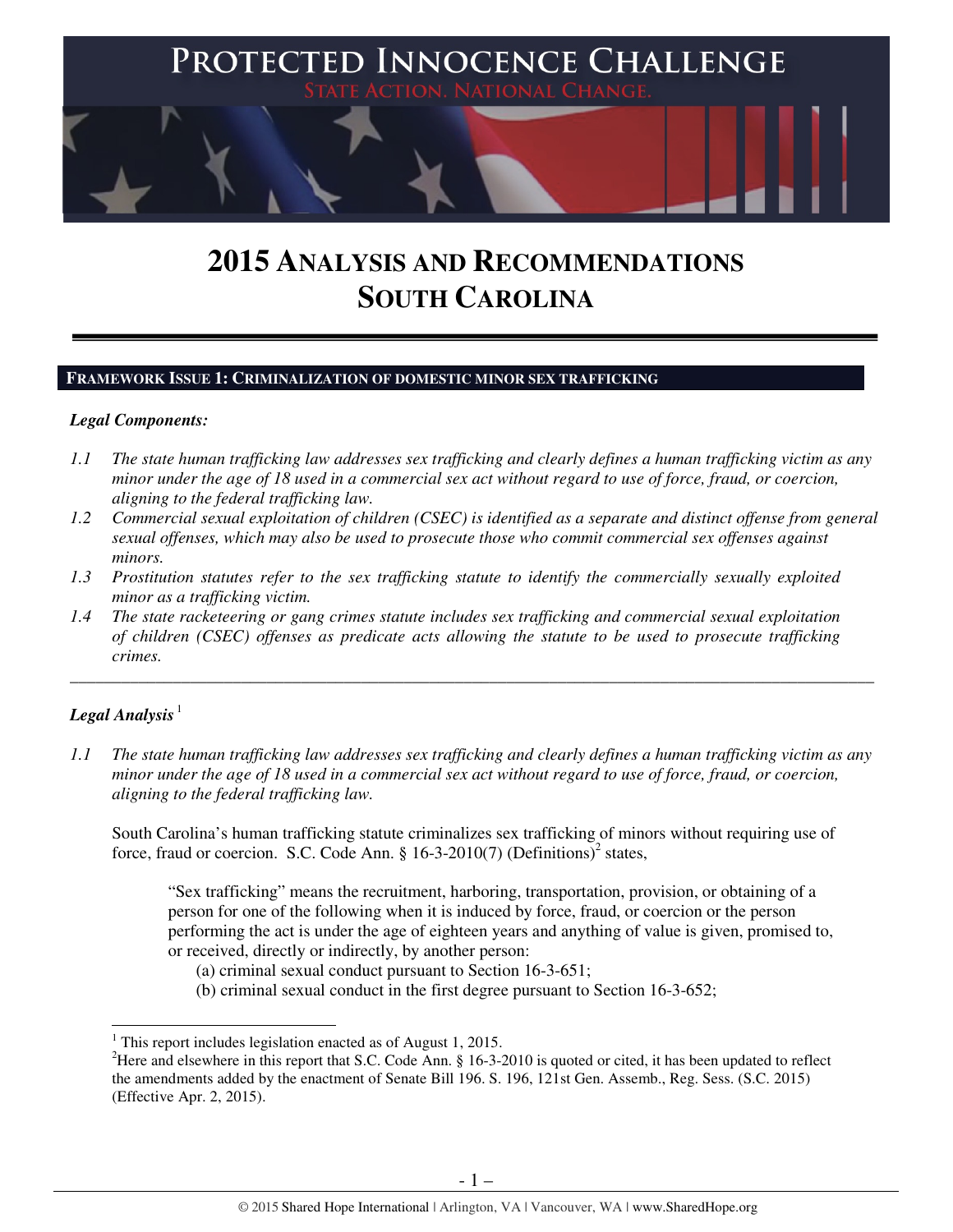# PROTECTED INNOCENCE CHALLENGE

STATE ACTION. NATIONAL CHANGE.

# 2015 ANALYSIS AND RECOMMENDATIONS SOUTH CAROLINA

## FRAMEWORK ISSUE 1: CRIMINALIZATION OF DOMESTIC MINOR SEX TRAFFICKING

### *Legal Components:*

*1.1 The state human trafficking law addresses sex trafficking and clearly defines a human trafficking victim as any minor under the age of 18 used in a commercial sex act without regard to use of force, fraud, or coercion, aligning to the federal trafficking law.*

*1.2 Commercial sexual exploitation of children (CSEC) is identified as a separate and distinct offense from general sexual offenses, which may also be used to prosecute those who commit commercial sex offenses against minors.*

*1.3 Prostitution statutes refer to the sex trafficking statute to identify the commercially sexually exploited minor as a trafficking victim.*

*1.4 The state racketeering or gang crimes statute includes sex trafficking and commercial sexual exploitation of children (CSEC) offenses as predicate acts allowing the statute to be used to prosecute trafficking crimes.*

---

### *Legal Analysis*[1]

*1.1 The state human trafficking law addresses sex trafficking and clearly defines a human trafficking victim as any minor under the age of 18 used in a commercial sex act without regard to use of force, fraud, or coercion, aligning to the federal trafficking law.*

South Carolina's human trafficking statute criminalizes sex trafficking of minors without requiring use of force, fraud or coercion. S.C. Code Ann. § 16-3-2010(7) (Definitions)[2] states,

> "Sex trafficking" means the recruitment, harboring, transportation, provision, or obtaining of a person for one of the following when it is induced by force, fraud, or coercion or the person performing the act is under the age of eighteen years and anything of value is given, promised to, or received, directly or indirectly, by another person:
>
> (a) criminal sexual conduct pursuant to Section 16-3-651;
>
> (b) criminal sexual conduct in the first degree pursuant to Section 16-3-652;

---

[1] This report includes legislation enacted as of August 1, 2015.

[2] Here and elsewhere in this report that S.C. Code Ann. § 16-3-2010 is quoted or cited, it has been updated to reflect the amendments added by the enactment of Senate Bill 196. S. 196, 121st Gen. Assemb., Reg. Sess. (S.C. 2015) (Effective Apr. 2, 2015).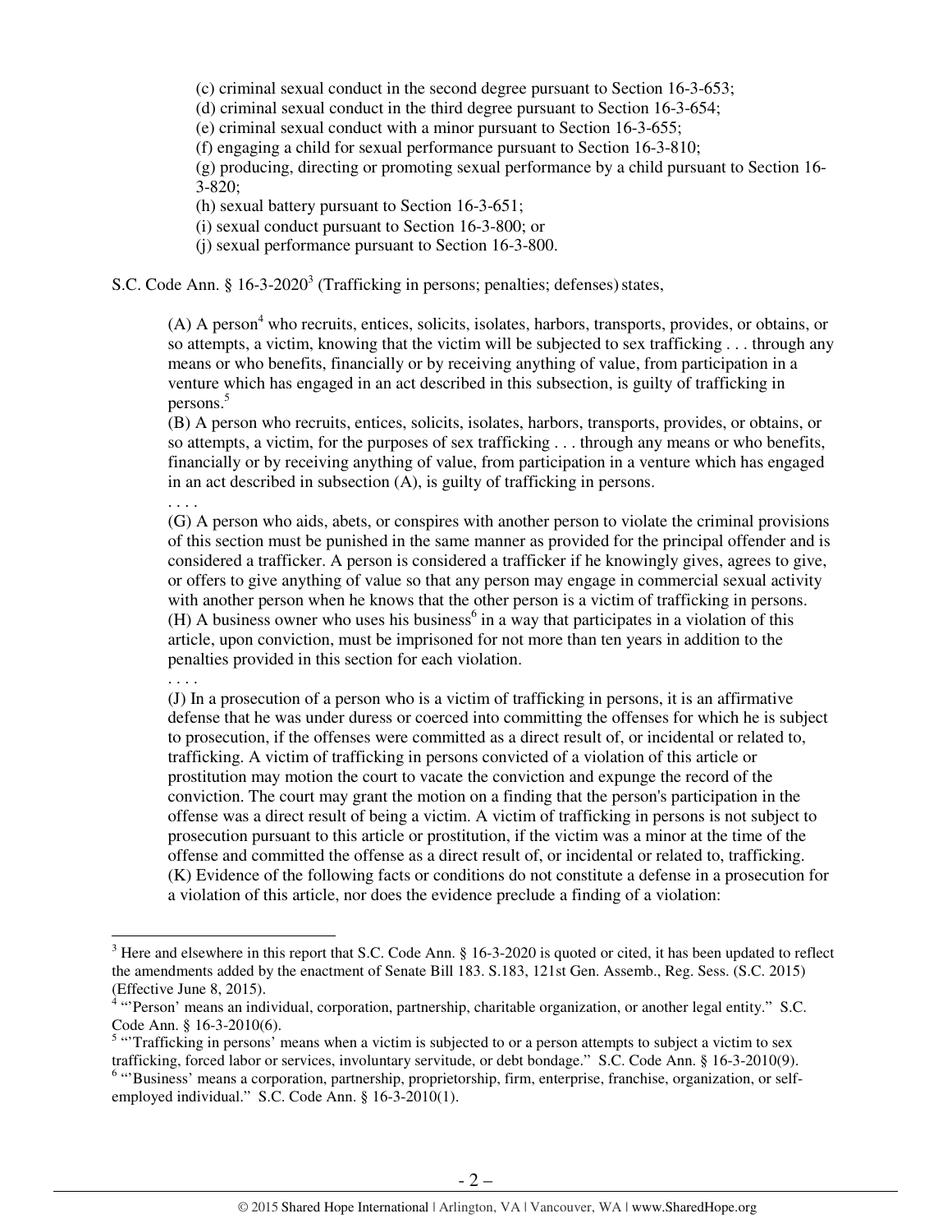(c) criminal sexual conduct in the second degree pursuant to Section 16-3-653;
(d) criminal sexual conduct in the third degree pursuant to Section 16-3-654;
(e) criminal sexual conduct with a minor pursuant to Section 16-3-655;
(f) engaging a child for sexual performance pursuant to Section 16-3-810;
(g) producing, directing or promoting sexual performance by a child pursuant to Section 16-3-820;
(h) sexual battery pursuant to Section 16-3-651;
(i) sexual conduct pursuant to Section 16-3-800; or
(j) sexual performance pursuant to Section 16-3-800.

S.C. Code Ann. § 16-3-2020[3] (Trafficking in persons; penalties; defenses) states,

> (A) A person[4] who recruits, entices, solicits, isolates, harbors, transports, provides, or obtains, or so attempts, a victim, knowing that the victim will be subjected to sex trafficking . . . through any means or who benefits, financially or by receiving anything of value, from participation in a venture which has engaged in an act described in this subsection, is guilty of trafficking in persons.[5]
>
> (B) A person who recruits, entices, solicits, isolates, harbors, transports, provides, or obtains, or so attempts, a victim, for the purposes of sex trafficking . . . through any means or who benefits, financially or by receiving anything of value, from participation in a venture which has engaged in an act described in subsection (A), is guilty of trafficking in persons.
>
> . . . .
>
> (G) A person who aids, abets, or conspires with another person to violate the criminal provisions of this section must be punished in the same manner as provided for the principal offender and is considered a trafficker. A person is considered a trafficker if he knowingly gives, agrees to give, or offers to give anything of value so that any person may engage in commercial sexual activity with another person when he knows that the other person is a victim of trafficking in persons.
>
> (H) A business owner who uses his business[6] in a way that participates in a violation of this article, upon conviction, must be imprisoned for not more than ten years in addition to the penalties provided in this section for each violation.
>
> . . . .
>
> (J) In a prosecution of a person who is a victim of trafficking in persons, it is an affirmative defense that he was under duress or coerced into committing the offenses for which he is subject to prosecution, if the offenses were committed as a direct result of, or incidental or related to, trafficking. A victim of trafficking in persons convicted of a violation of this article or prostitution may motion the court to vacate the conviction and expunge the record of the conviction. The court may grant the motion on a finding that the person's participation in the offense was a direct result of being a victim. A victim of trafficking in persons is not subject to prosecution pursuant to this article or prostitution, if the victim was a minor at the time of the offense and committed the offense as a direct result of, or incidental or related to, trafficking.
>
> (K) Evidence of the following facts or conditions do not constitute a defense in a prosecution for a violation of this article, nor does the evidence preclude a finding of a violation:

---

[3] Here and elsewhere in this report that S.C. Code Ann. § 16-3-2020 is quoted or cited, it has been updated to reflect the amendments added by the enactment of Senate Bill 183. S.183, 121st Gen. Assemb., Reg. Sess. (S.C. 2015) (Effective June 8, 2015).

[4] "'Person' means an individual, corporation, partnership, charitable organization, or another legal entity." S.C. Code Ann. § 16-3-2010(6).

[5] "'Trafficking in persons' means when a victim is subjected to or a person attempts to subject a victim to sex trafficking, forced labor or services, involuntary servitude, or debt bondage." S.C. Code Ann. § 16-3-2010(9).

[6] "'Business' means a corporation, partnership, proprietorship, firm, enterprise, franchise, organization, or self-employed individual." S.C. Code Ann. § 16-3-2010(1).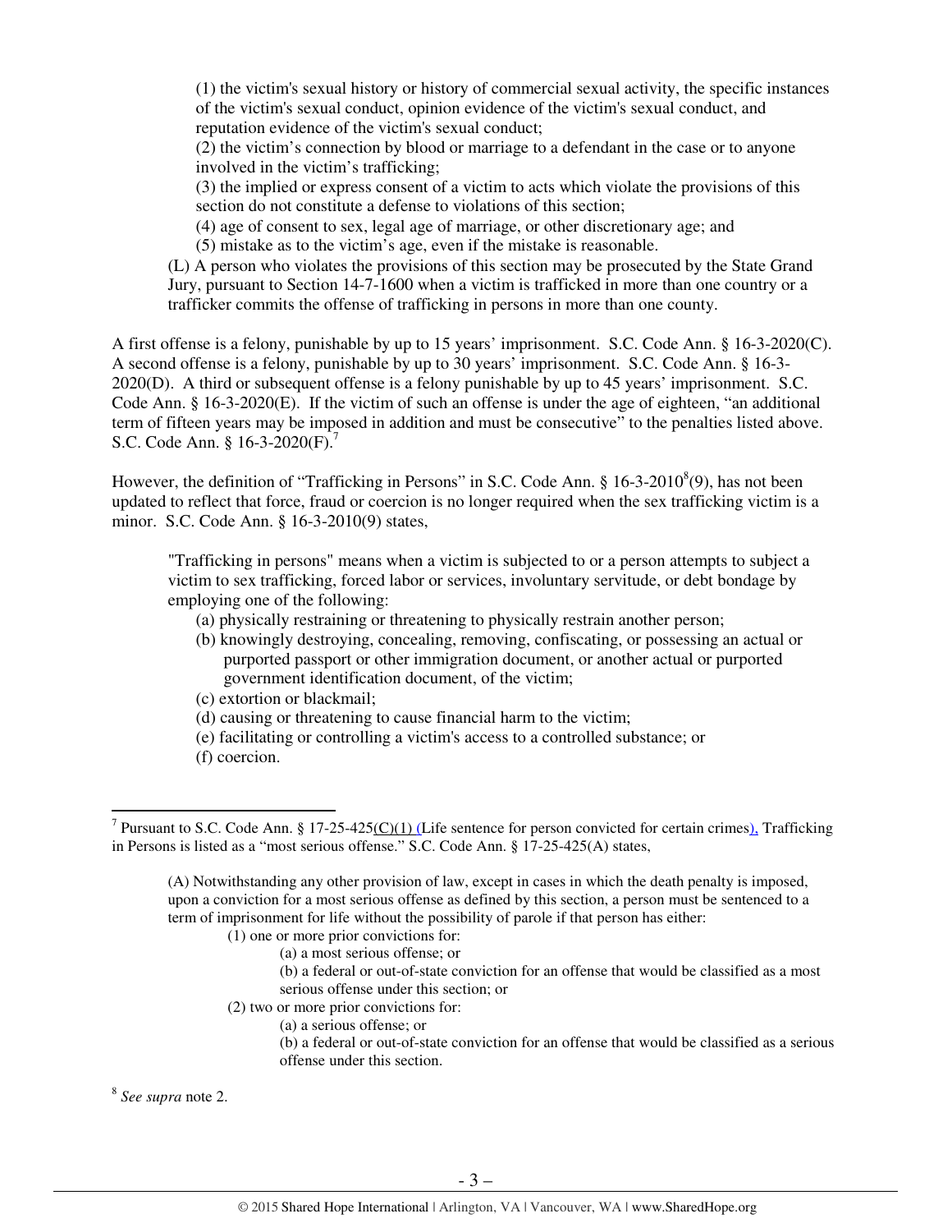(1) the victim's sexual history or history of commercial sexual activity, the specific instances of the victim's sexual conduct, opinion evidence of the victim's sexual conduct, and reputation evidence of the victim's sexual conduct;

(2) the victim's connection by blood or marriage to a defendant in the case or to anyone involved in the victim's trafficking;

(3) the implied or express consent of a victim to acts which violate the provisions of this section do not constitute a defense to violations of this section;

(4) age of consent to sex, legal age of marriage, or other discretionary age; and

(5) mistake as to the victim's age, even if the mistake is reasonable.

(L) A person who violates the provisions of this section may be prosecuted by the State Grand Jury, pursuant to Section 14-7-1600 when a victim is trafficked in more than one country or a trafficker commits the offense of trafficking in persons in more than one county.

A first offense is a felony, punishable by up to 15 years' imprisonment. S.C. Code Ann. § 16-3-2020(C). A second offense is a felony, punishable by up to 30 years' imprisonment. S.C. Code Ann. § 16-3-2020(D). A third or subsequent offense is a felony punishable by up to 45 years' imprisonment. S.C. Code Ann. § 16-3-2020(E). If the victim of such an offense is under the age of eighteen, "an additional term of fifteen years may be imposed in addition and must be consecutive" to the penalties listed above. S.C. Code Ann. § 16-3-2020(F).[7]

However, the definition of "Trafficking in Persons" in S.C. Code Ann. § 16-3-2010[8](9), has not been updated to reflect that force, fraud or coercion is no longer required when the sex trafficking victim is a minor. S.C. Code Ann. § 16-3-2010(9) states,

> "Trafficking in persons" means when a victim is subjected to or a person attempts to subject a victim to sex trafficking, forced labor or services, involuntary servitude, or debt bondage by employing one of the following:
>
> (a) physically restraining or threatening to physically restrain another person;
>
> (b) knowingly destroying, concealing, removing, confiscating, or possessing an actual or purported passport or other immigration document, or another actual or purported government identification document, of the victim;
>
> (c) extortion or blackmail;
>
> (d) causing or threatening to cause financial harm to the victim;
>
> (e) facilitating or controlling a victim's access to a controlled substance; or
>
> (f) coercion.

---

[7] Pursuant to S.C. Code Ann. § 17-25-425(C)(1) (Life sentence for person convicted for certain crimes), Trafficking in Persons is listed as a "most serious offense." S.C. Code Ann. § 17-25-425(A) states,

> (A) Notwithstanding any other provision of law, except in cases in which the death penalty is imposed, upon a conviction for a most serious offense as defined by this section, a person must be sentenced to a term of imprisonment for life without the possibility of parole if that person has either:
>
> (1) one or more prior convictions for:
>
> (a) a most serious offense; or
>
> (b) a federal or out-of-state conviction for an offense that would be classified as a most serious offense under this section; or
>
> (2) two or more prior convictions for:
>
> (a) a serious offense; or
>
> (b) a federal or out-of-state conviction for an offense that would be classified as a serious offense under this section.

[8] *See supra* note 2.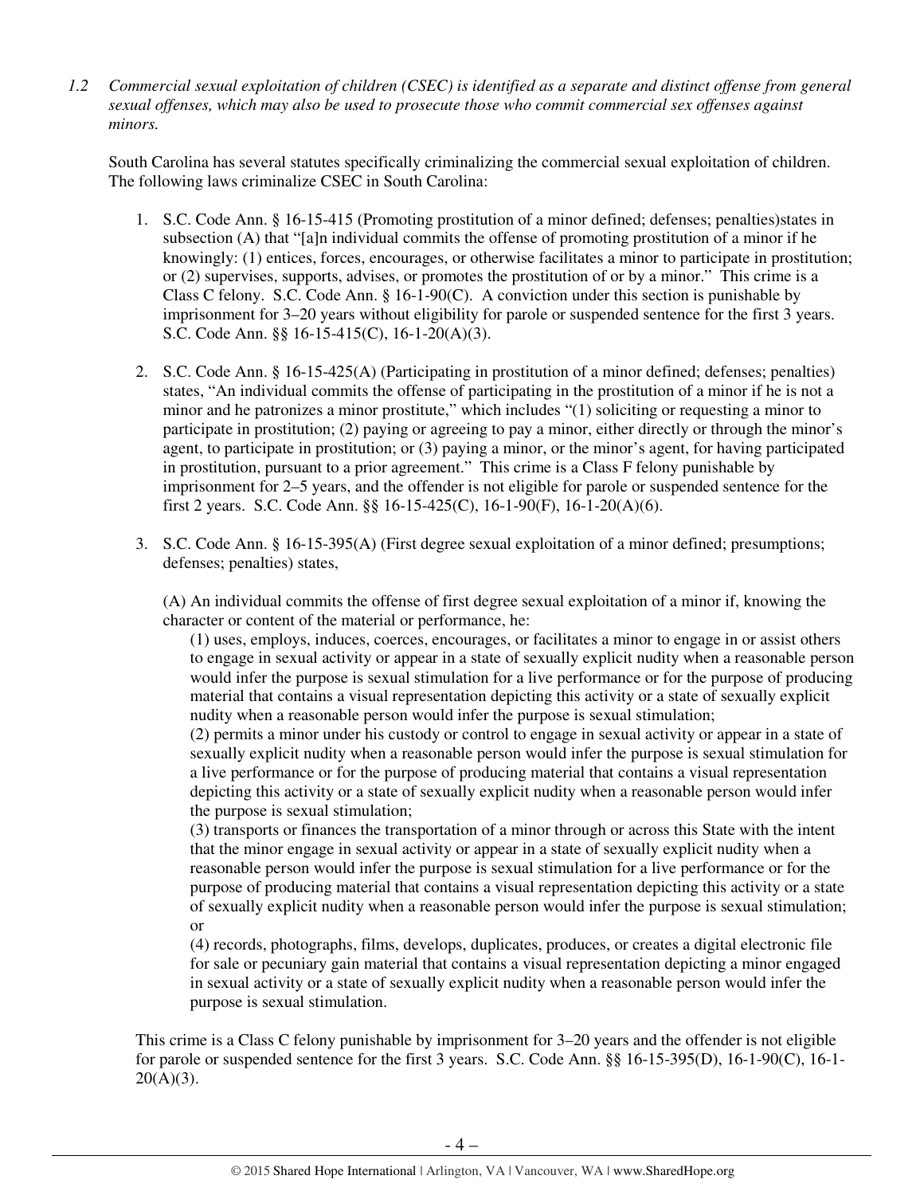*1.2 Commercial sexual exploitation of children (CSEC) is identified as a separate and distinct offense from general sexual offenses, which may also be used to prosecute those who commit commercial sex offenses against minors.*

South Carolina has several statutes specifically criminalizing the commercial sexual exploitation of children. The following laws criminalize CSEC in South Carolina:

1. S.C. Code Ann. § 16-15-415 (Promoting prostitution of a minor defined; defenses; penalties)states in subsection (A) that "[a]n individual commits the offense of promoting prostitution of a minor if he knowingly: (1) entices, forces, encourages, or otherwise facilitates a minor to participate in prostitution; or (2) supervises, supports, advises, or promotes the prostitution of or by a minor." This crime is a Class C felony. S.C. Code Ann. § 16-1-90(C). A conviction under this section is punishable by imprisonment for 3–20 years without eligibility for parole or suspended sentence for the first 3 years. S.C. Code Ann. §§ 16-15-415(C), 16-1-20(A)(3).

2. S.C. Code Ann. § 16-15-425(A) (Participating in prostitution of a minor defined; defenses; penalties) states, "An individual commits the offense of participating in the prostitution of a minor if he is not a minor and he patronizes a minor prostitute," which includes "(1) soliciting or requesting a minor to participate in prostitution; (2) paying or agreeing to pay a minor, either directly or through the minor's agent, to participate in prostitution; or (3) paying a minor, or the minor's agent, for having participated in prostitution, pursuant to a prior agreement." This crime is a Class F felony punishable by imprisonment for 2–5 years, and the offender is not eligible for parole or suspended sentence for the first 2 years. S.C. Code Ann. §§ 16-15-425(C), 16-1-90(F), 16-1-20(A)(6).

3. S.C. Code Ann. § 16-15-395(A) (First degree sexual exploitation of a minor defined; presumptions; defenses; penalties) states,

   (A) An individual commits the offense of first degree sexual exploitation of a minor if, knowing the character or content of the material or performance, he:

   (1) uses, employs, induces, coerces, encourages, or facilitates a minor to engage in or assist others to engage in sexual activity or appear in a state of sexually explicit nudity when a reasonable person would infer the purpose is sexual stimulation for a live performance or for the purpose of producing material that contains a visual representation depicting this activity or a state of sexually explicit nudity when a reasonable person would infer the purpose is sexual stimulation;

   (2) permits a minor under his custody or control to engage in sexual activity or appear in a state of sexually explicit nudity when a reasonable person would infer the purpose is sexual stimulation for a live performance or for the purpose of producing material that contains a visual representation depicting this activity or a state of sexually explicit nudity when a reasonable person would infer the purpose is sexual stimulation;

   (3) transports or finances the transportation of a minor through or across this State with the intent that the minor engage in sexual activity or appear in a state of sexually explicit nudity when a reasonable person would infer the purpose is sexual stimulation for a live performance or for the purpose of producing material that contains a visual representation depicting this activity or a state of sexually explicit nudity when a reasonable person would infer the purpose is sexual stimulation; or

   (4) records, photographs, films, develops, duplicates, produces, or creates a digital electronic file for sale or pecuniary gain material that contains a visual representation depicting a minor engaged in sexual activity or a state of sexually explicit nudity when a reasonable person would infer the purpose is sexual stimulation.

   This crime is a Class C felony punishable by imprisonment for 3–20 years and the offender is not eligible for parole or suspended sentence for the first 3 years. S.C. Code Ann. §§ 16-15-395(D), 16-1-90(C), 16-1-20(A)(3).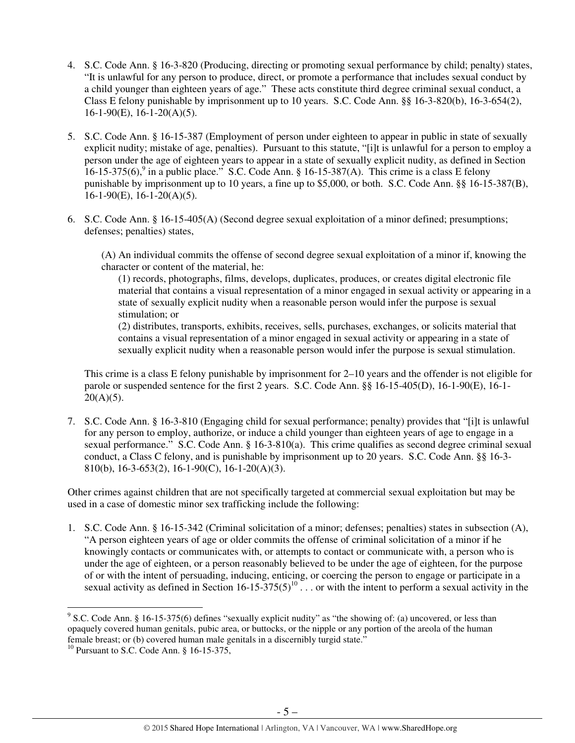4. S.C. Code Ann. § 16-3-820 (Producing, directing or promoting sexual performance by child; penalty) states, "It is unlawful for any person to produce, direct, or promote a performance that includes sexual conduct by a child younger than eighteen years of age." These acts constitute third degree criminal sexual conduct, a Class E felony punishable by imprisonment up to 10 years. S.C. Code Ann. §§ 16-3-820(b), 16-3-654(2), 16-1-90(E), 16-1-20(A)(5).

5. S.C. Code Ann. § 16-15-387 (Employment of person under eighteen to appear in public in state of sexually explicit nudity; mistake of age, penalties). Pursuant to this statute, "[i]t is unlawful for a person to employ a person under the age of eighteen years to appear in a state of sexually explicit nudity, as defined in Section 16-15-375(6),[9] in a public place." S.C. Code Ann. § 16-15-387(A). This crime is a class E felony punishable by imprisonment up to 10 years, a fine up to $5,000, or both. S.C. Code Ann. §§ 16-15-387(B), 16-1-90(E), 16-1-20(A)(5).

6. S.C. Code Ann. § 16-15-405(A) (Second degree sexual exploitation of a minor defined; presumptions; defenses; penalties) states,

   (A) An individual commits the offense of second degree sexual exploitation of a minor if, knowing the character or content of the material, he:

   (1) records, photographs, films, develops, duplicates, produces, or creates digital electronic file material that contains a visual representation of a minor engaged in sexual activity or appearing in a state of sexually explicit nudity when a reasonable person would infer the purpose is sexual stimulation; or

   (2) distributes, transports, exhibits, receives, sells, purchases, exchanges, or solicits material that contains a visual representation of a minor engaged in sexual activity or appearing in a state of sexually explicit nudity when a reasonable person would infer the purpose is sexual stimulation.

   This crime is a class E felony punishable by imprisonment for 2–10 years and the offender is not eligible for parole or suspended sentence for the first 2 years. S.C. Code Ann. §§ 16-15-405(D), 16-1-90(E), 16-1-20(A)(5).

7. S.C. Code Ann. § 16-3-810 (Engaging child for sexual performance; penalty) provides that "[i]t is unlawful for any person to employ, authorize, or induce a child younger than eighteen years of age to engage in a sexual performance." S.C. Code Ann. § 16-3-810(a). This crime qualifies as second degree criminal sexual conduct, a Class C felony, and is punishable by imprisonment up to 20 years. S.C. Code Ann. §§ 16-3-810(b), 16-3-653(2), 16-1-90(C), 16-1-20(A)(3).

Other crimes against children that are not specifically targeted at commercial sexual exploitation but may be used in a case of domestic minor sex trafficking include the following:

1. S.C. Code Ann. § 16-15-342 (Criminal solicitation of a minor; defenses; penalties) states in subsection (A), "A person eighteen years of age or older commits the offense of criminal solicitation of a minor if he knowingly contacts or communicates with, or attempts to contact or communicate with, a person who is under the age of eighteen, or a person reasonably believed to be under the age of eighteen, for the purpose of or with the intent of persuading, inducing, enticing, or coercing the person to engage or participate in a sexual activity as defined in Section 16-15-375(5)[10] . . . or with the intent to perform a sexual activity in the

---

[9] S.C. Code Ann. § 16-15-375(6) defines "sexually explicit nudity" as "the showing of: (a) uncovered, or less than opaquely covered human genitals, pubic area, or buttocks, or the nipple or any portion of the areola of the human female breast; or (b) covered human male genitals in a discernibly turgid state."

[10] Pursuant to S.C. Code Ann. § 16-15-375,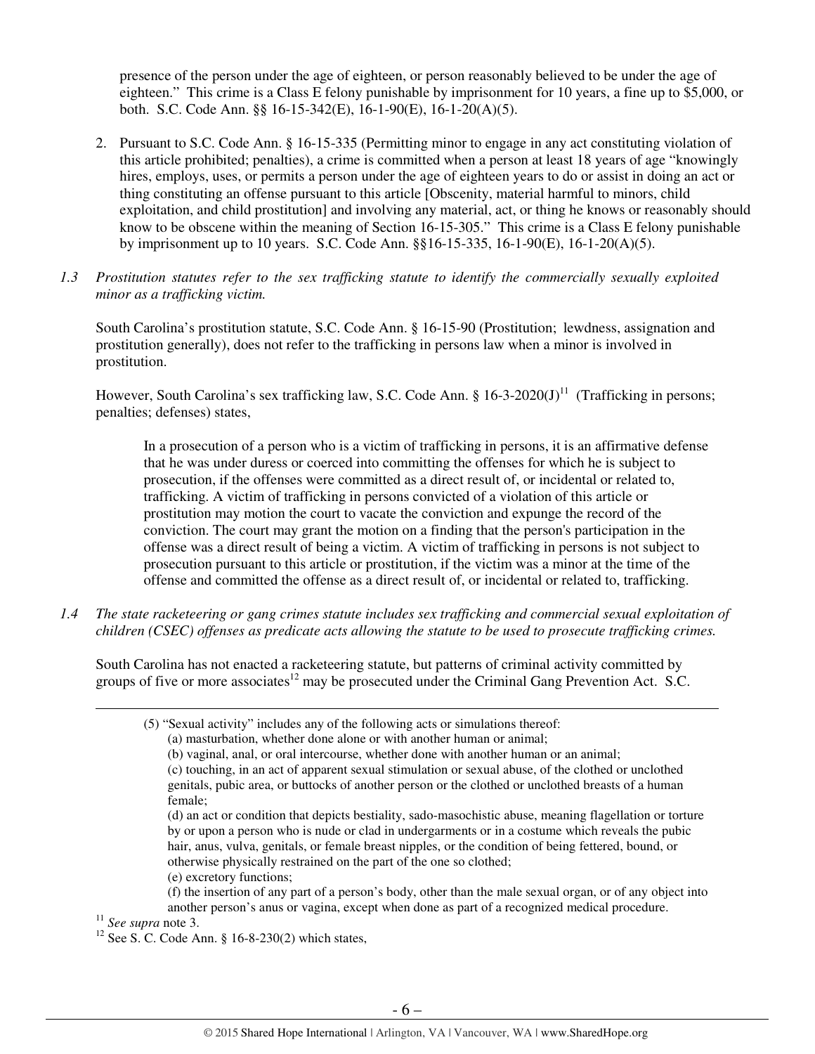presence of the person under the age of eighteen, or person reasonably believed to be under the age of eighteen." This crime is a Class E felony punishable by imprisonment for 10 years, a fine up to $5,000, or both. S.C. Code Ann. §§ 16-15-342(E), 16-1-90(E), 16-1-20(A)(5).

2. Pursuant to S.C. Code Ann. § 16-15-335 (Permitting minor to engage in any act constituting violation of this article prohibited; penalties), a crime is committed when a person at least 18 years of age "knowingly hires, employs, uses, or permits a person under the age of eighteen years to do or assist in doing an act or thing constituting an offense pursuant to this article [Obscenity, material harmful to minors, child exploitation, and child prostitution] and involving any material, act, or thing he knows or reasonably should know to be obscene within the meaning of Section 16-15-305." This crime is a Class E felony punishable by imprisonment up to 10 years. S.C. Code Ann. §§16-15-335, 16-1-90(E), 16-1-20(A)(5).

*1.3 Prostitution statutes refer to the sex trafficking statute to identify the commercially sexually exploited minor as a trafficking victim.*

South Carolina's prostitution statute, S.C. Code Ann. § 16-15-90 (Prostitution; lewdness, assignation and prostitution generally), does not refer to the trafficking in persons law when a minor is involved in prostitution.

However, South Carolina's sex trafficking law, S.C. Code Ann. § 16-3-2020(J)[11] (Trafficking in persons; penalties; defenses) states,

> In a prosecution of a person who is a victim of trafficking in persons, it is an affirmative defense that he was under duress or coerced into committing the offenses for which he is subject to prosecution, if the offenses were committed as a direct result of, or incidental or related to, trafficking. A victim of trafficking in persons convicted of a violation of this article or prostitution may motion the court to vacate the conviction and expunge the record of the conviction. The court may grant the motion on a finding that the person's participation in the offense was a direct result of being a victim. A victim of trafficking in persons is not subject to prosecution pursuant to this article or prostitution, if the victim was a minor at the time of the offense and committed the offense as a direct result of, or incidental or related to, trafficking.

*1.4 The state racketeering or gang crimes statute includes sex trafficking and commercial sexual exploitation of children (CSEC) offenses as predicate acts allowing the statute to be used to prosecute trafficking crimes.*

South Carolina has not enacted a racketeering statute, but patterns of criminal activity committed by groups of five or more associates[12] may be prosecuted under the Criminal Gang Prevention Act. S.C.

---

(5) "Sexual activity" includes any of the following acts or simulations thereof:
(a) masturbation, whether done alone or with another human or animal;
(b) vaginal, anal, or oral intercourse, whether done with another human or an animal;
(c) touching, in an act of apparent sexual stimulation or sexual abuse, of the clothed or unclothed genitals, pubic area, or buttocks of another person or the clothed or unclothed breasts of a human female;
(d) an act or condition that depicts bestiality, sado-masochistic abuse, meaning flagellation or torture by or upon a person who is nude or clad in undergarments or in a costume which reveals the pubic hair, anus, vulva, genitals, or female breast nipples, or the condition of being fettered, bound, or otherwise physically restrained on the part of the one so clothed;
(e) excretory functions;
(f) the insertion of any part of a person's body, other than the male sexual organ, or of any object into another person's anus or vagina, except when done as part of a recognized medical procedure.

[11] *See supra* note 3.

[12] See S. C. Code Ann. § 16-8-230(2) which states,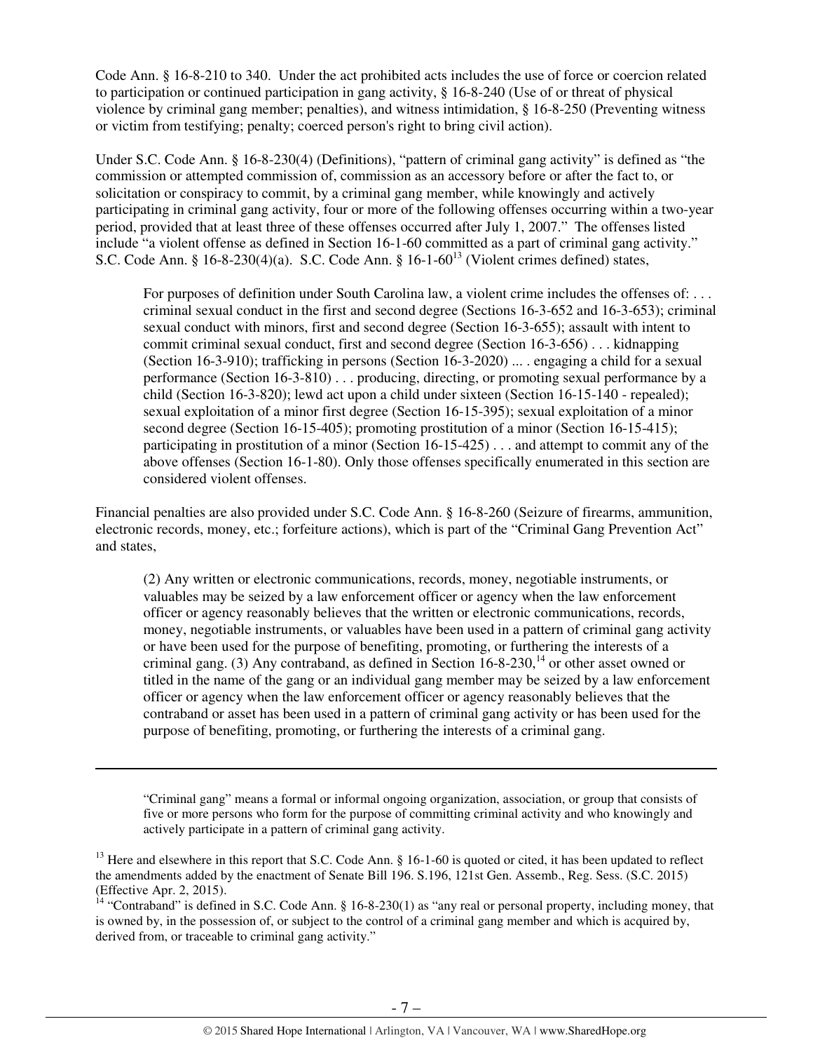Code Ann. § 16-8-210 to 340. Under the act prohibited acts includes the use of force or coercion related to participation or continued participation in gang activity, § 16-8-240 (Use of or threat of physical violence by criminal gang member; penalties), and witness intimidation, § 16-8-250 (Preventing witness or victim from testifying; penalty; coerced person's right to bring civil action).

Under S.C. Code Ann. § 16-8-230(4) (Definitions), "pattern of criminal gang activity" is defined as "the commission or attempted commission of, commission as an accessory before or after the fact to, or solicitation or conspiracy to commit, by a criminal gang member, while knowingly and actively participating in criminal gang activity, four or more of the following offenses occurring within a two-year period, provided that at least three of these offenses occurred after July 1, 2007." The offenses listed include "a violent offense as defined in Section 16-1-60 committed as a part of criminal gang activity." S.C. Code Ann. § 16-8-230(4)(a). S.C. Code Ann. § 16-1-60[13] (Violent crimes defined) states,

> For purposes of definition under South Carolina law, a violent crime includes the offenses of: . . . criminal sexual conduct in the first and second degree (Sections 16-3-652 and 16-3-653); criminal sexual conduct with minors, first and second degree (Section 16-3-655); assault with intent to commit criminal sexual conduct, first and second degree (Section 16-3-656) . . . kidnapping (Section 16-3-910); trafficking in persons (Section 16-3-2020) ... . engaging a child for a sexual performance (Section 16-3-810) . . . producing, directing, or promoting sexual performance by a child (Section 16-3-820); lewd act upon a child under sixteen (Section 16-15-140 - repealed); sexual exploitation of a minor first degree (Section 16-15-395); sexual exploitation of a minor second degree (Section 16-15-405); promoting prostitution of a minor (Section 16-15-415); participating in prostitution of a minor (Section 16-15-425) . . . and attempt to commit any of the above offenses (Section 16-1-80). Only those offenses specifically enumerated in this section are considered violent offenses.

Financial penalties are also provided under S.C. Code Ann. § 16-8-260 (Seizure of firearms, ammunition, electronic records, money, etc.; forfeiture actions), which is part of the "Criminal Gang Prevention Act" and states,

> (2) Any written or electronic communications, records, money, negotiable instruments, or valuables may be seized by a law enforcement officer or agency when the law enforcement officer or agency reasonably believes that the written or electronic communications, records, money, negotiable instruments, or valuables have been used in a pattern of criminal gang activity or have been used for the purpose of benefiting, promoting, or furthering the interests of a criminal gang. (3) Any contraband, as defined in Section 16-8-230,[14] or other asset owned or titled in the name of the gang or an individual gang member may be seized by a law enforcement officer or agency when the law enforcement officer or agency reasonably believes that the contraband or asset has been used in a pattern of criminal gang activity or has been used for the purpose of benefiting, promoting, or furthering the interests of a criminal gang.

---

"Criminal gang" means a formal or informal ongoing organization, association, or group that consists of five or more persons who form for the purpose of committing criminal activity and who knowingly and actively participate in a pattern of criminal gang activity.

[13] Here and elsewhere in this report that S.C. Code Ann. § 16-1-60 is quoted or cited, it has been updated to reflect the amendments added by the enactment of Senate Bill 196. S.196, 121st Gen. Assemb., Reg. Sess. (S.C. 2015) (Effective Apr. 2, 2015).

[14] "Contraband" is defined in S.C. Code Ann. § 16-8-230(1) as "any real or personal property, including money, that is owned by, in the possession of, or subject to the control of a criminal gang member and which is acquired by, derived from, or traceable to criminal gang activity."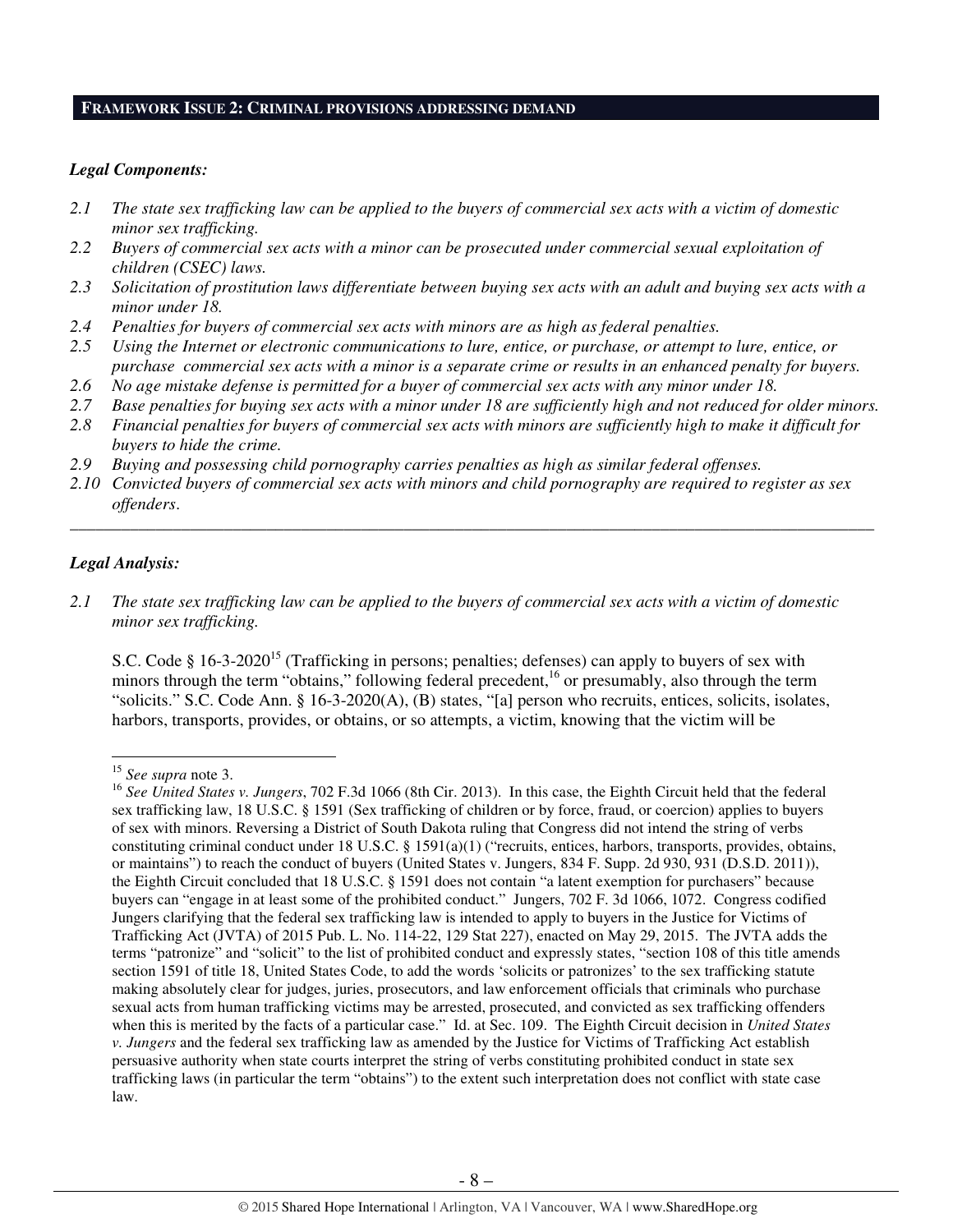## FRAMEWORK ISSUE 2: CRIMINAL PROVISIONS ADDRESSING DEMAND

### *Legal Components:*

*2.1 The state sex trafficking law can be applied to the buyers of commercial sex acts with a victim of domestic minor sex trafficking.*

*2.2 Buyers of commercial sex acts with a minor can be prosecuted under commercial sexual exploitation of children (CSEC) laws.*

*2.3 Solicitation of prostitution laws differentiate between buying sex acts with an adult and buying sex acts with a minor under 18.*

*2.4 Penalties for buyers of commercial sex acts with minors are as high as federal penalties.*

*2.5 Using the Internet or electronic communications to lure, entice, or purchase, or attempt to lure, entice, or purchase commercial sex acts with a minor is a separate crime or results in an enhanced penalty for buyers.*

*2.6 No age mistake defense is permitted for a buyer of commercial sex acts with any minor under 18.*

*2.7 Base penalties for buying sex acts with a minor under 18 are sufficiently high and not reduced for older minors.*

*2.8 Financial penalties for buyers of commercial sex acts with minors are sufficiently high to make it difficult for buyers to hide the crime.*

*2.9 Buying and possessing child pornography carries penalties as high as similar federal offenses.*

*2.10 Convicted buyers of commercial sex acts with minors and child pornography are required to register as sex offenders.*

---

### *Legal Analysis:*

*2.1 The state sex trafficking law can be applied to the buyers of commercial sex acts with a victim of domestic minor sex trafficking.*

S.C. Code § 16-3-2020[15] (Trafficking in persons; penalties; defenses) can apply to buyers of sex with minors through the term "obtains," following federal precedent,[16] or presumably, also through the term "solicits." S.C. Code Ann. § 16-3-2020(A), (B) states, "[a] person who recruits, entices, solicits, isolates, harbors, transports, provides, or obtains, or so attempts, a victim, knowing that the victim will be

---

[15] *See supra* note 3.

[16] *See United States v. Jungers*, 702 F.3d 1066 (8th Cir. 2013). In this case, the Eighth Circuit held that the federal sex trafficking law, 18 U.S.C. § 1591 (Sex trafficking of children or by force, fraud, or coercion) applies to buyers of sex with minors. Reversing a District of South Dakota ruling that Congress did not intend the string of verbs constituting criminal conduct under 18 U.S.C. § 1591(a)(1) ("recruits, entices, harbors, transports, provides, obtains, or maintains") to reach the conduct of buyers (United States v. Jungers, 834 F. Supp. 2d 930, 931 (D.S.D. 2011)), the Eighth Circuit concluded that 18 U.S.C. § 1591 does not contain "a latent exemption for purchasers" because buyers can "engage in at least some of the prohibited conduct." Jungers, 702 F. 3d 1066, 1072. Congress codified Jungers clarifying that the federal sex trafficking law is intended to apply to buyers in the Justice for Victims of Trafficking Act (JVTA) of 2015 Pub. L. No. 114-22, 129 Stat 227), enacted on May 29, 2015. The JVTA adds the terms "patronize" and "solicit" to the list of prohibited conduct and expressly states, "section 108 of this title amends section 1591 of title 18, United States Code, to add the words 'solicits or patronizes' to the sex trafficking statute making absolutely clear for judges, juries, prosecutors, and law enforcement officials that criminals who purchase sexual acts from human trafficking victims may be arrested, prosecuted, and convicted as sex trafficking offenders when this is merited by the facts of a particular case." Id. at Sec. 109. The Eighth Circuit decision in *United States v. Jungers* and the federal sex trafficking law as amended by the Justice for Victims of Trafficking Act establish persuasive authority when state courts interpret the string of verbs constituting prohibited conduct in state sex trafficking laws (in particular the term "obtains") to the extent such interpretation does not conflict with state case law.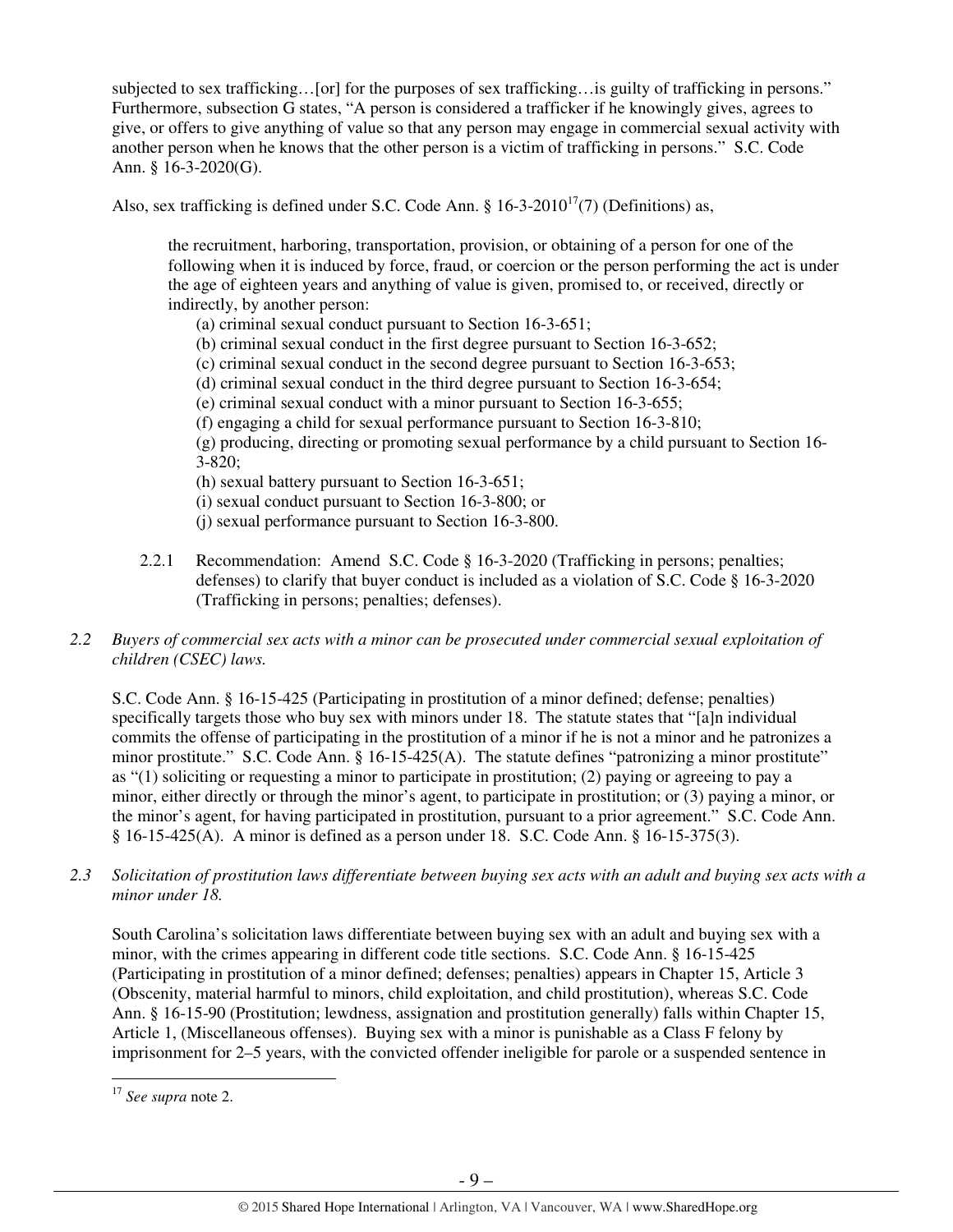subjected to sex trafficking…[or] for the purposes of sex trafficking…is guilty of trafficking in persons." Furthermore, subsection G states, "A person is considered a trafficker if he knowingly gives, agrees to give, or offers to give anything of value so that any person may engage in commercial sexual activity with another person when he knows that the other person is a victim of trafficking in persons." S.C. Code Ann. § 16-3-2020(G).

Also, sex trafficking is defined under S.C. Code Ann. § 16-3-2010[17](7) (Definitions) as,

> the recruitment, harboring, transportation, provision, or obtaining of a person for one of the following when it is induced by force, fraud, or coercion or the person performing the act is under the age of eighteen years and anything of value is given, promised to, or received, directly or indirectly, by another person:
>
> (a) criminal sexual conduct pursuant to Section 16-3-651;
> (b) criminal sexual conduct in the first degree pursuant to Section 16-3-652;
> (c) criminal sexual conduct in the second degree pursuant to Section 16-3-653;
> (d) criminal sexual conduct in the third degree pursuant to Section 16-3-654;
> (e) criminal sexual conduct with a minor pursuant to Section 16-3-655;
> (f) engaging a child for sexual performance pursuant to Section 16-3-810;
> (g) producing, directing or promoting sexual performance by a child pursuant to Section 16-3-820;
> (h) sexual battery pursuant to Section 16-3-651;
> (i) sexual conduct pursuant to Section 16-3-800; or
> (j) sexual performance pursuant to Section 16-3-800.

2.2.1 Recommendation: Amend S.C. Code § 16-3-2020 (Trafficking in persons; penalties; defenses) to clarify that buyer conduct is included as a violation of S.C. Code § 16-3-2020 (Trafficking in persons; penalties; defenses).

*2.2 Buyers of commercial sex acts with a minor can be prosecuted under commercial sexual exploitation of children (CSEC) laws.*

S.C. Code Ann. § 16-15-425 (Participating in prostitution of a minor defined; defense; penalties) specifically targets those who buy sex with minors under 18. The statute states that "[a]n individual commits the offense of participating in the prostitution of a minor if he is not a minor and he patronizes a minor prostitute." S.C. Code Ann. § 16-15-425(A). The statute defines "patronizing a minor prostitute" as "(1) soliciting or requesting a minor to participate in prostitution; (2) paying or agreeing to pay a minor, either directly or through the minor's agent, to participate in prostitution; or (3) paying a minor, or the minor's agent, for having participated in prostitution, pursuant to a prior agreement." S.C. Code Ann. § 16-15-425(A). A minor is defined as a person under 18. S.C. Code Ann. § 16-15-375(3).

*2.3 Solicitation of prostitution laws differentiate between buying sex acts with an adult and buying sex acts with a minor under 18.*

South Carolina's solicitation laws differentiate between buying sex with an adult and buying sex with a minor, with the crimes appearing in different code title sections. S.C. Code Ann. § 16-15-425 (Participating in prostitution of a minor defined; defenses; penalties) appears in Chapter 15, Article 3 (Obscenity, material harmful to minors, child exploitation, and child prostitution), whereas S.C. Code Ann. § 16-15-90 (Prostitution; lewdness, assignation and prostitution generally) falls within Chapter 15, Article 1, (Miscellaneous offenses). Buying sex with a minor is punishable as a Class F felony by imprisonment for 2–5 years, with the convicted offender ineligible for parole or a suspended sentence in

[17] *See supra* note 2.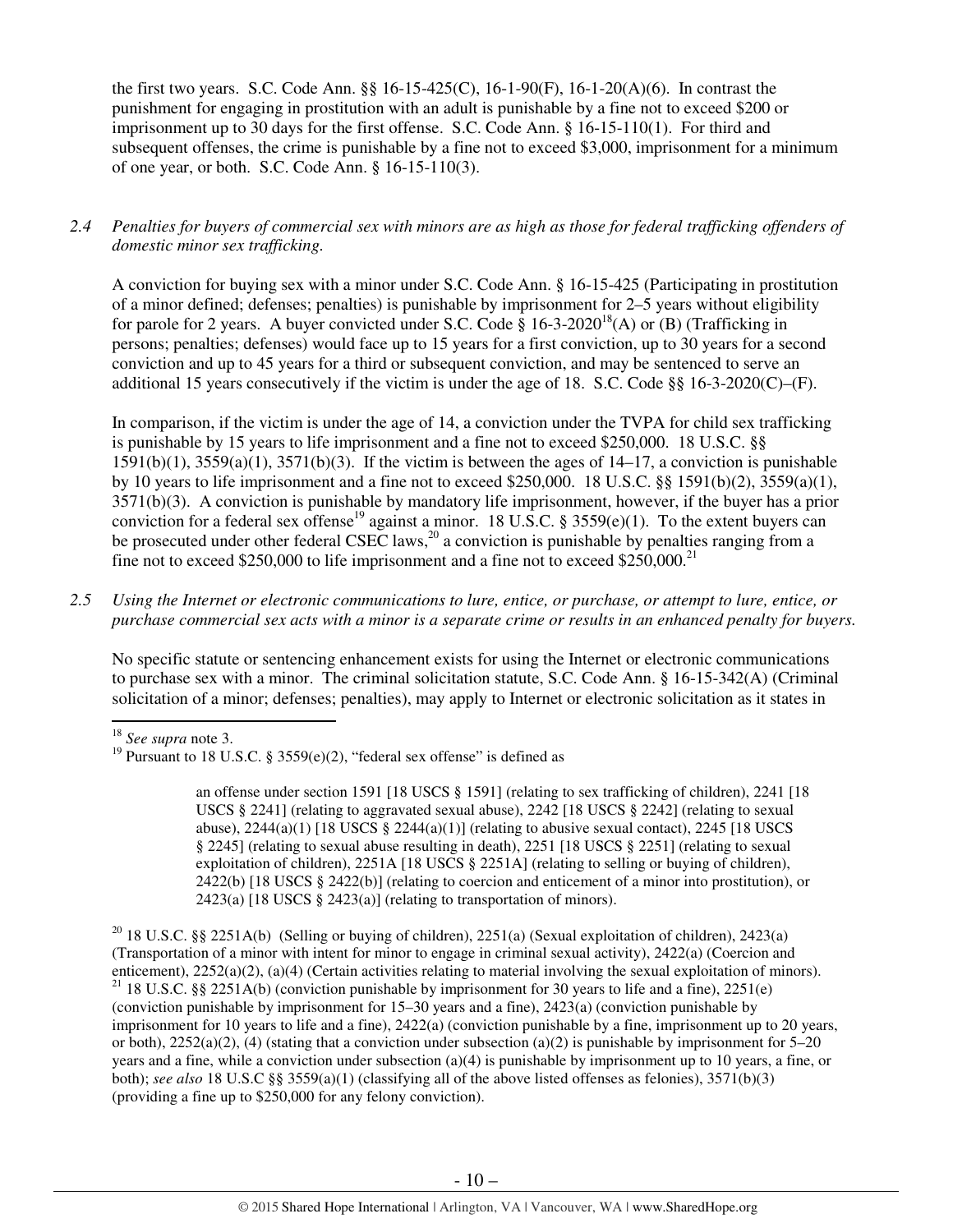the first two years. S.C. Code Ann. §§ 16-15-425(C), 16-1-90(F), 16-1-20(A)(6). In contrast the punishment for engaging in prostitution with an adult is punishable by a fine not to exceed $200 or imprisonment up to 30 days for the first offense. S.C. Code Ann. § 16-15-110(1). For third and subsequent offenses, the crime is punishable by a fine not to exceed $3,000, imprisonment for a minimum of one year, or both. S.C. Code Ann. § 16-15-110(3).

*2.4 Penalties for buyers of commercial sex with minors are as high as those for federal trafficking offenders of domestic minor sex trafficking.*

A conviction for buying sex with a minor under S.C. Code Ann. § 16-15-425 (Participating in prostitution of a minor defined; defenses; penalties) is punishable by imprisonment for 2–5 years without eligibility for parole for 2 years. A buyer convicted under S.C. Code § 16-3-2020[18](A) or (B) (Trafficking in persons; penalties; defenses) would face up to 15 years for a first conviction, up to 30 years for a second conviction and up to 45 years for a third or subsequent conviction, and may be sentenced to serve an additional 15 years consecutively if the victim is under the age of 18. S.C. Code §§ 16-3-2020(C)–(F).

In comparison, if the victim is under the age of 14, a conviction under the TVPA for child sex trafficking is punishable by 15 years to life imprisonment and a fine not to exceed $250,000. 18 U.S.C. §§ 1591(b)(1), 3559(a)(1), 3571(b)(3). If the victim is between the ages of 14–17, a conviction is punishable by 10 years to life imprisonment and a fine not to exceed $250,000. 18 U.S.C. §§ 1591(b)(2), 3559(a)(1), 3571(b)(3). A conviction is punishable by mandatory life imprisonment, however, if the buyer has a prior conviction for a federal sex offense[19] against a minor. 18 U.S.C. § 3559(e)(1). To the extent buyers can be prosecuted under other federal CSEC laws,[20] a conviction is punishable by penalties ranging from a fine not to exceed $250,000 to life imprisonment and a fine not to exceed $250,000.[21]

*2.5 Using the Internet or electronic communications to lure, entice, or purchase, or attempt to lure, entice, or purchase commercial sex acts with a minor is a separate crime or results in an enhanced penalty for buyers.*

No specific statute or sentencing enhancement exists for using the Internet or electronic communications to purchase sex with a minor. The criminal solicitation statute, S.C. Code Ann. § 16-15-342(A) (Criminal solicitation of a minor; defenses; penalties), may apply to Internet or electronic solicitation as it states in

---

[18] *See supra* note 3.

[19] Pursuant to 18 U.S.C. § 3559(e)(2), "federal sex offense" is defined as

> an offense under section 1591 [18 USCS § 1591] (relating to sex trafficking of children), 2241 [18 USCS § 2241] (relating to aggravated sexual abuse), 2242 [18 USCS § 2242] (relating to sexual abuse), 2244(a)(1) [18 USCS § 2244(a)(1)] (relating to abusive sexual contact), 2245 [18 USCS § 2245] (relating to sexual abuse resulting in death), 2251 [18 USCS § 2251] (relating to sexual exploitation of children), 2251A [18 USCS § 2251A] (relating to selling or buying of children), 2422(b) [18 USCS § 2422(b)] (relating to coercion and enticement of a minor into prostitution), or 2423(a) [18 USCS § 2423(a)] (relating to transportation of minors).

[20] 18 U.S.C. §§ 2251A(b) (Selling or buying of children), 2251(a) (Sexual exploitation of children), 2423(a) (Transportation of a minor with intent for minor to engage in criminal sexual activity), 2422(a) (Coercion and enticement), 2252(a)(2), (a)(4) (Certain activities relating to material involving the sexual exploitation of minors).

[21] 18 U.S.C. §§ 2251A(b) (conviction punishable by imprisonment for 30 years to life and a fine), 2251(e) (conviction punishable by imprisonment for 15–30 years and a fine), 2423(a) (conviction punishable by imprisonment for 10 years to life and a fine), 2422(a) (conviction punishable by a fine, imprisonment up to 20 years, or both), 2252(a)(2), (4) (stating that a conviction under subsection (a)(2) is punishable by imprisonment for 5–20 years and a fine, while a conviction under subsection (a)(4) is punishable by imprisonment up to 10 years, a fine, or both); *see also* 18 U.S.C §§ 3559(a)(1) (classifying all of the above listed offenses as felonies), 3571(b)(3) (providing a fine up to $250,000 for any felony conviction).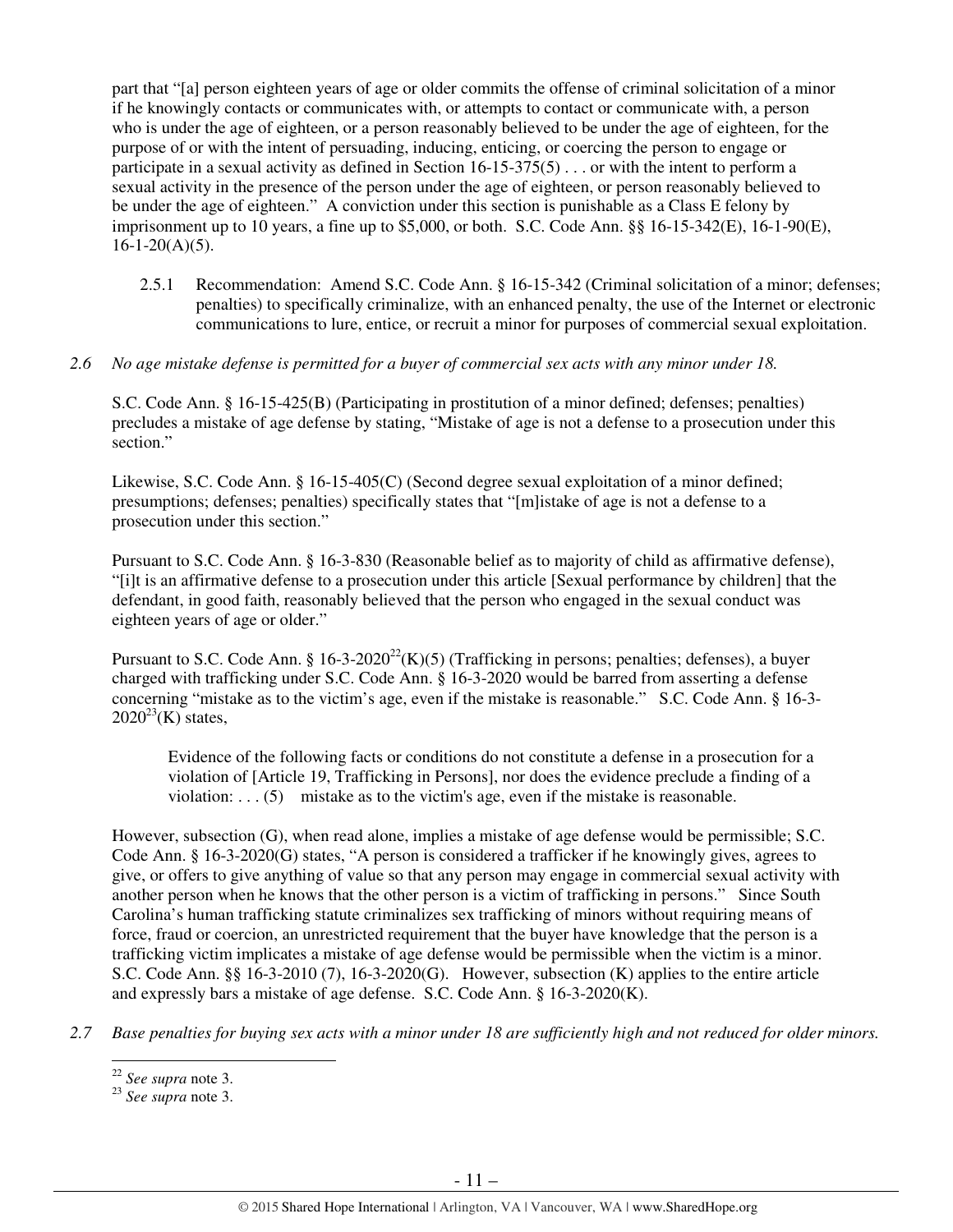part that "[a] person eighteen years of age or older commits the offense of criminal solicitation of a minor if he knowingly contacts or communicates with, or attempts to contact or communicate with, a person who is under the age of eighteen, or a person reasonably believed to be under the age of eighteen, for the purpose of or with the intent of persuading, inducing, enticing, or coercing the person to engage or participate in a sexual activity as defined in Section 16-15-375(5) . . . or with the intent to perform a sexual activity in the presence of the person under the age of eighteen, or person reasonably believed to be under the age of eighteen." A conviction under this section is punishable as a Class E felony by imprisonment up to 10 years, a fine up to $5,000, or both. S.C. Code Ann. §§ 16-15-342(E), 16-1-90(E), 16-1-20(A)(5).

2.5.1 Recommendation: Amend S.C. Code Ann. § 16-15-342 (Criminal solicitation of a minor; defenses; penalties) to specifically criminalize, with an enhanced penalty, the use of the Internet or electronic communications to lure, entice, or recruit a minor for purposes of commercial sexual exploitation.

*2.6 No age mistake defense is permitted for a buyer of commercial sex acts with any minor under 18.*

S.C. Code Ann. § 16-15-425(B) (Participating in prostitution of a minor defined; defenses; penalties) precludes a mistake of age defense by stating, "Mistake of age is not a defense to a prosecution under this section."

Likewise, S.C. Code Ann. § 16-15-405(C) (Second degree sexual exploitation of a minor defined; presumptions; defenses; penalties) specifically states that "[m]istake of age is not a defense to a prosecution under this section."

Pursuant to S.C. Code Ann. § 16-3-830 (Reasonable belief as to majority of child as affirmative defense), "[i]t is an affirmative defense to a prosecution under this article [Sexual performance by children] that the defendant, in good faith, reasonably believed that the person who engaged in the sexual conduct was eighteen years of age or older."

Pursuant to S.C. Code Ann. § 16-3-2020[22](K)(5) (Trafficking in persons; penalties; defenses), a buyer charged with trafficking under S.C. Code Ann. § 16-3-2020 would be barred from asserting a defense concerning "mistake as to the victim's age, even if the mistake is reasonable." S.C. Code Ann. § 16-3-2020[23](K) states,

> Evidence of the following facts or conditions do not constitute a defense in a prosecution for a violation of [Article 19, Trafficking in Persons], nor does the evidence preclude a finding of a violation: . . . (5) mistake as to the victim's age, even if the mistake is reasonable.

However, subsection (G), when read alone, implies a mistake of age defense would be permissible; S.C. Code Ann. § 16-3-2020(G) states, "A person is considered a trafficker if he knowingly gives, agrees to give, or offers to give anything of value so that any person may engage in commercial sexual activity with another person when he knows that the other person is a victim of trafficking in persons." Since South Carolina's human trafficking statute criminalizes sex trafficking of minors without requiring means of force, fraud or coercion, an unrestricted requirement that the buyer have knowledge that the person is a trafficking victim implicates a mistake of age defense would be permissible when the victim is a minor. S.C. Code Ann. §§ 16-3-2010 (7), 16-3-2020(G). However, subsection (K) applies to the entire article and expressly bars a mistake of age defense. S.C. Code Ann. § 16-3-2020(K).

*2.7 Base penalties for buying sex acts with a minor under 18 are sufficiently high and not reduced for older minors.*

---

[22] *See supra* note 3.
[23] *See supra* note 3.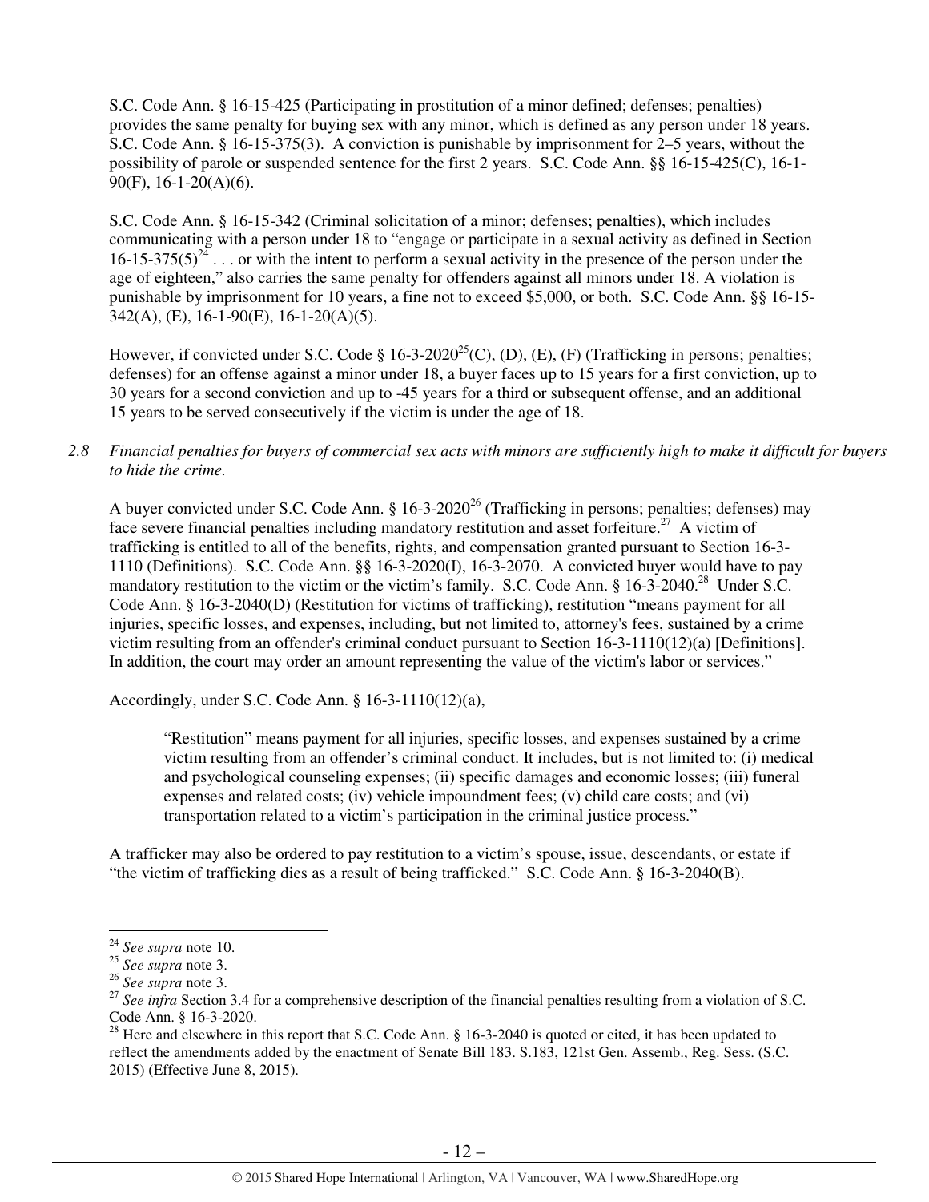S.C. Code Ann. § 16-15-425 (Participating in prostitution of a minor defined; defenses; penalties) provides the same penalty for buying sex with any minor, which is defined as any person under 18 years. S.C. Code Ann. § 16-15-375(3). A conviction is punishable by imprisonment for 2–5 years, without the possibility of parole or suspended sentence for the first 2 years. S.C. Code Ann. §§ 16-15-425(C), 16-1-90(F), 16-1-20(A)(6).

S.C. Code Ann. § 16-15-342 (Criminal solicitation of a minor; defenses; penalties), which includes communicating with a person under 18 to "engage or participate in a sexual activity as defined in Section 16-15-375(5)[24] . . . or with the intent to perform a sexual activity in the presence of the person under the age of eighteen," also carries the same penalty for offenders against all minors under 18. A violation is punishable by imprisonment for 10 years, a fine not to exceed $5,000, or both. S.C. Code Ann. §§ 16-15-342(A), (E), 16-1-90(E), 16-1-20(A)(5).

However, if convicted under S.C. Code § 16-3-2020[25](C), (D), (E), (F) (Trafficking in persons; penalties; defenses) for an offense against a minor under 18, a buyer faces up to 15 years for a first conviction, up to 30 years for a second conviction and up to -45 years for a third or subsequent offense, and an additional 15 years to be served consecutively if the victim is under the age of 18.

*2.8 Financial penalties for buyers of commercial sex acts with minors are sufficiently high to make it difficult for buyers to hide the crime.*

A buyer convicted under S.C. Code Ann. § 16-3-2020[26] (Trafficking in persons; penalties; defenses) may face severe financial penalties including mandatory restitution and asset forfeiture.[27] A victim of trafficking is entitled to all of the benefits, rights, and compensation granted pursuant to Section 16-3-1110 (Definitions). S.C. Code Ann. §§ 16-3-2020(I), 16-3-2070. A convicted buyer would have to pay mandatory restitution to the victim or the victim's family. S.C. Code Ann. § 16-3-2040.[28] Under S.C. Code Ann. § 16-3-2040(D) (Restitution for victims of trafficking), restitution "means payment for all injuries, specific losses, and expenses, including, but not limited to, attorney's fees, sustained by a crime victim resulting from an offender's criminal conduct pursuant to Section 16-3-1110(12)(a) [Definitions]. In addition, the court may order an amount representing the value of the victim's labor or services."

Accordingly, under S.C. Code Ann. § 16-3-1110(12)(a),

> "Restitution" means payment for all injuries, specific losses, and expenses sustained by a crime victim resulting from an offender's criminal conduct. It includes, but is not limited to: (i) medical and psychological counseling expenses; (ii) specific damages and economic losses; (iii) funeral expenses and related costs; (iv) vehicle impoundment fees; (v) child care costs; and (vi) transportation related to a victim's participation in the criminal justice process."

A trafficker may also be ordered to pay restitution to a victim's spouse, issue, descendants, or estate if "the victim of trafficking dies as a result of being trafficked." S.C. Code Ann. § 16-3-2040(B).

---

[24] *See supra* note 10.

[25] *See supra* note 3.

[26] *See supra* note 3.

[27] *See infra* Section 3.4 for a comprehensive description of the financial penalties resulting from a violation of S.C. Code Ann. § 16-3-2020.

[28] Here and elsewhere in this report that S.C. Code Ann. § 16-3-2040 is quoted or cited, it has been updated to reflect the amendments added by the enactment of Senate Bill 183. S.183, 121st Gen. Assemb., Reg. Sess. (S.C. 2015) (Effective June 8, 2015).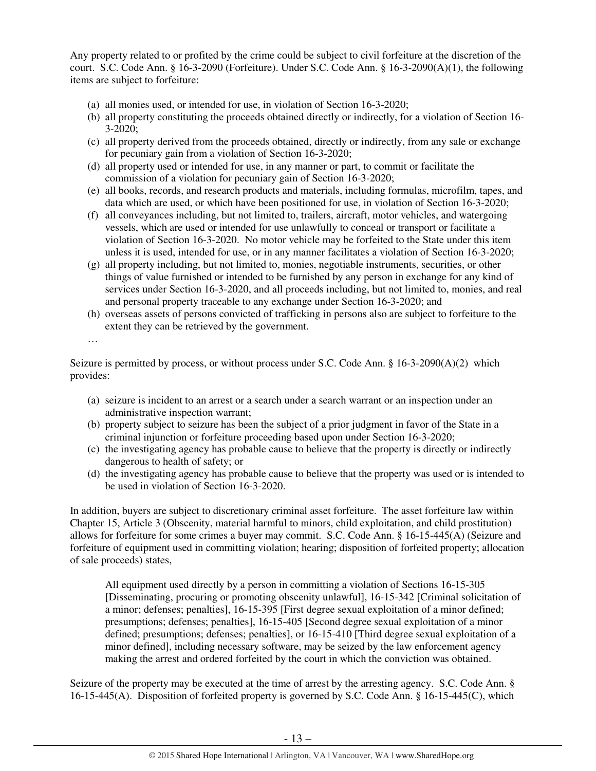Any property related to or profited by the crime could be subject to civil forfeiture at the discretion of the court. S.C. Code Ann. § 16-3-2090 (Forfeiture). Under S.C. Code Ann. § 16-3-2090(A)(1), the following items are subject to forfeiture:

(a) all monies used, or intended for use, in violation of Section 16-3-2020;
(b) all property constituting the proceeds obtained directly or indirectly, for a violation of Section 16-3-2020;
(c) all property derived from the proceeds obtained, directly or indirectly, from any sale or exchange for pecuniary gain from a violation of Section 16-3-2020;
(d) all property used or intended for use, in any manner or part, to commit or facilitate the commission of a violation for pecuniary gain of Section 16-3-2020;
(e) all books, records, and research products and materials, including formulas, microfilm, tapes, and data which are used, or which have been positioned for use, in violation of Section 16-3-2020;
(f) all conveyances including, but not limited to, trailers, aircraft, motor vehicles, and watergoing vessels, which are used or intended for use unlawfully to conceal or transport or facilitate a violation of Section 16-3-2020. No motor vehicle may be forfeited to the State under this item unless it is used, intended for use, or in any manner facilitates a violation of Section 16-3-2020;
(g) all property including, but not limited to, monies, negotiable instruments, securities, or other things of value furnished or intended to be furnished by any person in exchange for any kind of services under Section 16-3-2020, and all proceeds including, but not limited to, monies, and real and personal property traceable to any exchange under Section 16-3-2020; and
(h) overseas assets of persons convicted of trafficking in persons also are subject to forfeiture to the extent they can be retrieved by the government.

…

Seizure is permitted by process, or without process under S.C. Code Ann. § 16-3-2090(A)(2) which provides:

(a) seizure is incident to an arrest or a search under a search warrant or an inspection under an administrative inspection warrant;
(b) property subject to seizure has been the subject of a prior judgment in favor of the State in a criminal injunction or forfeiture proceeding based upon under Section 16-3-2020;
(c) the investigating agency has probable cause to believe that the property is directly or indirectly dangerous to health of safety; or
(d) the investigating agency has probable cause to believe that the property was used or is intended to be used in violation of Section 16-3-2020.

In addition, buyers are subject to discretionary criminal asset forfeiture. The asset forfeiture law within Chapter 15, Article 3 (Obscenity, material harmful to minors, child exploitation, and child prostitution) allows for forfeiture for some crimes a buyer may commit. S.C. Code Ann. § 16-15-445(A) (Seizure and forfeiture of equipment used in committing violation; hearing; disposition of forfeited property; allocation of sale proceeds) states,

> All equipment used directly by a person in committing a violation of Sections 16-15-305 [Disseminating, procuring or promoting obscenity unlawful], 16-15-342 [Criminal solicitation of a minor; defenses; penalties], 16-15-395 [First degree sexual exploitation of a minor defined; presumptions; defenses; penalties], 16-15-405 [Second degree sexual exploitation of a minor defined; presumptions; defenses; penalties], or 16-15-410 [Third degree sexual exploitation of a minor defined], including necessary software, may be seized by the law enforcement agency making the arrest and ordered forfeited by the court in which the conviction was obtained.

Seizure of the property may be executed at the time of arrest by the arresting agency. S.C. Code Ann. § 16-15-445(A). Disposition of forfeited property is governed by S.C. Code Ann. § 16-15-445(C), which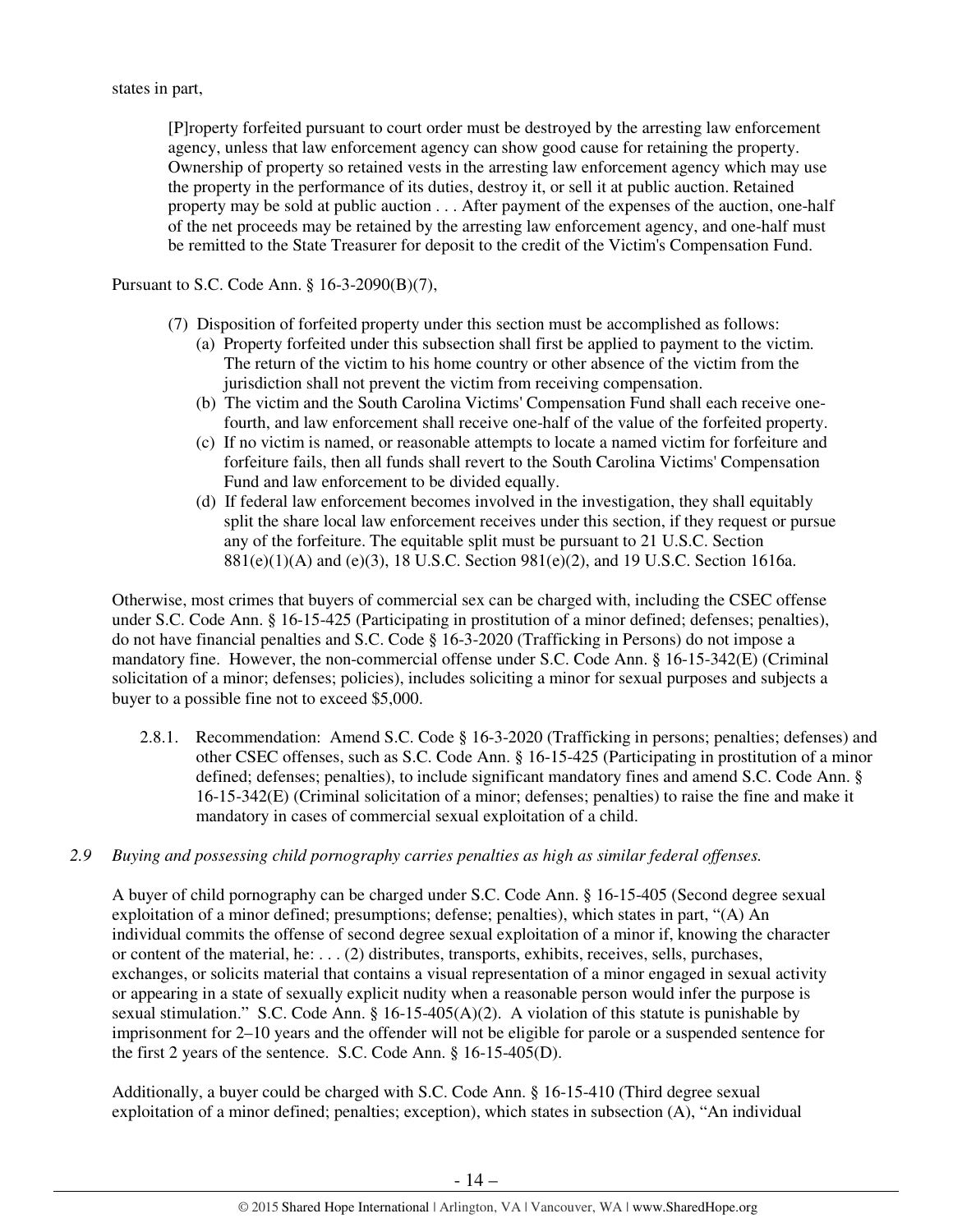states in part,

> [P]roperty forfeited pursuant to court order must be destroyed by the arresting law enforcement agency, unless that law enforcement agency can show good cause for retaining the property. Ownership of property so retained vests in the arresting law enforcement agency which may use the property in the performance of its duties, destroy it, or sell it at public auction. Retained property may be sold at public auction . . . After payment of the expenses of the auction, one-half of the net proceeds may be retained by the arresting law enforcement agency, and one-half must be remitted to the State Treasurer for deposit to the credit of the Victim's Compensation Fund.

Pursuant to S.C. Code Ann. § 16-3-2090(B)(7),

> (7) Disposition of forfeited property under this section must be accomplished as follows:
> (a) Property forfeited under this subsection shall first be applied to payment to the victim. The return of the victim to his home country or other absence of the victim from the jurisdiction shall not prevent the victim from receiving compensation.
> (b) The victim and the South Carolina Victims' Compensation Fund shall each receive one-fourth, and law enforcement shall receive one-half of the value of the forfeited property.
> (c) If no victim is named, or reasonable attempts to locate a named victim for forfeiture and forfeiture fails, then all funds shall revert to the South Carolina Victims' Compensation Fund and law enforcement to be divided equally.
> (d) If federal law enforcement becomes involved in the investigation, they shall equitably split the share local law enforcement receives under this section, if they request or pursue any of the forfeiture. The equitable split must be pursuant to 21 U.S.C. Section 881(e)(1)(A) and (e)(3), 18 U.S.C. Section 981(e)(2), and 19 U.S.C. Section 1616a.

Otherwise, most crimes that buyers of commercial sex can be charged with, including the CSEC offense under S.C. Code Ann. § 16-15-425 (Participating in prostitution of a minor defined; defenses; penalties), do not have financial penalties and S.C. Code § 16-3-2020 (Trafficking in Persons) do not impose a mandatory fine. However, the non-commercial offense under S.C. Code Ann. § 16-15-342(E) (Criminal solicitation of a minor; defenses; policies), includes soliciting a minor for sexual purposes and subjects a buyer to a possible fine not to exceed $5,000.

2.8.1. Recommendation: Amend S.C. Code § 16-3-2020 (Trafficking in persons; penalties; defenses) and other CSEC offenses, such as S.C. Code Ann. § 16-15-425 (Participating in prostitution of a minor defined; defenses; penalties), to include significant mandatory fines and amend S.C. Code Ann. § 16-15-342(E) (Criminal solicitation of a minor; defenses; penalties) to raise the fine and make it mandatory in cases of commercial sexual exploitation of a child.

*2.9 Buying and possessing child pornography carries penalties as high as similar federal offenses.*

A buyer of child pornography can be charged under S.C. Code Ann. § 16-15-405 (Second degree sexual exploitation of a minor defined; presumptions; defense; penalties), which states in part, "(A) An individual commits the offense of second degree sexual exploitation of a minor if, knowing the character or content of the material, he: . . . (2) distributes, transports, exhibits, receives, sells, purchases, exchanges, or solicits material that contains a visual representation of a minor engaged in sexual activity or appearing in a state of sexually explicit nudity when a reasonable person would infer the purpose is sexual stimulation." S.C. Code Ann. § 16-15-405(A)(2). A violation of this statute is punishable by imprisonment for 2–10 years and the offender will not be eligible for parole or a suspended sentence for the first 2 years of the sentence. S.C. Code Ann. § 16-15-405(D).

Additionally, a buyer could be charged with S.C. Code Ann. § 16-15-410 (Third degree sexual exploitation of a minor defined; penalties; exception), which states in subsection (A), "An individual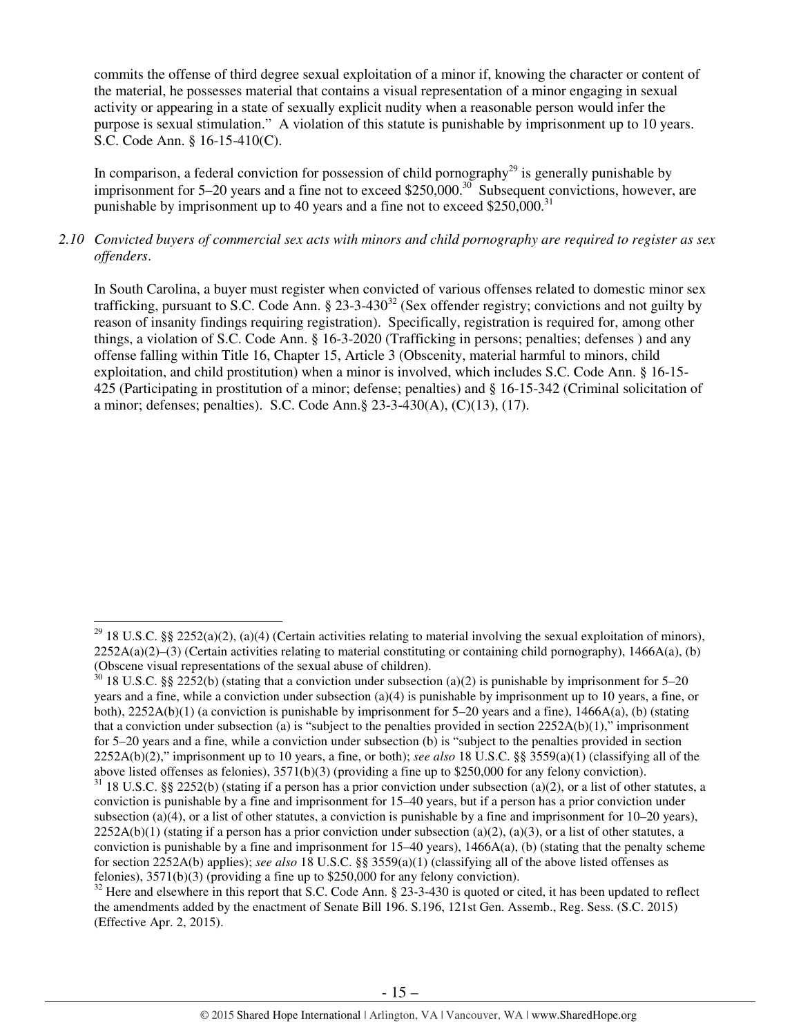commits the offense of third degree sexual exploitation of a minor if, knowing the character or content of the material, he possesses material that contains a visual representation of a minor engaging in sexual activity or appearing in a state of sexually explicit nudity when a reasonable person would infer the purpose is sexual stimulation." A violation of this statute is punishable by imprisonment up to 10 years. S.C. Code Ann. § 16-15-410(C).

In comparison, a federal conviction for possession of child pornography[29] is generally punishable by imprisonment for 5–20 years and a fine not to exceed $250,000.[30] Subsequent convictions, however, are punishable by imprisonment up to 40 years and a fine not to exceed $250,000.[31]

*2.10 Convicted buyers of commercial sex acts with minors and child pornography are required to register as sex offenders.*

In South Carolina, a buyer must register when convicted of various offenses related to domestic minor sex trafficking, pursuant to S.C. Code Ann. § 23-3-430[32] (Sex offender registry; convictions and not guilty by reason of insanity findings requiring registration). Specifically, registration is required for, among other things, a violation of S.C. Code Ann. § 16-3-2020 (Trafficking in persons; penalties; defenses ) and any offense falling within Title 16, Chapter 15, Article 3 (Obscenity, material harmful to minors, child exploitation, and child prostitution) when a minor is involved, which includes S.C. Code Ann. § 16-15-425 (Participating in prostitution of a minor; defense; penalties) and § 16-15-342 (Criminal solicitation of a minor; defenses; penalties). S.C. Code Ann.§ 23-3-430(A), (C)(13), (17).

---

[29] 18 U.S.C. §§ 2252(a)(2), (a)(4) (Certain activities relating to material involving the sexual exploitation of minors), 2252A(a)(2)–(3) (Certain activities relating to material constituting or containing child pornography), 1466A(a), (b) (Obscene visual representations of the sexual abuse of children).

[30] 18 U.S.C. §§ 2252(b) (stating that a conviction under subsection (a)(2) is punishable by imprisonment for 5–20 years and a fine, while a conviction under subsection (a)(4) is punishable by imprisonment up to 10 years, a fine, or both), 2252A(b)(1) (a conviction is punishable by imprisonment for 5–20 years and a fine), 1466A(a), (b) (stating that a conviction under subsection (a) is "subject to the penalties provided in section 2252A(b)(1)," imprisonment for 5–20 years and a fine, while a conviction under subsection (b) is "subject to the penalties provided in section 2252A(b)(2)," imprisonment up to 10 years, a fine, or both); *see also* 18 U.S.C. §§ 3559(a)(1) (classifying all of the above listed offenses as felonies), 3571(b)(3) (providing a fine up to $250,000 for any felony conviction).

[31] 18 U.S.C. §§ 2252(b) (stating if a person has a prior conviction under subsection (a)(2), or a list of other statutes, a conviction is punishable by a fine and imprisonment for 15–40 years, but if a person has a prior conviction under subsection (a)(4), or a list of other statutes, a conviction is punishable by a fine and imprisonment for 10–20 years), 2252A(b)(1) (stating if a person has a prior conviction under subsection (a)(2), (a)(3), or a list of other statutes, a conviction is punishable by a fine and imprisonment for 15–40 years), 1466A(a), (b) (stating that the penalty scheme for section 2252A(b) applies); *see also* 18 U.S.C. §§ 3559(a)(1) (classifying all of the above listed offenses as felonies), 3571(b)(3) (providing a fine up to $250,000 for any felony conviction).

[32] Here and elsewhere in this report that S.C. Code Ann. § 23-3-430 is quoted or cited, it has been updated to reflect the amendments added by the enactment of Senate Bill 196. S.196, 121st Gen. Assemb., Reg. Sess. (S.C. 2015) (Effective Apr. 2, 2015).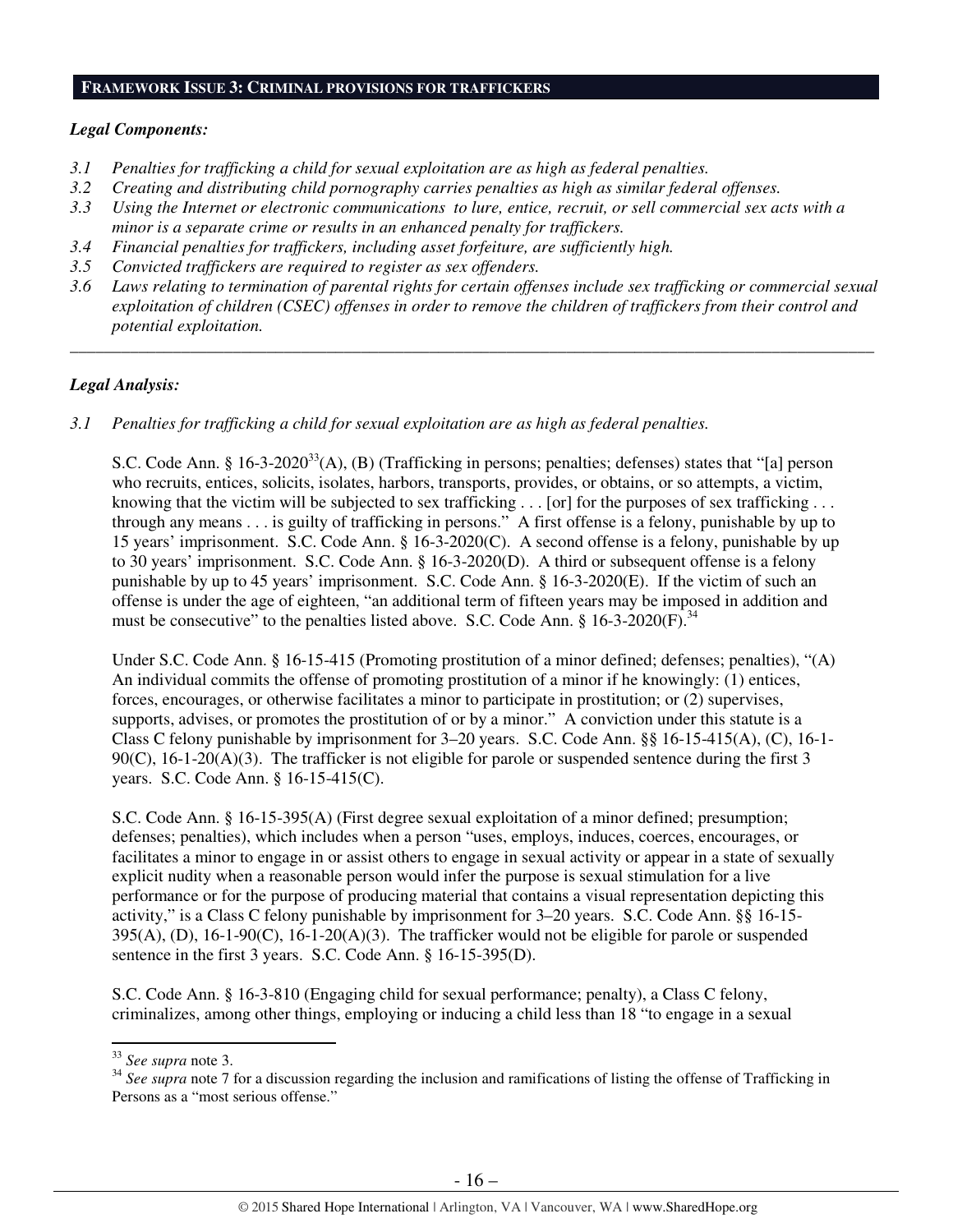## **Framework Issue 3: Criminal provisions for traffickers**

***Legal Components:***

- *3.1 Penalties for trafficking a child for sexual exploitation are as high as federal penalties.*
- *3.2 Creating and distributing child pornography carries penalties as high as similar federal offenses.*
- *3.3 Using the Internet or electronic communications to lure, entice, recruit, or sell commercial sex acts with a minor is a separate crime or results in an enhanced penalty for traffickers.*
- *3.4 Financial penalties for traffickers, including asset forfeiture, are sufficiently high.*
- *3.5 Convicted traffickers are required to register as sex offenders.*
- *3.6 Laws relating to termination of parental rights for certain offenses include sex trafficking or commercial sexual exploitation of children (CSEC) offenses in order to remove the children of traffickers from their control and potential exploitation.*

---

***Legal Analysis:***

*3.1 Penalties for trafficking a child for sexual exploitation are as high as federal penalties.*

S.C. Code Ann. § 16-3-2020[33](A), (B) (Trafficking in persons; penalties; defenses) states that "[a] person who recruits, entices, solicits, isolates, harbors, transports, provides, or obtains, or so attempts, a victim, knowing that the victim will be subjected to sex trafficking . . . [or] for the purposes of sex trafficking . . . through any means . . . is guilty of trafficking in persons." A first offense is a felony, punishable by up to 15 years' imprisonment. S.C. Code Ann. § 16-3-2020(C). A second offense is a felony, punishable by up to 30 years' imprisonment. S.C. Code Ann. § 16-3-2020(D). A third or subsequent offense is a felony punishable by up to 45 years' imprisonment. S.C. Code Ann. § 16-3-2020(E). If the victim of such an offense is under the age of eighteen, "an additional term of fifteen years may be imposed in addition and must be consecutive" to the penalties listed above. S.C. Code Ann. § 16-3-2020(F).[34]

Under S.C. Code Ann. § 16-15-415 (Promoting prostitution of a minor defined; defenses; penalties), "(A) An individual commits the offense of promoting prostitution of a minor if he knowingly: (1) entices, forces, encourages, or otherwise facilitates a minor to participate in prostitution; or (2) supervises, supports, advises, or promotes the prostitution of or by a minor." A conviction under this statute is a Class C felony punishable by imprisonment for 3–20 years. S.C. Code Ann. §§ 16-15-415(A), (C), 16-1-90(C), 16-1-20(A)(3). The trafficker is not eligible for parole or suspended sentence during the first 3 years. S.C. Code Ann. § 16-15-415(C).

S.C. Code Ann. § 16-15-395(A) (First degree sexual exploitation of a minor defined; presumption; defenses; penalties), which includes when a person "uses, employs, induces, coerces, encourages, or facilitates a minor to engage in or assist others to engage in sexual activity or appear in a state of sexually explicit nudity when a reasonable person would infer the purpose is sexual stimulation for a live performance or for the purpose of producing material that contains a visual representation depicting this activity," is a Class C felony punishable by imprisonment for 3–20 years. S.C. Code Ann. §§ 16-15-395(A), (D), 16-1-90(C), 16-1-20(A)(3). The trafficker would not be eligible for parole or suspended sentence in the first 3 years. S.C. Code Ann. § 16-15-395(D).

S.C. Code Ann. § 16-3-810 (Engaging child for sexual performance; penalty), a Class C felony, criminalizes, among other things, employing or inducing a child less than 18 "to engage in a sexual

---

[33] *See supra* note 3.

[34] *See supra* note 7 for a discussion regarding the inclusion and ramifications of listing the offense of Trafficking in Persons as a "most serious offense."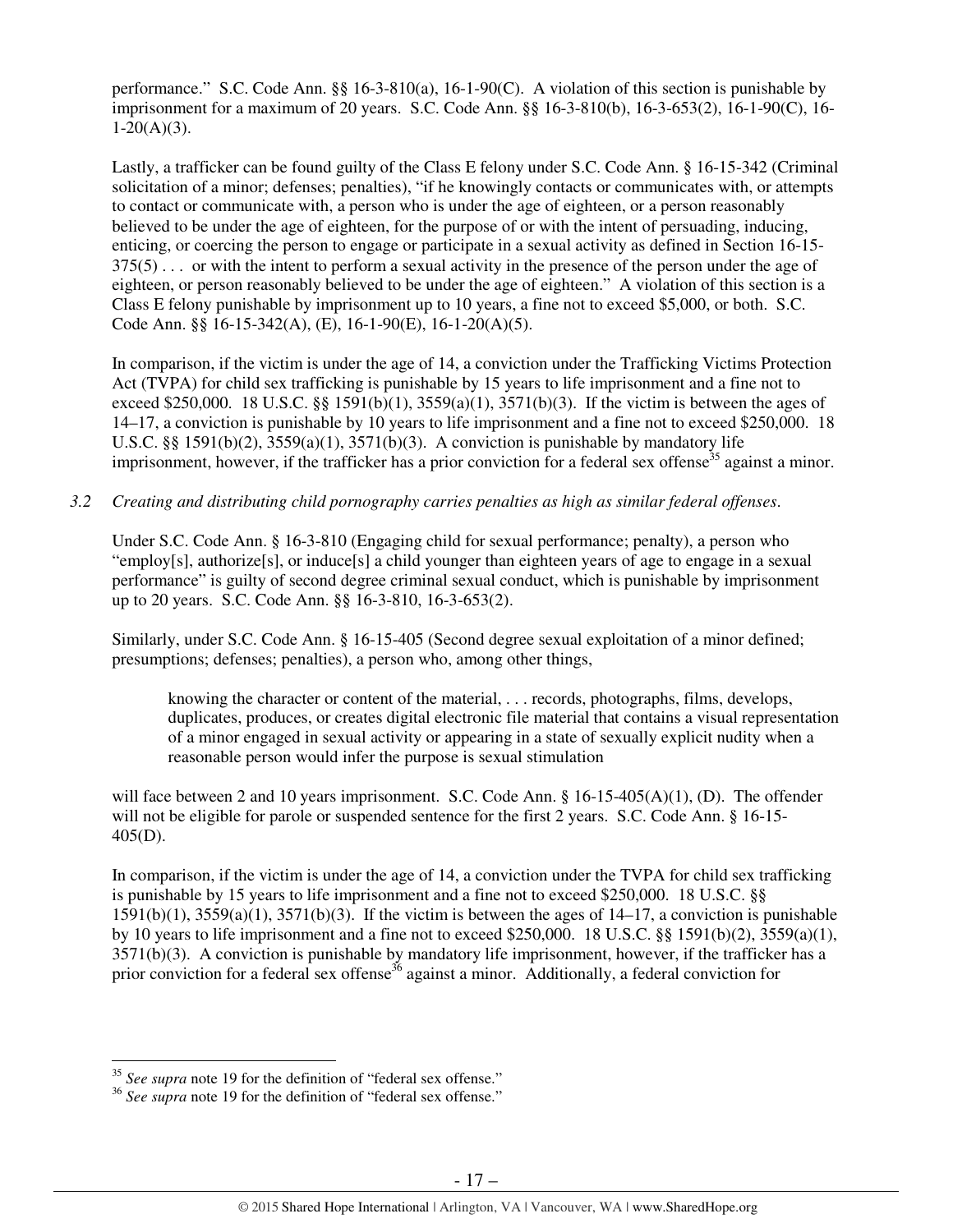performance." S.C. Code Ann. §§ 16-3-810(a), 16-1-90(C). A violation of this section is punishable by imprisonment for a maximum of 20 years. S.C. Code Ann. §§ 16-3-810(b), 16-3-653(2), 16-1-90(C), 16-1-20(A)(3).

Lastly, a trafficker can be found guilty of the Class E felony under S.C. Code Ann. § 16-15-342 (Criminal solicitation of a minor; defenses; penalties), "if he knowingly contacts or communicates with, or attempts to contact or communicate with, a person who is under the age of eighteen, or a person reasonably believed to be under the age of eighteen, for the purpose of or with the intent of persuading, inducing, enticing, or coercing the person to engage or participate in a sexual activity as defined in Section 16-15-375(5) . . . or with the intent to perform a sexual activity in the presence of the person under the age of eighteen, or person reasonably believed to be under the age of eighteen." A violation of this section is a Class E felony punishable by imprisonment up to 10 years, a fine not to exceed $5,000, or both. S.C. Code Ann. §§ 16-15-342(A), (E), 16-1-90(E), 16-1-20(A)(5).

In comparison, if the victim is under the age of 14, a conviction under the Trafficking Victims Protection Act (TVPA) for child sex trafficking is punishable by 15 years to life imprisonment and a fine not to exceed $250,000. 18 U.S.C. §§ 1591(b)(1), 3559(a)(1), 3571(b)(3). If the victim is between the ages of 14–17, a conviction is punishable by 10 years to life imprisonment and a fine not to exceed $250,000. 18 U.S.C. §§ 1591(b)(2), 3559(a)(1), 3571(b)(3). A conviction is punishable by mandatory life imprisonment, however, if the trafficker has a prior conviction for a federal sex offense[35] against a minor.

*3.2 Creating and distributing child pornography carries penalties as high as similar federal offenses.*

Under S.C. Code Ann. § 16-3-810 (Engaging child for sexual performance; penalty), a person who "employ[s], authorize[s], or induce[s] a child younger than eighteen years of age to engage in a sexual performance" is guilty of second degree criminal sexual conduct, which is punishable by imprisonment up to 20 years. S.C. Code Ann. §§ 16-3-810, 16-3-653(2).

Similarly, under S.C. Code Ann. § 16-15-405 (Second degree sexual exploitation of a minor defined; presumptions; defenses; penalties), a person who, among other things,

> knowing the character or content of the material, . . . records, photographs, films, develops, duplicates, produces, or creates digital electronic file material that contains a visual representation of a minor engaged in sexual activity or appearing in a state of sexually explicit nudity when a reasonable person would infer the purpose is sexual stimulation

will face between 2 and 10 years imprisonment. S.C. Code Ann. § 16-15-405(A)(1), (D). The offender will not be eligible for parole or suspended sentence for the first 2 years. S.C. Code Ann. § 16-15-405(D).

In comparison, if the victim is under the age of 14, a conviction under the TVPA for child sex trafficking is punishable by 15 years to life imprisonment and a fine not to exceed $250,000. 18 U.S.C. §§ 1591(b)(1), 3559(a)(1), 3571(b)(3). If the victim is between the ages of 14–17, a conviction is punishable by 10 years to life imprisonment and a fine not to exceed $250,000. 18 U.S.C. §§ 1591(b)(2), 3559(a)(1), 3571(b)(3). A conviction is punishable by mandatory life imprisonment, however, if the trafficker has a prior conviction for a federal sex offense[36] against a minor. Additionally, a federal conviction for

---

[35] *See supra* note 19 for the definition of "federal sex offense."

[36] *See supra* note 19 for the definition of "federal sex offense."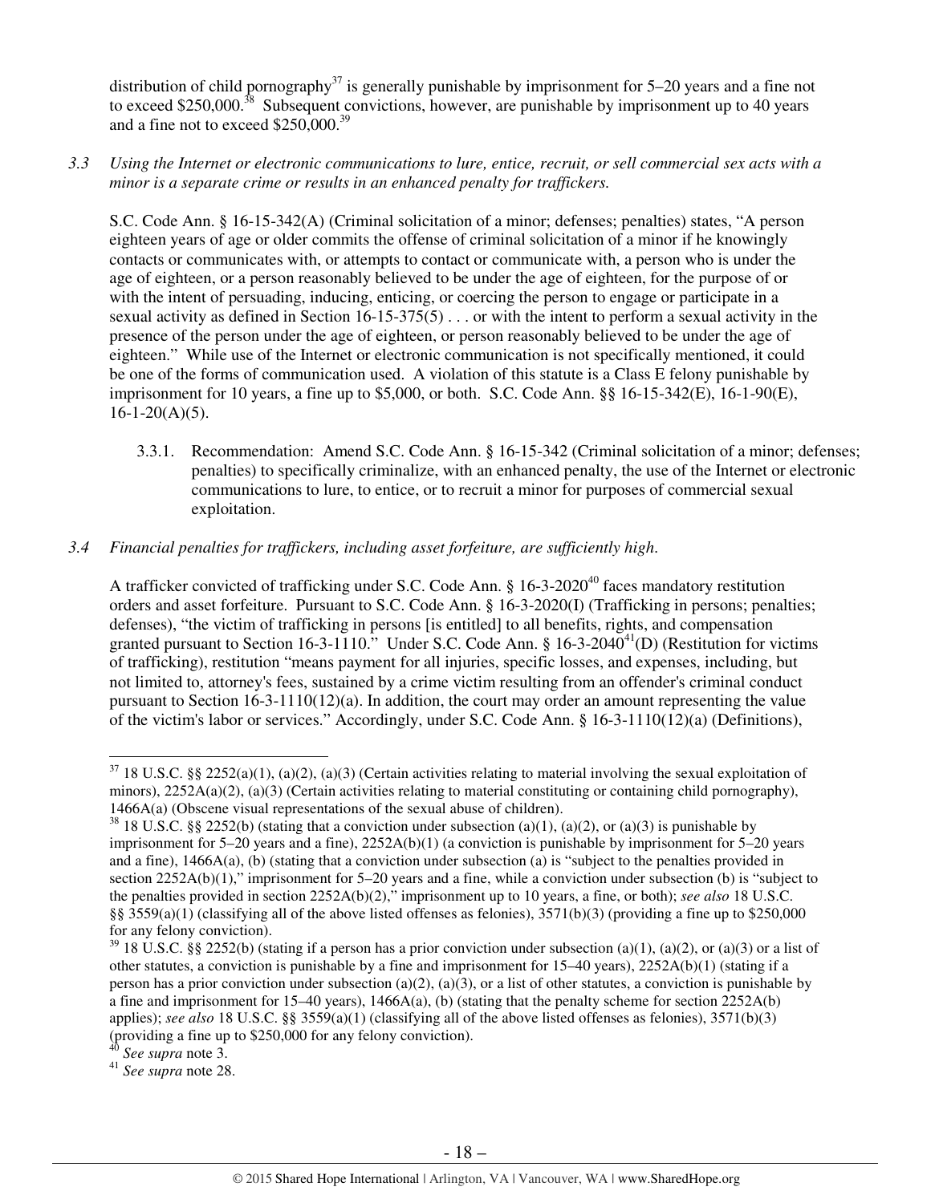distribution of child pornography[37] is generally punishable by imprisonment for 5–20 years and a fine not to exceed $250,000.[38] Subsequent convictions, however, are punishable by imprisonment up to 40 years and a fine not to exceed $250,000.[39]

*3.3 Using the Internet or electronic communications to lure, entice, recruit, or sell commercial sex acts with a minor is a separate crime or results in an enhanced penalty for traffickers.*

S.C. Code Ann. § 16-15-342(A) (Criminal solicitation of a minor; defenses; penalties) states, "A person eighteen years of age or older commits the offense of criminal solicitation of a minor if he knowingly contacts or communicates with, or attempts to contact or communicate with, a person who is under the age of eighteen, or a person reasonably believed to be under the age of eighteen, for the purpose of or with the intent of persuading, inducing, enticing, or coercing the person to engage or participate in a sexual activity as defined in Section 16-15-375(5) . . . or with the intent to perform a sexual activity in the presence of the person under the age of eighteen, or person reasonably believed to be under the age of eighteen." While use of the Internet or electronic communication is not specifically mentioned, it could be one of the forms of communication used. A violation of this statute is a Class E felony punishable by imprisonment for 10 years, a fine up to $5,000, or both. S.C. Code Ann. §§ 16-15-342(E), 16-1-90(E), 16-1-20(A)(5).

3.3.1. Recommendation: Amend S.C. Code Ann. § 16-15-342 (Criminal solicitation of a minor; defenses; penalties) to specifically criminalize, with an enhanced penalty, the use of the Internet or electronic communications to lure, to entice, or to recruit a minor for purposes of commercial sexual exploitation.

*3.4 Financial penalties for traffickers, including asset forfeiture, are sufficiently high.*

A trafficker convicted of trafficking under S.C. Code Ann. § 16-3-2020[40] faces mandatory restitution orders and asset forfeiture. Pursuant to S.C. Code Ann. § 16-3-2020(I) (Trafficking in persons; penalties; defenses), "the victim of trafficking in persons [is entitled] to all benefits, rights, and compensation granted pursuant to Section 16-3-1110." Under S.C. Code Ann. § 16-3-2040[41](D) (Restitution for victims of trafficking), restitution "means payment for all injuries, specific losses, and expenses, including, but not limited to, attorney's fees, sustained by a crime victim resulting from an offender's criminal conduct pursuant to Section 16-3-1110(12)(a). In addition, the court may order an amount representing the value of the victim's labor or services." Accordingly, under S.C. Code Ann. § 16-3-1110(12)(a) (Definitions),

---

[37] 18 U.S.C. §§ 2252(a)(1), (a)(2), (a)(3) (Certain activities relating to material involving the sexual exploitation of minors), 2252A(a)(2), (a)(3) (Certain activities relating to material constituting or containing child pornography), 1466A(a) (Obscene visual representations of the sexual abuse of children).

[38] 18 U.S.C. §§ 2252(b) (stating that a conviction under subsection (a)(1), (a)(2), or (a)(3) is punishable by imprisonment for 5–20 years and a fine), 2252A(b)(1) (a conviction is punishable by imprisonment for 5–20 years and a fine), 1466A(a), (b) (stating that a conviction under subsection (a) is "subject to the penalties provided in section 2252A(b)(1)," imprisonment for 5–20 years and a fine, while a conviction under subsection (b) is "subject to the penalties provided in section 2252A(b)(2)," imprisonment up to 10 years, a fine, or both); *see also* 18 U.S.C. §§ 3559(a)(1) (classifying all of the above listed offenses as felonies), 3571(b)(3) (providing a fine up to $250,000 for any felony conviction).

[39] 18 U.S.C. §§ 2252(b) (stating if a person has a prior conviction under subsection (a)(1), (a)(2), or (a)(3) or a list of other statutes, a conviction is punishable by a fine and imprisonment for 15–40 years), 2252A(b)(1) (stating if a person has a prior conviction under subsection (a)(2), (a)(3), or a list of other statutes, a conviction is punishable by a fine and imprisonment for 15–40 years), 1466A(a), (b) (stating that the penalty scheme for section 2252A(b) applies); *see also* 18 U.S.C. §§ 3559(a)(1) (classifying all of the above listed offenses as felonies), 3571(b)(3) (providing a fine up to $250,000 for any felony conviction).

[40] *See supra* note 3.

[41] *See supra* note 28.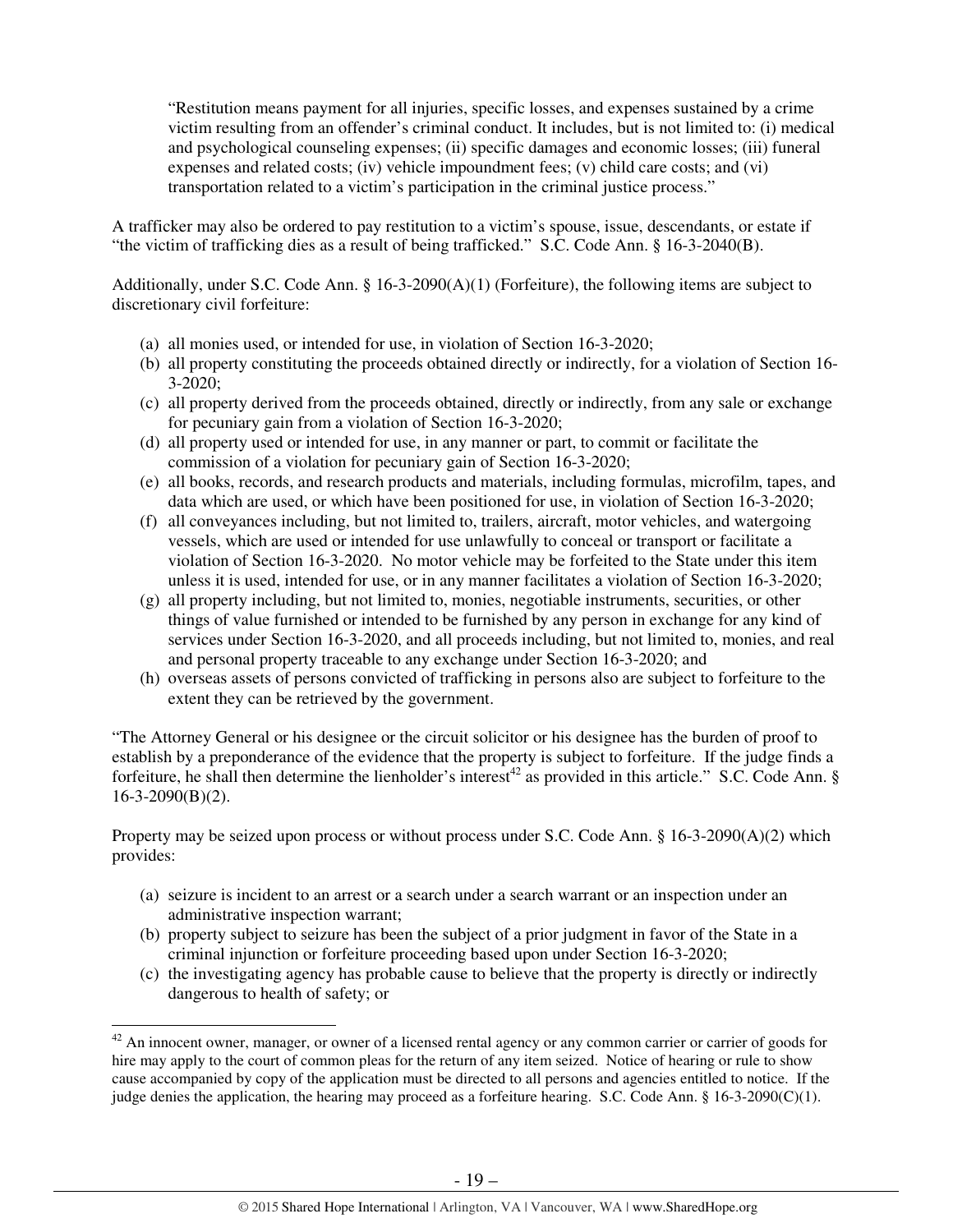> "Restitution means payment for all injuries, specific losses, and expenses sustained by a crime victim resulting from an offender's criminal conduct. It includes, but is not limited to: (i) medical and psychological counseling expenses; (ii) specific damages and economic losses; (iii) funeral expenses and related costs; (iv) vehicle impoundment fees; (v) child care costs; and (vi) transportation related to a victim's participation in the criminal justice process."

A trafficker may also be ordered to pay restitution to a victim's spouse, issue, descendants, or estate if "the victim of trafficking dies as a result of being trafficked." S.C. Code Ann. § 16-3-2040(B).

Additionally, under S.C. Code Ann. § 16-3-2090(A)(1) (Forfeiture), the following items are subject to discretionary civil forfeiture:

(a) all monies used, or intended for use, in violation of Section 16-3-2020;
(b) all property constituting the proceeds obtained directly or indirectly, for a violation of Section 16-3-2020;
(c) all property derived from the proceeds obtained, directly or indirectly, from any sale or exchange for pecuniary gain from a violation of Section 16-3-2020;
(d) all property used or intended for use, in any manner or part, to commit or facilitate the commission of a violation for pecuniary gain of Section 16-3-2020;
(e) all books, records, and research products and materials, including formulas, microfilm, tapes, and data which are used, or which have been positioned for use, in violation of Section 16-3-2020;
(f) all conveyances including, but not limited to, trailers, aircraft, motor vehicles, and watergoing vessels, which are used or intended for use unlawfully to conceal or transport or facilitate a violation of Section 16-3-2020. No motor vehicle may be forfeited to the State under this item unless it is used, intended for use, or in any manner facilitates a violation of Section 16-3-2020;
(g) all property including, but not limited to, monies, negotiable instruments, securities, or other things of value furnished or intended to be furnished by any person in exchange for any kind of services under Section 16-3-2020, and all proceeds including, but not limited to, monies, and real and personal property traceable to any exchange under Section 16-3-2020; and
(h) overseas assets of persons convicted of trafficking in persons also are subject to forfeiture to the extent they can be retrieved by the government.

"The Attorney General or his designee or the circuit solicitor or his designee has the burden of proof to establish by a preponderance of the evidence that the property is subject to forfeiture. If the judge finds a forfeiture, he shall then determine the lienholder's interest[42] as provided in this article." S.C. Code Ann. § 16-3-2090(B)(2).

Property may be seized upon process or without process under S.C. Code Ann. § 16-3-2090(A)(2) which provides:

(a) seizure is incident to an arrest or a search under a search warrant or an inspection under an administrative inspection warrant;
(b) property subject to seizure has been the subject of a prior judgment in favor of the State in a criminal injunction or forfeiture proceeding based upon under Section 16-3-2020;
(c) the investigating agency has probable cause to believe that the property is directly or indirectly dangerous to health of safety; or

---

[42] An innocent owner, manager, or owner of a licensed rental agency or any common carrier or carrier of goods for hire may apply to the court of common pleas for the return of any item seized. Notice of hearing or rule to show cause accompanied by copy of the application must be directed to all persons and agencies entitled to notice. If the judge denies the application, the hearing may proceed as a forfeiture hearing. S.C. Code Ann. § 16-3-2090(C)(1).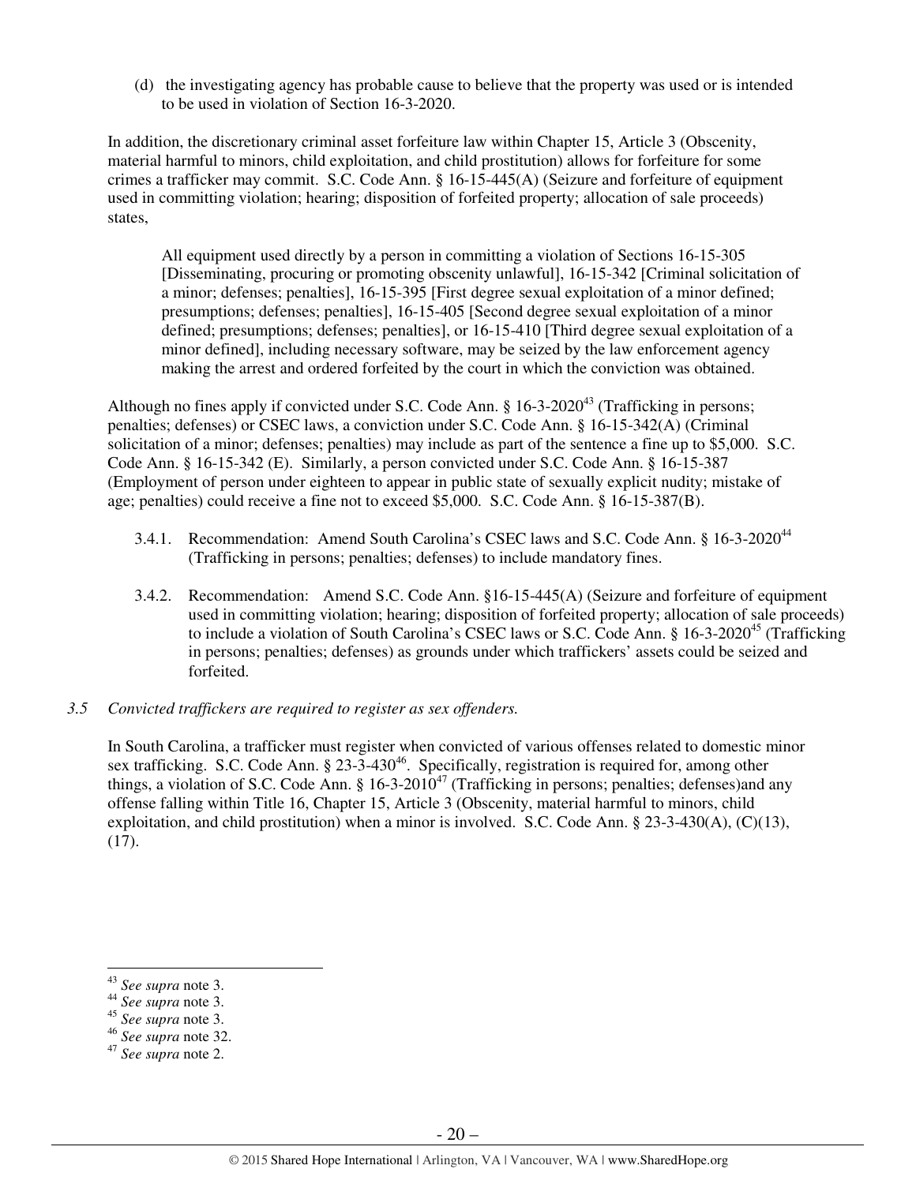(d) the investigating agency has probable cause to believe that the property was used or is intended to be used in violation of Section 16-3-2020.

In addition, the discretionary criminal asset forfeiture law within Chapter 15, Article 3 (Obscenity, material harmful to minors, child exploitation, and child prostitution) allows for forfeiture for some crimes a trafficker may commit. S.C. Code Ann. § 16-15-445(A) (Seizure and forfeiture of equipment used in committing violation; hearing; disposition of forfeited property; allocation of sale proceeds) states,

> All equipment used directly by a person in committing a violation of Sections 16-15-305 [Disseminating, procuring or promoting obscenity unlawful], 16-15-342 [Criminal solicitation of a minor; defenses; penalties], 16-15-395 [First degree sexual exploitation of a minor defined; presumptions; defenses; penalties], 16-15-405 [Second degree sexual exploitation of a minor defined; presumptions; defenses; penalties], or 16-15-410 [Third degree sexual exploitation of a minor defined], including necessary software, may be seized by the law enforcement agency making the arrest and ordered forfeited by the court in which the conviction was obtained.

Although no fines apply if convicted under S.C. Code Ann. § 16-3-2020[43] (Trafficking in persons; penalties; defenses) or CSEC laws, a conviction under S.C. Code Ann. § 16-15-342(A) (Criminal solicitation of a minor; defenses; penalties) may include as part of the sentence a fine up to $5,000. S.C. Code Ann. § 16-15-342 (E). Similarly, a person convicted under S.C. Code Ann. § 16-15-387 (Employment of person under eighteen to appear in public state of sexually explicit nudity; mistake of age; penalties) could receive a fine not to exceed $5,000. S.C. Code Ann. § 16-15-387(B).

3.4.1. Recommendation: Amend South Carolina's CSEC laws and S.C. Code Ann. § 16-3-2020[44] (Trafficking in persons; penalties; defenses) to include mandatory fines.

3.4.2. Recommendation: Amend S.C. Code Ann. §16-15-445(A) (Seizure and forfeiture of equipment used in committing violation; hearing; disposition of forfeited property; allocation of sale proceeds) to include a violation of South Carolina's CSEC laws or S.C. Code Ann. § 16-3-2020[45] (Trafficking in persons; penalties; defenses) as grounds under which traffickers' assets could be seized and forfeited.

*3.5 Convicted traffickers are required to register as sex offenders.*

In South Carolina, a trafficker must register when convicted of various offenses related to domestic minor sex trafficking. S.C. Code Ann. § 23-3-430[46]. Specifically, registration is required for, among other things, a violation of S.C. Code Ann. § 16-3-2010[47] (Trafficking in persons; penalties; defenses)and any offense falling within Title 16, Chapter 15, Article 3 (Obscenity, material harmful to minors, child exploitation, and child prostitution) when a minor is involved. S.C. Code Ann. § 23-3-430(A), (C)(13), (17).

---

[43] *See supra* note 3.
[44] *See supra* note 3.
[45] *See supra* note 3.
[46] *See supra* note 32.
[47] *See supra* note 2.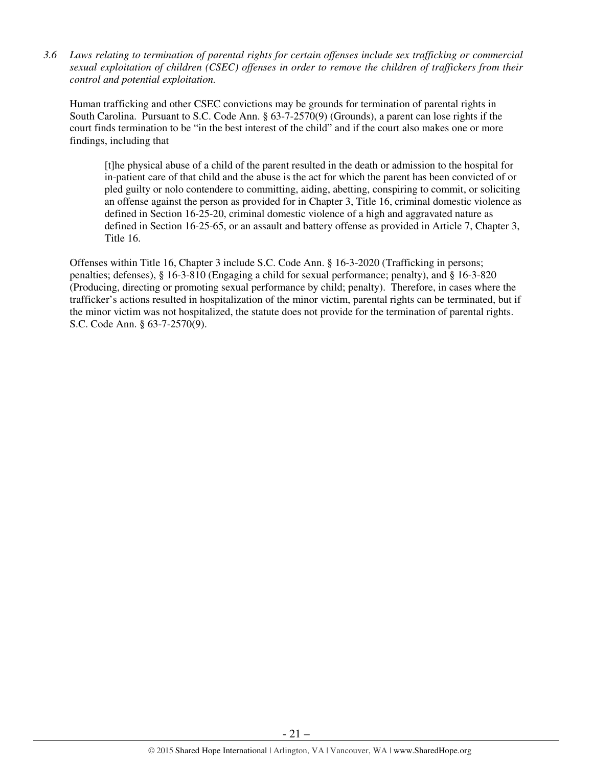*3.6 Laws relating to termination of parental rights for certain offenses include sex trafficking or commercial sexual exploitation of children (CSEC) offenses in order to remove the children of traffickers from their control and potential exploitation.*

Human trafficking and other CSEC convictions may be grounds for termination of parental rights in South Carolina. Pursuant to S.C. Code Ann. § 63-7-2570(9) (Grounds), a parent can lose rights if the court finds termination to be "in the best interest of the child" and if the court also makes one or more findings, including that

> [t]he physical abuse of a child of the parent resulted in the death or admission to the hospital for in-patient care of that child and the abuse is the act for which the parent has been convicted of or pled guilty or nolo contendere to committing, aiding, abetting, conspiring to commit, or soliciting an offense against the person as provided for in Chapter 3, Title 16, criminal domestic violence as defined in Section 16-25-20, criminal domestic violence of a high and aggravated nature as defined in Section 16-25-65, or an assault and battery offense as provided in Article 7, Chapter 3, Title 16.

Offenses within Title 16, Chapter 3 include S.C. Code Ann. § 16-3-2020 (Trafficking in persons; penalties; defenses), § 16-3-810 (Engaging a child for sexual performance; penalty), and § 16-3-820 (Producing, directing or promoting sexual performance by child; penalty). Therefore, in cases where the trafficker's actions resulted in hospitalization of the minor victim, parental rights can be terminated, but if the minor victim was not hospitalized, the statute does not provide for the termination of parental rights. S.C. Code Ann. § 63-7-2570(9).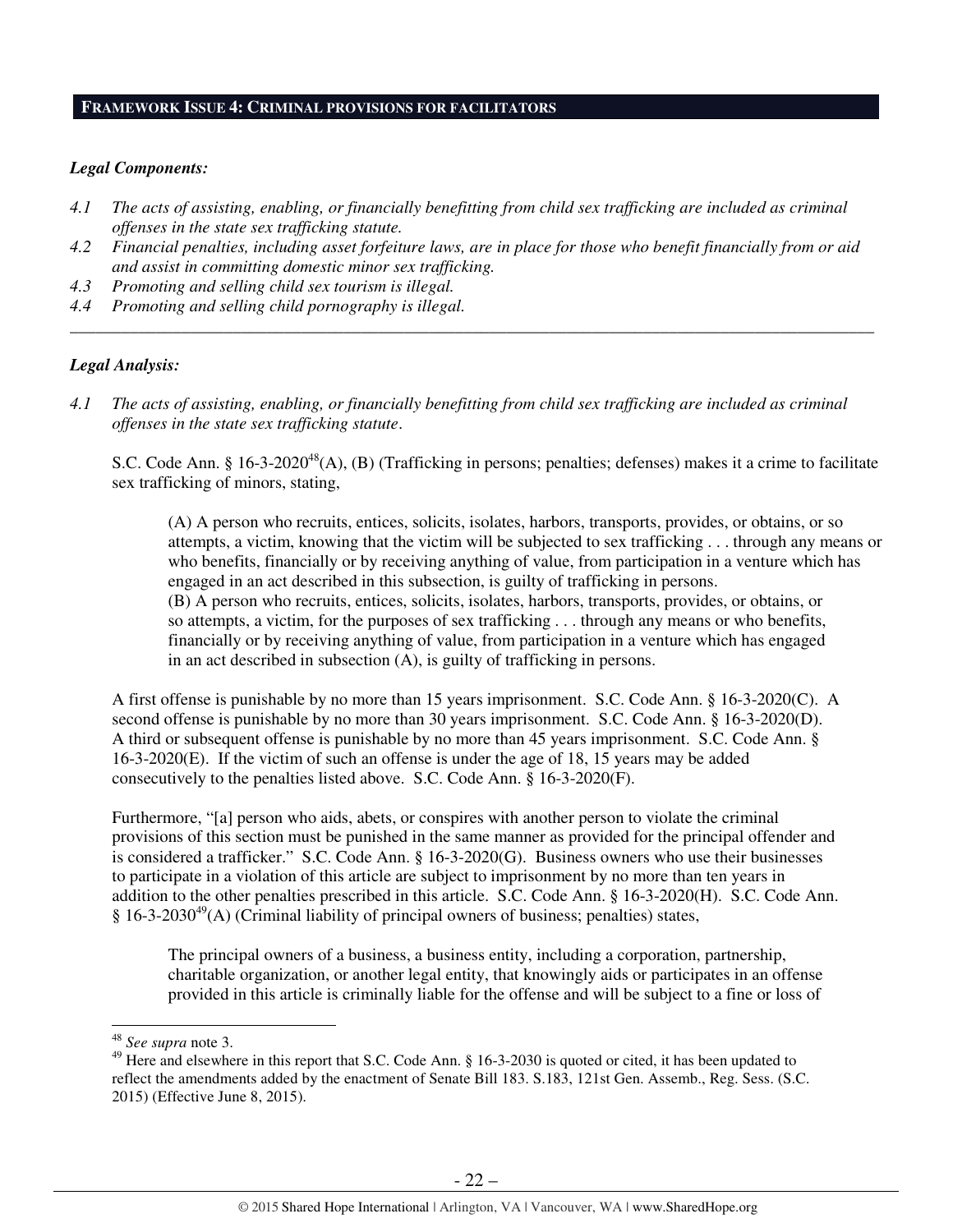## FRAMEWORK ISSUE 4: CRIMINAL PROVISIONS FOR FACILITATORS

### *Legal Components:*

*4.1 The acts of assisting, enabling, or financially benefitting from child sex trafficking are included as criminal offenses in the state sex trafficking statute.*
*4.2 Financial penalties, including asset forfeiture laws, are in place for those who benefit financially from or aid and assist in committing domestic minor sex trafficking.*
*4.3 Promoting and selling child sex tourism is illegal.*
*4.4 Promoting and selling child pornography is illegal.*

---

### *Legal Analysis:*

*4.1 The acts of assisting, enabling, or financially benefitting from child sex trafficking are included as criminal offenses in the state sex trafficking statute.*

S.C. Code Ann. § 16-3-2020[48](A), (B) (Trafficking in persons; penalties; defenses) makes it a crime to facilitate sex trafficking of minors, stating,

> (A) A person who recruits, entices, solicits, isolates, harbors, transports, provides, or obtains, or so attempts, a victim, knowing that the victim will be subjected to sex trafficking . . . through any means or who benefits, financially or by receiving anything of value, from participation in a venture which has engaged in an act described in this subsection, is guilty of trafficking in persons.
> (B) A person who recruits, entices, solicits, isolates, harbors, transports, provides, or obtains, or so attempts, a victim, for the purposes of sex trafficking . . . through any means or who benefits, financially or by receiving anything of value, from participation in a venture which has engaged in an act described in subsection (A), is guilty of trafficking in persons.

A first offense is punishable by no more than 15 years imprisonment. S.C. Code Ann. § 16-3-2020(C). A second offense is punishable by no more than 30 years imprisonment. S.C. Code Ann. § 16-3-2020(D). A third or subsequent offense is punishable by no more than 45 years imprisonment. S.C. Code Ann. § 16-3-2020(E). If the victim of such an offense is under the age of 18, 15 years may be added consecutively to the penalties listed above. S.C. Code Ann. § 16-3-2020(F).

Furthermore, "[a] person who aids, abets, or conspires with another person to violate the criminal provisions of this section must be punished in the same manner as provided for the principal offender and is considered a trafficker." S.C. Code Ann. § 16-3-2020(G). Business owners who use their businesses to participate in a violation of this article are subject to imprisonment by no more than ten years in addition to the other penalties prescribed in this article. S.C. Code Ann. § 16-3-2020(H). S.C. Code Ann. § 16-3-2030[49](A) (Criminal liability of principal owners of business; penalties) states,

> The principal owners of a business, a business entity, including a corporation, partnership, charitable organization, or another legal entity, that knowingly aids or participates in an offense provided in this article is criminally liable for the offense and will be subject to a fine or loss of

---

[48] *See supra* note 3.
[49] Here and elsewhere in this report that S.C. Code Ann. § 16-3-2030 is quoted or cited, it has been updated to reflect the amendments added by the enactment of Senate Bill 183. S.183, 121st Gen. Assemb., Reg. Sess. (S.C. 2015) (Effective June 8, 2015).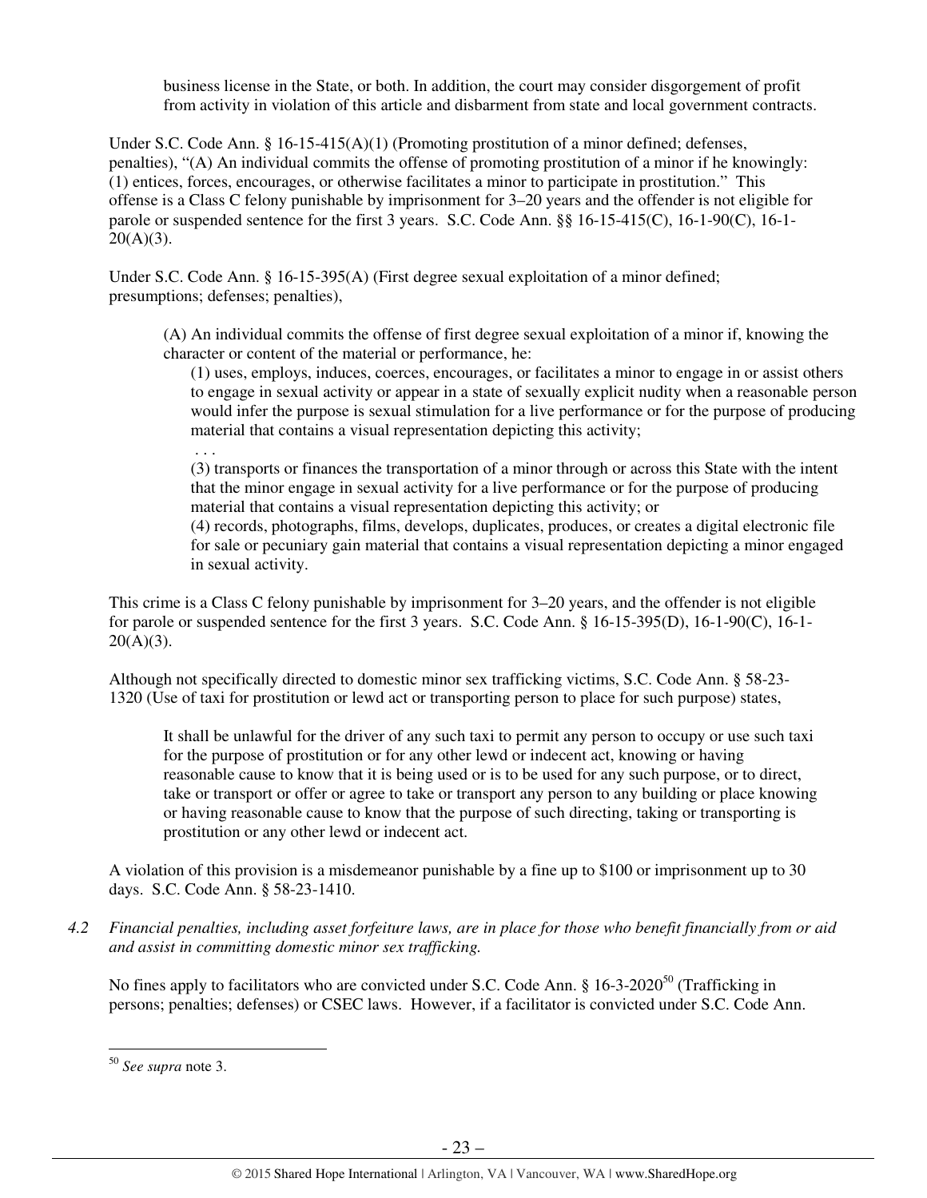> business license in the State, or both. In addition, the court may consider disgorgement of profit from activity in violation of this article and disbarment from state and local government contracts.

Under S.C. Code Ann. § 16-15-415(A)(1) (Promoting prostitution of a minor defined; defenses, penalties), "(A) An individual commits the offense of promoting prostitution of a minor if he knowingly: (1) entices, forces, encourages, or otherwise facilitates a minor to participate in prostitution." This offense is a Class C felony punishable by imprisonment for 3–20 years and the offender is not eligible for parole or suspended sentence for the first 3 years. S.C. Code Ann. §§ 16-15-415(C), 16-1-90(C), 16-1-20(A)(3).

Under S.C. Code Ann. § 16-15-395(A) (First degree sexual exploitation of a minor defined; presumptions; defenses; penalties),

> (A) An individual commits the offense of first degree sexual exploitation of a minor if, knowing the character or content of the material or performance, he:
>
> (1) uses, employs, induces, coerces, encourages, or facilitates a minor to engage in or assist others to engage in sexual activity or appear in a state of sexually explicit nudity when a reasonable person would infer the purpose is sexual stimulation for a live performance or for the purpose of producing material that contains a visual representation depicting this activity;
>
> . . .
>
> (3) transports or finances the transportation of a minor through or across this State with the intent that the minor engage in sexual activity for a live performance or for the purpose of producing material that contains a visual representation depicting this activity; or
>
> (4) records, photographs, films, develops, duplicates, produces, or creates a digital electronic file for sale or pecuniary gain material that contains a visual representation depicting a minor engaged in sexual activity.

This crime is a Class C felony punishable by imprisonment for 3–20 years, and the offender is not eligible for parole or suspended sentence for the first 3 years. S.C. Code Ann. § 16-15-395(D), 16-1-90(C), 16-1-20(A)(3).

Although not specifically directed to domestic minor sex trafficking victims, S.C. Code Ann. § 58-23-1320 (Use of taxi for prostitution or lewd act or transporting person to place for such purpose) states,

> It shall be unlawful for the driver of any such taxi to permit any person to occupy or use such taxi for the purpose of prostitution or for any other lewd or indecent act, knowing or having reasonable cause to know that it is being used or is to be used for any such purpose, or to direct, take or transport or offer or agree to take or transport any person to any building or place knowing or having reasonable cause to know that the purpose of such directing, taking or transporting is prostitution or any other lewd or indecent act.

A violation of this provision is a misdemeanor punishable by a fine up to $100 or imprisonment up to 30 days. S.C. Code Ann. § 58-23-1410.

*4.2 Financial penalties, including asset forfeiture laws, are in place for those who benefit financially from or aid and assist in committing domestic minor sex trafficking.*

No fines apply to facilitators who are convicted under S.C. Code Ann. § 16-3-2020[50] (Trafficking in persons; penalties; defenses) or CSEC laws. However, if a facilitator is convicted under S.C. Code Ann.

---

[50] *See supra* note 3.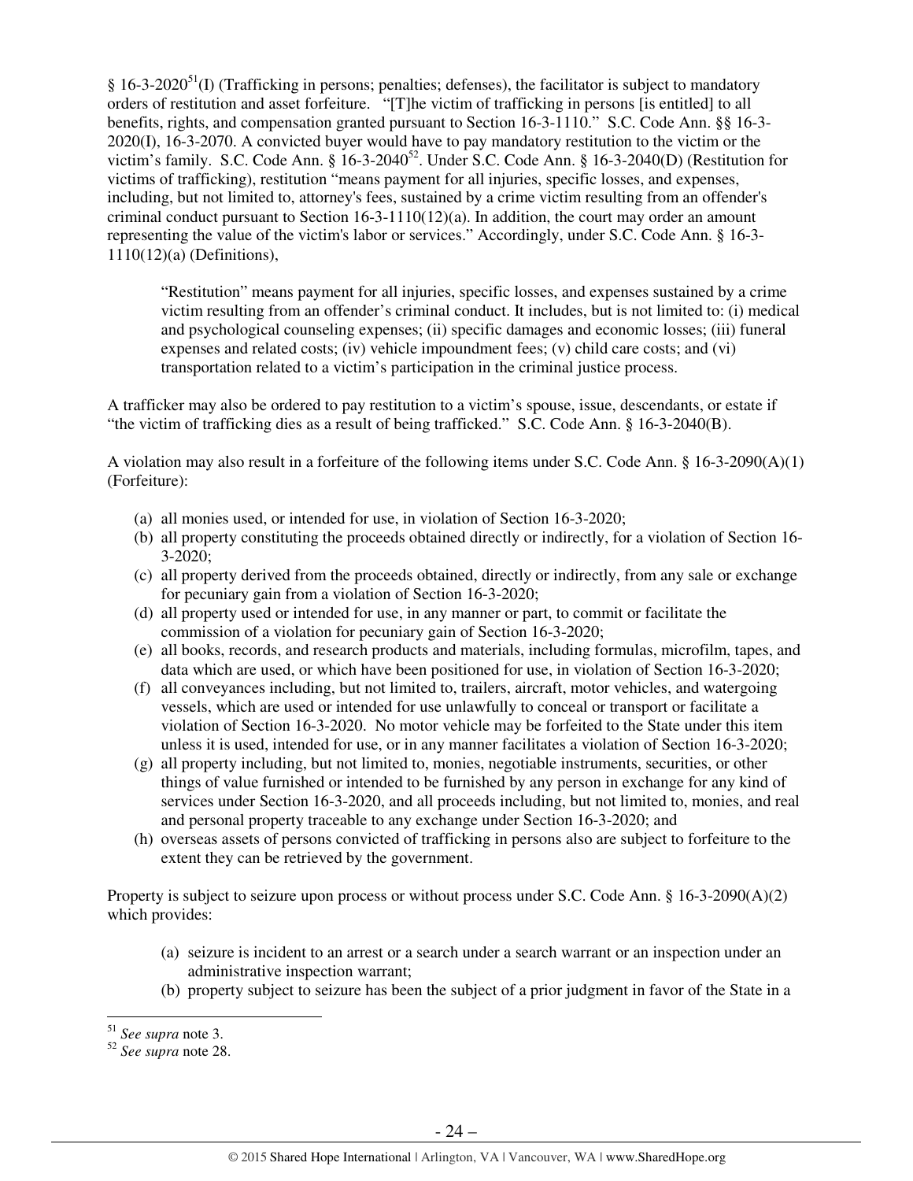§ 16-3-2020[51](I) (Trafficking in persons; penalties; defenses), the facilitator is subject to mandatory orders of restitution and asset forfeiture. "[T]he victim of trafficking in persons [is entitled] to all benefits, rights, and compensation granted pursuant to Section 16-3-1110." S.C. Code Ann. §§ 16-3-2020(I), 16-3-2070. A convicted buyer would have to pay mandatory restitution to the victim or the victim's family. S.C. Code Ann. § 16-3-2040[52]. Under S.C. Code Ann. § 16-3-2040(D) (Restitution for victims of trafficking), restitution "means payment for all injuries, specific losses, and expenses, including, but not limited to, attorney's fees, sustained by a crime victim resulting from an offender's criminal conduct pursuant to Section 16-3-1110(12)(a). In addition, the court may order an amount representing the value of the victim's labor or services." Accordingly, under S.C. Code Ann. § 16-3-1110(12)(a) (Definitions),

> "Restitution" means payment for all injuries, specific losses, and expenses sustained by a crime victim resulting from an offender's criminal conduct. It includes, but is not limited to: (i) medical and psychological counseling expenses; (ii) specific damages and economic losses; (iii) funeral expenses and related costs; (iv) vehicle impoundment fees; (v) child care costs; and (vi) transportation related to a victim's participation in the criminal justice process.

A trafficker may also be ordered to pay restitution to a victim's spouse, issue, descendants, or estate if "the victim of trafficking dies as a result of being trafficked." S.C. Code Ann. § 16-3-2040(B).

A violation may also result in a forfeiture of the following items under S.C. Code Ann. § 16-3-2090(A)(1) (Forfeiture):

- (a) all monies used, or intended for use, in violation of Section 16-3-2020;
- (b) all property constituting the proceeds obtained directly or indirectly, for a violation of Section 16-3-2020;
- (c) all property derived from the proceeds obtained, directly or indirectly, from any sale or exchange for pecuniary gain from a violation of Section 16-3-2020;
- (d) all property used or intended for use, in any manner or part, to commit or facilitate the commission of a violation for pecuniary gain of Section 16-3-2020;
- (e) all books, records, and research products and materials, including formulas, microfilm, tapes, and data which are used, or which have been positioned for use, in violation of Section 16-3-2020;
- (f) all conveyances including, but not limited to, trailers, aircraft, motor vehicles, and watergoing vessels, which are used or intended for use unlawfully to conceal or transport or facilitate a violation of Section 16-3-2020. No motor vehicle may be forfeited to the State under this item unless it is used, intended for use, or in any manner facilitates a violation of Section 16-3-2020;
- (g) all property including, but not limited to, monies, negotiable instruments, securities, or other things of value furnished or intended to be furnished by any person in exchange for any kind of services under Section 16-3-2020, and all proceeds including, but not limited to, monies, and real and personal property traceable to any exchange under Section 16-3-2020; and
- (h) overseas assets of persons convicted of trafficking in persons also are subject to forfeiture to the extent they can be retrieved by the government.

Property is subject to seizure upon process or without process under S.C. Code Ann. § 16-3-2090(A)(2) which provides:

- (a) seizure is incident to an arrest or a search under a search warrant or an inspection under an administrative inspection warrant;
- (b) property subject to seizure has been the subject of a prior judgment in favor of the State in a

[51] *See supra* note 3.

[52] *See supra* note 28.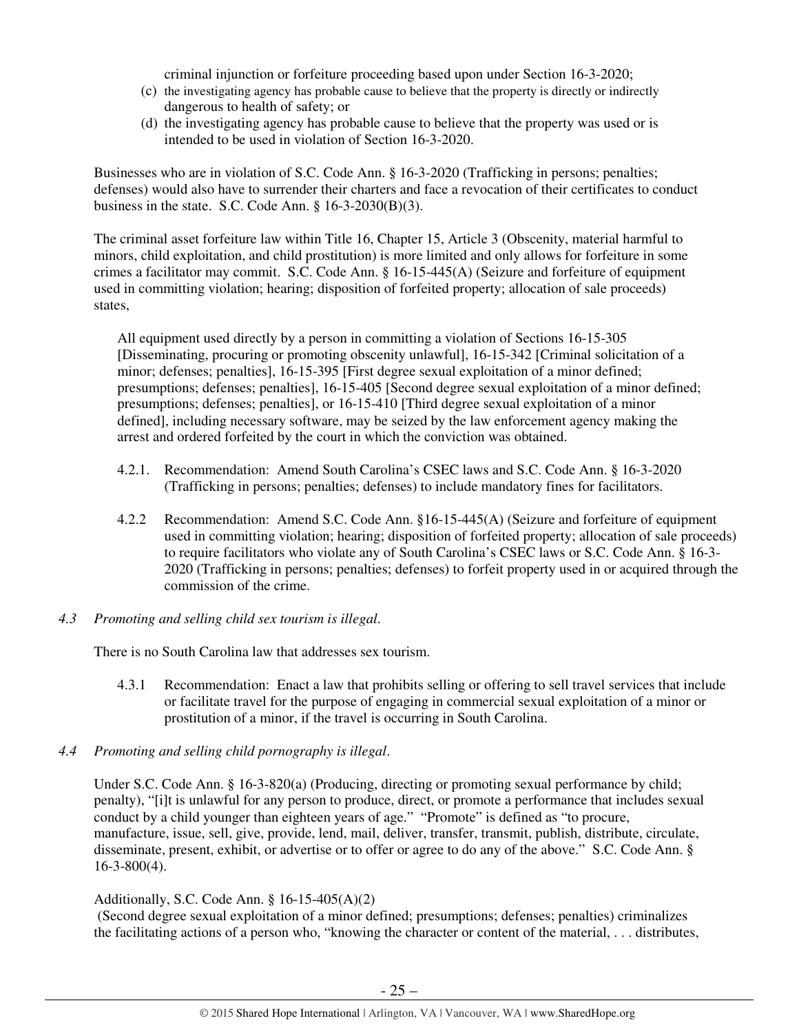criminal injunction or forfeiture proceeding based upon under Section 16-3-2020;

(c) the investigating agency has probable cause to believe that the property is directly or indirectly dangerous to health of safety; or

(d) the investigating agency has probable cause to believe that the property was used or is intended to be used in violation of Section 16-3-2020.

Businesses who are in violation of S.C. Code Ann. § 16-3-2020 (Trafficking in persons; penalties; defenses) would also have to surrender their charters and face a revocation of their certificates to conduct business in the state. S.C. Code Ann. § 16-3-2030(B)(3).

The criminal asset forfeiture law within Title 16, Chapter 15, Article 3 (Obscenity, material harmful to minors, child exploitation, and child prostitution) is more limited and only allows for forfeiture in some crimes a facilitator may commit. S.C. Code Ann. § 16-15-445(A) (Seizure and forfeiture of equipment used in committing violation; hearing; disposition of forfeited property; allocation of sale proceeds) states,

> All equipment used directly by a person in committing a violation of Sections 16-15-305 [Disseminating, procuring or promoting obscenity unlawful], 16-15-342 [Criminal solicitation of a minor; defenses; penalties], 16-15-395 [First degree sexual exploitation of a minor defined; presumptions; defenses; penalties], 16-15-405 [Second degree sexual exploitation of a minor defined; presumptions; defenses; penalties], or 16-15-410 [Third degree sexual exploitation of a minor defined], including necessary software, may be seized by the law enforcement agency making the arrest and ordered forfeited by the court in which the conviction was obtained.

4.2.1. Recommendation: Amend South Carolina's CSEC laws and S.C. Code Ann. § 16-3-2020 (Trafficking in persons; penalties; defenses) to include mandatory fines for facilitators.

4.2.2 Recommendation: Amend S.C. Code Ann. §16-15-445(A) (Seizure and forfeiture of equipment used in committing violation; hearing; disposition of forfeited property; allocation of sale proceeds) to require facilitators who violate any of South Carolina's CSEC laws or S.C. Code Ann. § 16-3-2020 (Trafficking in persons; penalties; defenses) to forfeit property used in or acquired through the commission of the crime.

*4.3 Promoting and selling child sex tourism is illegal.*

There is no South Carolina law that addresses sex tourism.

4.3.1 Recommendation: Enact a law that prohibits selling or offering to sell travel services that include or facilitate travel for the purpose of engaging in commercial sexual exploitation of a minor or prostitution of a minor, if the travel is occurring in South Carolina.

*4.4 Promoting and selling child pornography is illegal.*

Under S.C. Code Ann. § 16-3-820(a) (Producing, directing or promoting sexual performance by child; penalty), "[i]t is unlawful for any person to produce, direct, or promote a performance that includes sexual conduct by a child younger than eighteen years of age." "Promote" is defined as "to procure, manufacture, issue, sell, give, provide, lend, mail, deliver, transfer, transmit, publish, distribute, circulate, disseminate, present, exhibit, or advertise or to offer or agree to do any of the above." S.C. Code Ann. § 16-3-800(4).

Additionally, S.C. Code Ann. § 16-15-405(A)(2) (Second degree sexual exploitation of a minor defined; presumptions; defenses; penalties) criminalizes the facilitating actions of a person who, "knowing the character or content of the material, . . . distributes,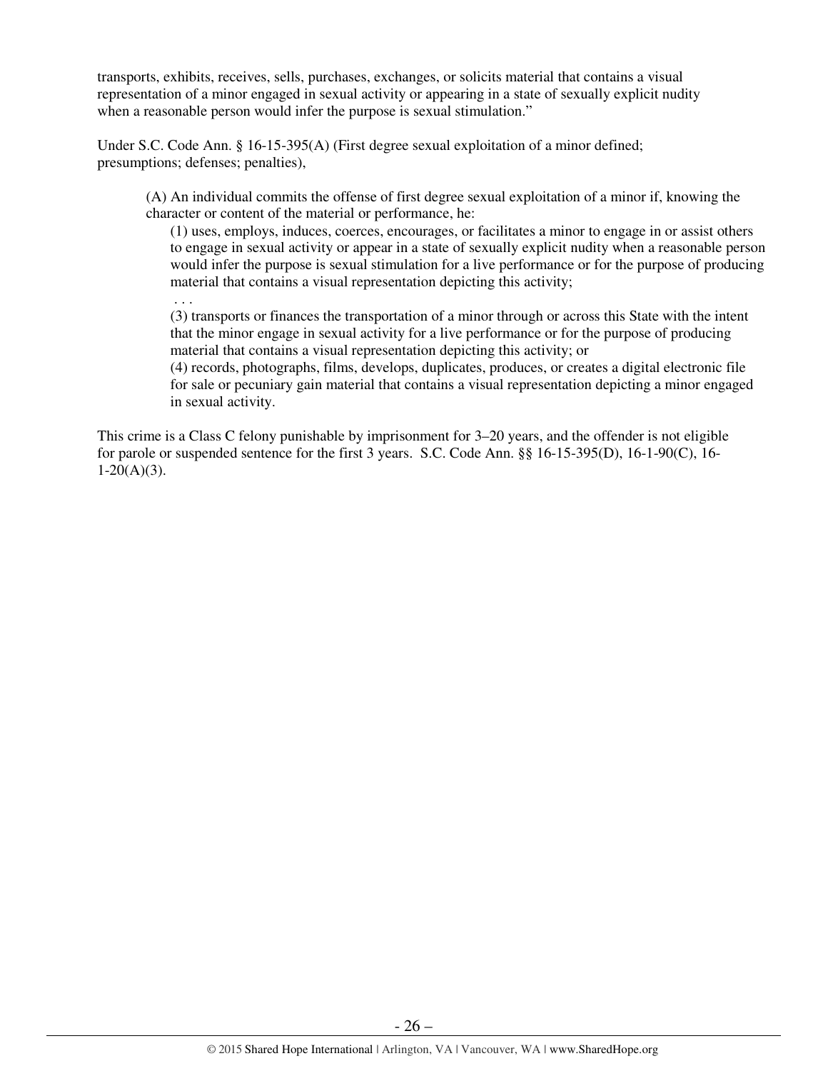transports, exhibits, receives, sells, purchases, exchanges, or solicits material that contains a visual representation of a minor engaged in sexual activity or appearing in a state of sexually explicit nudity when a reasonable person would infer the purpose is sexual stimulation."

Under S.C. Code Ann. § 16-15-395(A) (First degree sexual exploitation of a minor defined; presumptions; defenses; penalties),

> (A) An individual commits the offense of first degree sexual exploitation of a minor if, knowing the character or content of the material or performance, he:
>
> (1) uses, employs, induces, coerces, encourages, or facilitates a minor to engage in or assist others to engage in sexual activity or appear in a state of sexually explicit nudity when a reasonable person would infer the purpose is sexual stimulation for a live performance or for the purpose of producing material that contains a visual representation depicting this activity;
>
> . . .
>
> (3) transports or finances the transportation of a minor through or across this State with the intent that the minor engage in sexual activity for a live performance or for the purpose of producing material that contains a visual representation depicting this activity; or
>
> (4) records, photographs, films, develops, duplicates, produces, or creates a digital electronic file for sale or pecuniary gain material that contains a visual representation depicting a minor engaged in sexual activity.

This crime is a Class C felony punishable by imprisonment for 3–20 years, and the offender is not eligible for parole or suspended sentence for the first 3 years. S.C. Code Ann. §§ 16-15-395(D), 16-1-90(C), 16-1-20(A)(3).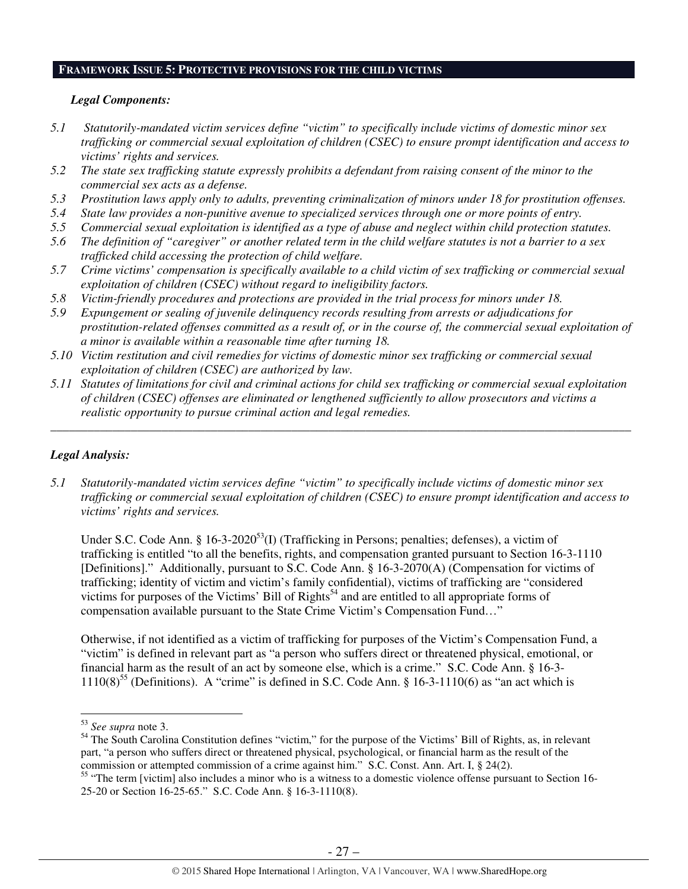## FRAMEWORK ISSUE 5: PROTECTIVE PROVISIONS FOR THE CHILD VICTIMS

***Legal Components:***

*5.1 Statutorily-mandated victim services define "victim" to specifically include victims of domestic minor sex trafficking or commercial sexual exploitation of children (CSEC) to ensure prompt identification and access to victims' rights and services.*

*5.2 The state sex trafficking statute expressly prohibits a defendant from raising consent of the minor to the commercial sex acts as a defense.*

*5.3 Prostitution laws apply only to adults, preventing criminalization of minors under 18 for prostitution offenses.*

*5.4 State law provides a non-punitive avenue to specialized services through one or more points of entry.*

*5.5 Commercial sexual exploitation is identified as a type of abuse and neglect within child protection statutes.*

*5.6 The definition of "caregiver" or another related term in the child welfare statutes is not a barrier to a sex trafficked child accessing the protection of child welfare.*

*5.7 Crime victims' compensation is specifically available to a child victim of sex trafficking or commercial sexual exploitation of children (CSEC) without regard to ineligibility factors.*

*5.8 Victim-friendly procedures and protections are provided in the trial process for minors under 18.*

*5.9 Expungement or sealing of juvenile delinquency records resulting from arrests or adjudications for prostitution-related offenses committed as a result of, or in the course of, the commercial sexual exploitation of a minor is available within a reasonable time after turning 18.*

*5.10 Victim restitution and civil remedies for victims of domestic minor sex trafficking or commercial sexual exploitation of children (CSEC) are authorized by law.*

*5.11 Statutes of limitations for civil and criminal actions for child sex trafficking or commercial sexual exploitation of children (CSEC) offenses are eliminated or lengthened sufficiently to allow prosecutors and victims a realistic opportunity to pursue criminal action and legal remedies.*

---

***Legal Analysis:***

*5.1 Statutorily-mandated victim services define "victim" to specifically include victims of domestic minor sex trafficking or commercial sexual exploitation of children (CSEC) to ensure prompt identification and access to victims' rights and services.*

Under S.C. Code Ann. § 16-3-2020[53](I) (Trafficking in Persons; penalties; defenses), a victim of trafficking is entitled "to all the benefits, rights, and compensation granted pursuant to Section 16-3-1110 [Definitions]." Additionally, pursuant to S.C. Code Ann. § 16-3-2070(A) (Compensation for victims of trafficking; identity of victim and victim's family confidential), victims of trafficking are "considered victims for purposes of the Victims' Bill of Rights[54] and are entitled to all appropriate forms of compensation available pursuant to the State Crime Victim's Compensation Fund…"

Otherwise, if not identified as a victim of trafficking for purposes of the Victim's Compensation Fund, a "victim" is defined in relevant part as "a person who suffers direct or threatened physical, emotional, or financial harm as the result of an act by someone else, which is a crime." S.C. Code Ann. § 16-3-1110(8)[55] (Definitions). A "crime" is defined in S.C. Code Ann. § 16-3-1110(6) as "an act which is

---

[53] *See supra* note 3.

[54] The South Carolina Constitution defines "victim," for the purpose of the Victims' Bill of Rights, as, in relevant part, "a person who suffers direct or threatened physical, psychological, or financial harm as the result of the commission or attempted commission of a crime against him." S.C. Const. Ann. Art. I, § 24(2).

[55] "The term [victim] also includes a minor who is a witness to a domestic violence offense pursuant to Section 16-25-20 or Section 16-25-65." S.C. Code Ann. § 16-3-1110(8).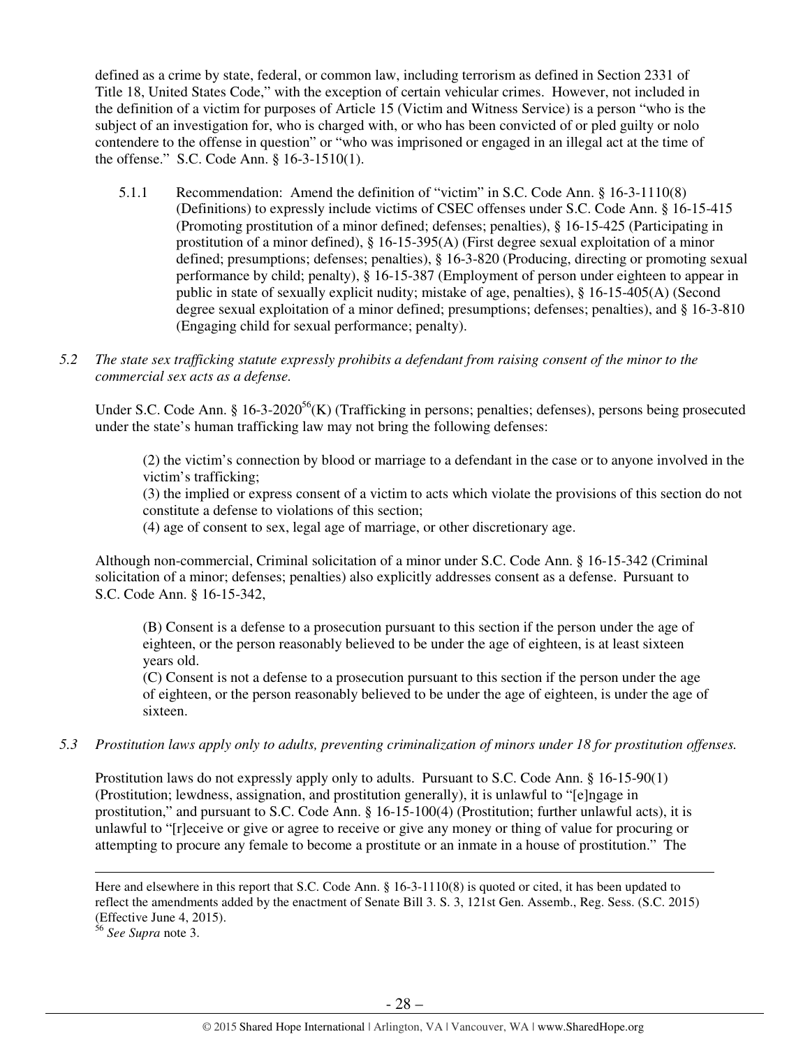defined as a crime by state, federal, or common law, including terrorism as defined in Section 2331 of Title 18, United States Code," with the exception of certain vehicular crimes. However, not included in the definition of a victim for purposes of Article 15 (Victim and Witness Service) is a person "who is the subject of an investigation for, who is charged with, or who has been convicted of or pled guilty or nolo contendere to the offense in question" or "who was imprisoned or engaged in an illegal act at the time of the offense." S.C. Code Ann. § 16-3-1510(1).

5.1.1 Recommendation: Amend the definition of "victim" in S.C. Code Ann. § 16-3-1110(8) (Definitions) to expressly include victims of CSEC offenses under S.C. Code Ann. § 16-15-415 (Promoting prostitution of a minor defined; defenses; penalties), § 16-15-425 (Participating in prostitution of a minor defined), § 16-15-395(A) (First degree sexual exploitation of a minor defined; presumptions; defenses; penalties), § 16-3-820 (Producing, directing or promoting sexual performance by child; penalty), § 16-3-387 (Employment of person under eighteen to appear in public in state of sexually explicit nudity; mistake of age, penalties), § 16-15-405(A) (Second degree sexual exploitation of a minor defined; presumptions; defenses; penalties), and § 16-3-810 (Engaging child for sexual performance; penalty).

*5.2 The state sex trafficking statute expressly prohibits a defendant from raising consent of the minor to the commercial sex acts as a defense.*

Under S.C. Code Ann. § 16-3-2020[56](K) (Trafficking in persons; penalties; defenses), persons being prosecuted under the state's human trafficking law may not bring the following defenses:

> (2) the victim's connection by blood or marriage to a defendant in the case or to anyone involved in the victim's trafficking;
> (3) the implied or express consent of a victim to acts which violate the provisions of this section do not constitute a defense to violations of this section;
> (4) age of consent to sex, legal age of marriage, or other discretionary age.

Although non-commercial, Criminal solicitation of a minor under S.C. Code Ann. § 16-15-342 (Criminal solicitation of a minor; defenses; penalties) also explicitly addresses consent as a defense. Pursuant to S.C. Code Ann. § 16-15-342,

> (B) Consent is a defense to a prosecution pursuant to this section if the person under the age of eighteen, or the person reasonably believed to be under the age of eighteen, is at least sixteen years old.
> (C) Consent is not a defense to a prosecution pursuant to this section if the person under the age of eighteen, or the person reasonably believed to be under the age of eighteen, is under the age of sixteen.

*5.3 Prostitution laws apply only to adults, preventing criminalization of minors under 18 for prostitution offenses.*

Prostitution laws do not expressly apply only to adults. Pursuant to S.C. Code Ann. § 16-15-90(1) (Prostitution; lewdness, assignation, and prostitution generally), it is unlawful to "[e]ngage in prostitution," and pursuant to S.C. Code Ann. § 16-15-100(4) (Prostitution; further unlawful acts), it is unlawful to "[r]eceive or give or agree to receive or give any money or thing of value for procuring or attempting to procure any female to become a prostitute or an inmate in a house of prostitution." The

---

Here and elsewhere in this report that S.C. Code Ann. § 16-3-1110(8) is quoted or cited, it has been updated to reflect the amendments added by the enactment of Senate Bill 3. S. 3, 121st Gen. Assemb., Reg. Sess. (S.C. 2015) (Effective June 4, 2015).

[56] *See Supra* note 3.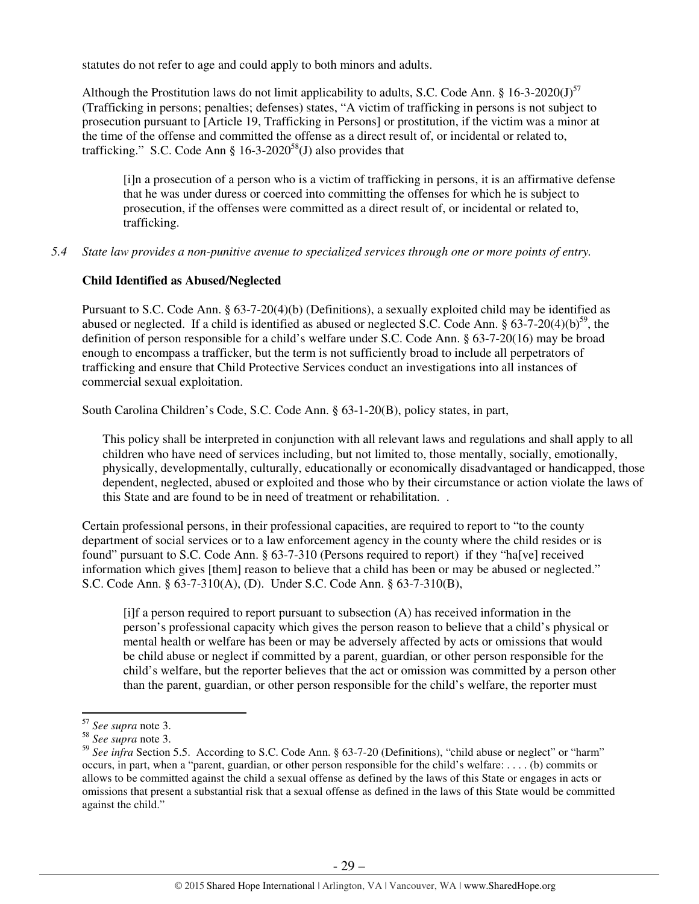statutes do not refer to age and could apply to both minors and adults.

Although the Prostitution laws do not limit applicability to adults, S.C. Code Ann. § 16-3-2020(J)[57] (Trafficking in persons; penalties; defenses) states, "A victim of trafficking in persons is not subject to prosecution pursuant to [Article 19, Trafficking in Persons] or prostitution, if the victim was a minor at the time of the offense and committed the offense as a direct result of, or incidental or related to, trafficking." S.C. Code Ann § 16-3-2020[58](J) also provides that

> [i]n a prosecution of a person who is a victim of trafficking in persons, it is an affirmative defense that he was under duress or coerced into committing the offenses for which he is subject to prosecution, if the offenses were committed as a direct result of, or incidental or related to, trafficking.

*5.4 State law provides a non-punitive avenue to specialized services through one or more points of entry.*

**Child Identified as Abused/Neglected**

Pursuant to S.C. Code Ann. § 63-7-20(4)(b) (Definitions), a sexually exploited child may be identified as abused or neglected. If a child is identified as abused or neglected S.C. Code Ann. § 63-7-20(4)(b)[59], the definition of person responsible for a child's welfare under S.C. Code Ann. § 63-7-20(16) may be broad enough to encompass a trafficker, but the term is not sufficiently broad to include all perpetrators of trafficking and ensure that Child Protective Services conduct an investigations into all instances of commercial sexual exploitation.

South Carolina Children's Code, S.C. Code Ann. § 63-1-20(B), policy states, in part,

> This policy shall be interpreted in conjunction with all relevant laws and regulations and shall apply to all children who have need of services including, but not limited to, those mentally, socially, emotionally, physically, developmentally, culturally, educationally or economically disadvantaged or handicapped, those dependent, neglected, abused or exploited and those who by their circumstance or action violate the laws of this State and are found to be in need of treatment or rehabilitation. .

Certain professional persons, in their professional capacities, are required to report to "to the county department of social services or to a law enforcement agency in the county where the child resides or is found" pursuant to S.C. Code Ann. § 63-7-310 (Persons required to report) if they "ha[ve] received information which gives [them] reason to believe that a child has been or may be abused or neglected." S.C. Code Ann. § 63-7-310(A), (D). Under S.C. Code Ann. § 63-7-310(B),

> [i]f a person required to report pursuant to subsection (A) has received information in the person's professional capacity which gives the person reason to believe that a child's physical or mental health or welfare has been or may be adversely affected by acts or omissions that would be child abuse or neglect if committed by a parent, guardian, or other person responsible for the child's welfare, but the reporter believes that the act or omission was committed by a person other than the parent, guardian, or other person responsible for the child's welfare, the reporter must

---

[57] *See supra* note 3.

[58] *See supra* note 3.

[59] *See infra* Section 5.5. According to S.C. Code Ann. § 63-7-20 (Definitions), "child abuse or neglect" or "harm" occurs, in part, when a "parent, guardian, or other person responsible for the child's welfare: . . . . (b) commits or allows to be committed against the child a sexual offense as defined by the laws of this State or engages in acts or omissions that present a substantial risk that a sexual offense as defined in the laws of this State would be committed against the child."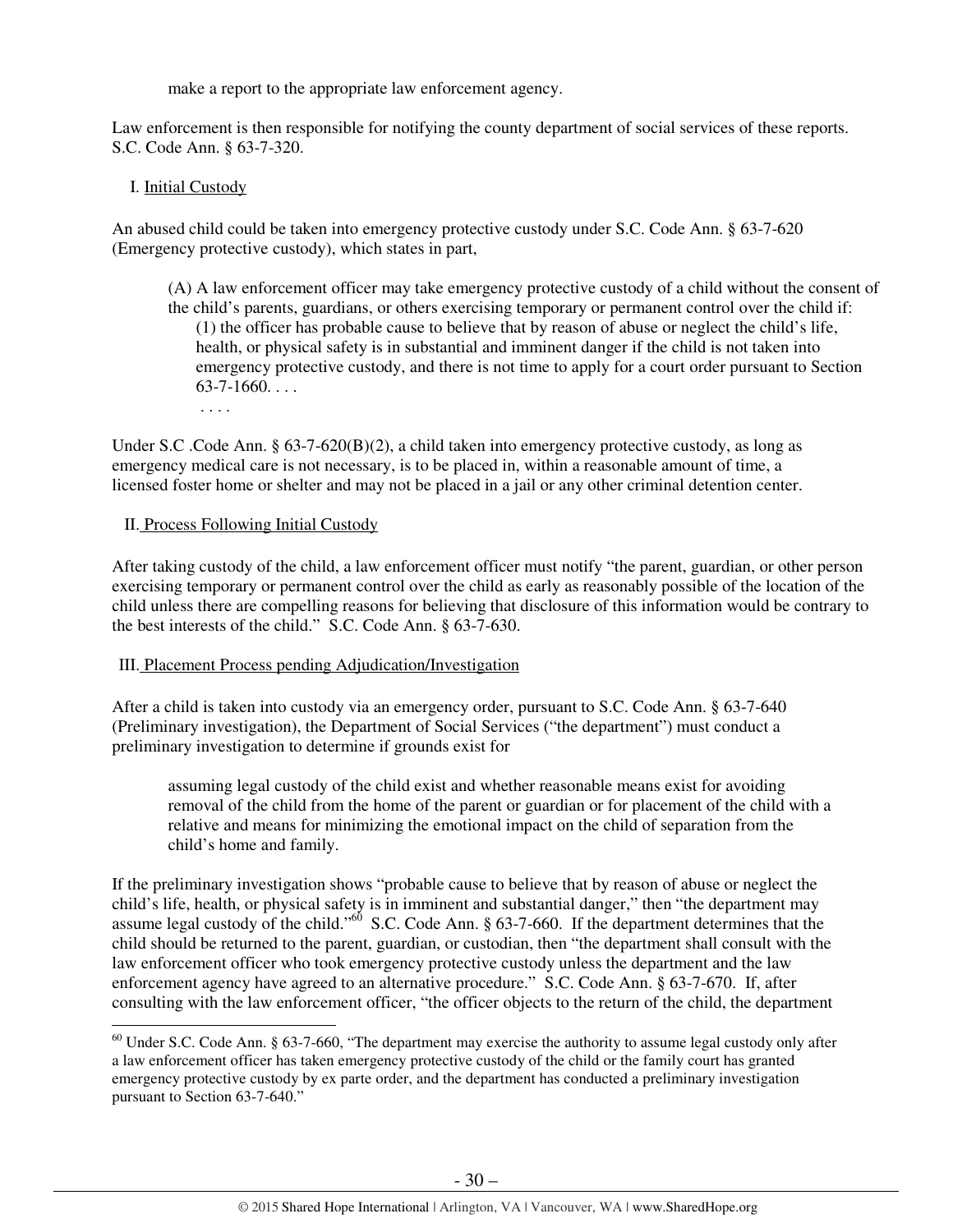make a report to the appropriate law enforcement agency.

Law enforcement is then responsible for notifying the county department of social services of these reports. S.C. Code Ann. § 63-7-320.

I. Initial Custody

An abused child could be taken into emergency protective custody under S.C. Code Ann. § 63-7-620 (Emergency protective custody), which states in part,

> (A) A law enforcement officer may take emergency protective custody of a child without the consent of the child's parents, guardians, or others exercising temporary or permanent control over the child if:
>
> (1) the officer has probable cause to believe that by reason of abuse or neglect the child's life, health, or physical safety is in substantial and imminent danger if the child is not taken into emergency protective custody, and there is not time to apply for a court order pursuant to Section 63-7-1660. . . .
>
> . . . .

Under S.C .Code Ann. § 63-7-620(B)(2), a child taken into emergency protective custody, as long as emergency medical care is not necessary, is to be placed in, within a reasonable amount of time, a licensed foster home or shelter and may not be placed in a jail or any other criminal detention center.

II. Process Following Initial Custody

After taking custody of the child, a law enforcement officer must notify "the parent, guardian, or other person exercising temporary or permanent control over the child as early as reasonably possible of the location of the child unless there are compelling reasons for believing that disclosure of this information would be contrary to the best interests of the child." S.C. Code Ann. § 63-7-630.

III. Placement Process pending Adjudication/Investigation

After a child is taken into custody via an emergency order, pursuant to S.C. Code Ann. § 63-7-640 (Preliminary investigation), the Department of Social Services ("the department") must conduct a preliminary investigation to determine if grounds exist for

> assuming legal custody of the child exist and whether reasonable means exist for avoiding removal of the child from the home of the parent or guardian or for placement of the child with a relative and means for minimizing the emotional impact on the child of separation from the child's home and family.

If the preliminary investigation shows "probable cause to believe that by reason of abuse or neglect the child's life, health, or physical safety is in imminent and substantial danger," then "the department may assume legal custody of the child."[60] S.C. Code Ann. § 63-7-660. If the department determines that the child should be returned to the parent, guardian, or custodian, then "the department shall consult with the law enforcement officer who took emergency protective custody unless the department and the law enforcement agency have agreed to an alternative procedure." S.C. Code Ann. § 63-7-670. If, after consulting with the law enforcement officer, "the officer objects to the return of the child, the department

[60] Under S.C. Code Ann. § 63-7-660, "The department may exercise the authority to assume legal custody only after a law enforcement officer has taken emergency protective custody of the child or the family court has granted emergency protective custody by ex parte order, and the department has conducted a preliminary investigation pursuant to Section 63-7-640."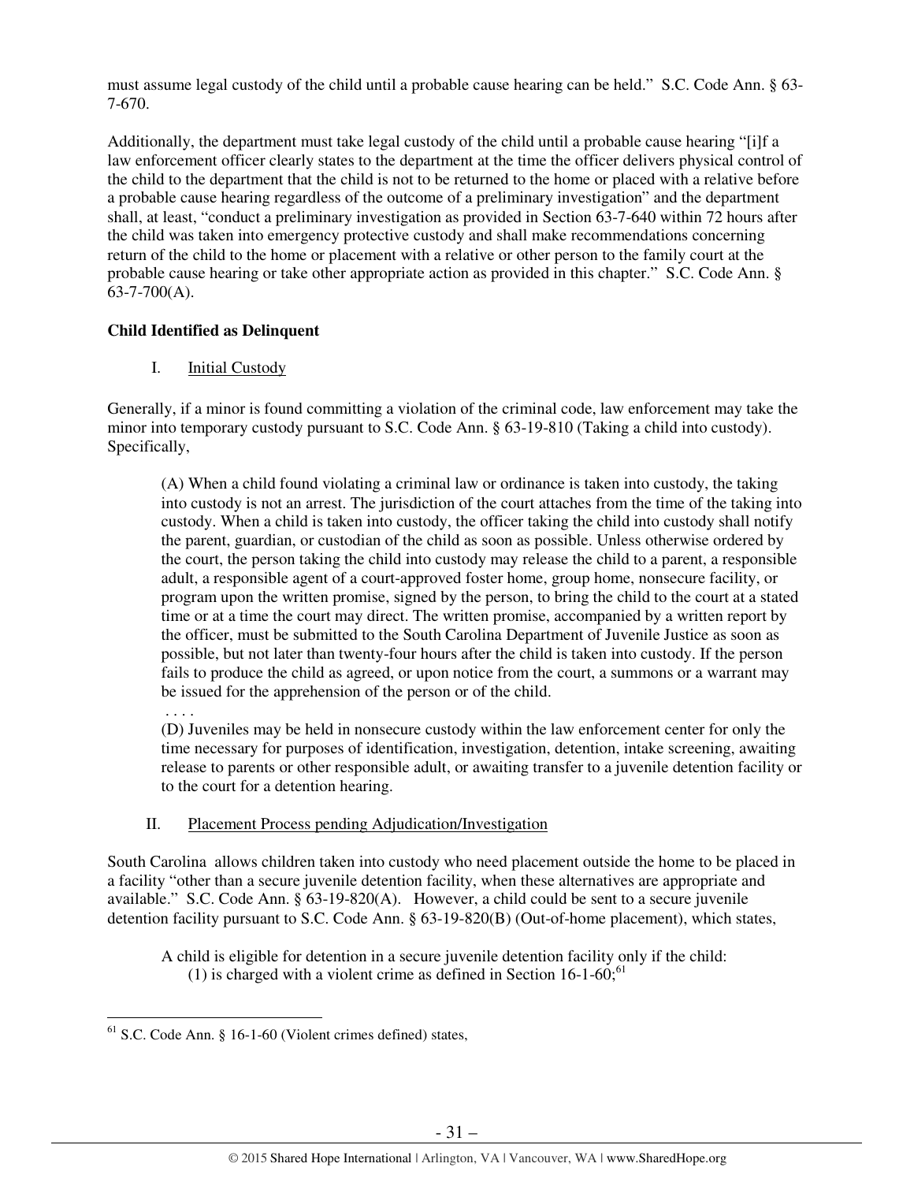must assume legal custody of the child until a probable cause hearing can be held." S.C. Code Ann. § 63-7-670.

Additionally, the department must take legal custody of the child until a probable cause hearing "[i]f a law enforcement officer clearly states to the department at the time the officer delivers physical control of the child to the department that the child is not to be returned to the home or placed with a relative before a probable cause hearing regardless of the outcome of a preliminary investigation" and the department shall, at least, "conduct a preliminary investigation as provided in Section 63-7-640 within 72 hours after the child was taken into emergency protective custody and shall make recommendations concerning return of the child to the home or placement with a relative or other person to the family court at the probable cause hearing or take other appropriate action as provided in this chapter." S.C. Code Ann. § 63-7-700(A).

**Child Identified as Delinquent**

I. Initial Custody

Generally, if a minor is found committing a violation of the criminal code, law enforcement may take the minor into temporary custody pursuant to S.C. Code Ann. § 63-19-810 (Taking a child into custody). Specifically,

> (A) When a child found violating a criminal law or ordinance is taken into custody, the taking into custody is not an arrest. The jurisdiction of the court attaches from the time of the taking into custody. When a child is taken into custody, the officer taking the child into custody shall notify the parent, guardian, or custodian of the child as soon as possible. Unless otherwise ordered by the court, the person taking the child into custody may release the child to a parent, a responsible adult, a responsible agent of a court-approved foster home, group home, nonsecure facility, or program upon the written promise, signed by the person, to bring the child to the court at a stated time or at a time the court may direct. The written promise, accompanied by a written report by the officer, must be submitted to the South Carolina Department of Juvenile Justice as soon as possible, but not later than twenty-four hours after the child is taken into custody. If the person fails to produce the child as agreed, or upon notice from the court, a summons or a warrant may be issued for the apprehension of the person or of the child.
>
> . . . .
>
> (D) Juveniles may be held in nonsecure custody within the law enforcement center for only the time necessary for purposes of identification, investigation, detention, intake screening, awaiting release to parents or other responsible adult, or awaiting transfer to a juvenile detention facility or to the court for a detention hearing.

II. Placement Process pending Adjudication/Investigation

South Carolina allows children taken into custody who need placement outside the home to be placed in a facility "other than a secure juvenile detention facility, when these alternatives are appropriate and available." S.C. Code Ann. § 63-19-820(A). However, a child could be sent to a secure juvenile detention facility pursuant to S.C. Code Ann. § 63-19-820(B) (Out-of-home placement), which states,

> A child is eligible for detention in a secure juvenile detention facility only if the child:
>
> (1) is charged with a violent crime as defined in Section 16-1-60;[61]

[61] S.C. Code Ann. § 16-1-60 (Violent crimes defined) states,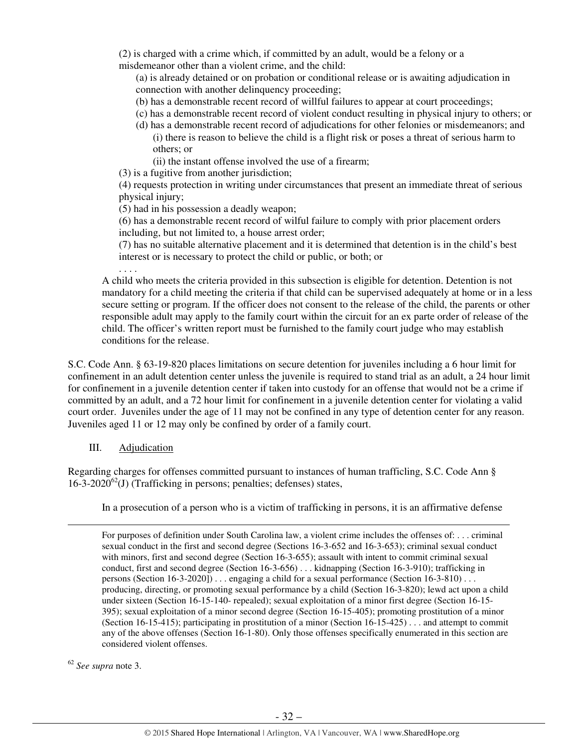(2) is charged with a crime which, if committed by an adult, would be a felony or a misdemeanor other than a violent crime, and the child:

(a) is already detained or on probation or conditional release or is awaiting adjudication in connection with another delinquency proceeding;

(b) has a demonstrable recent record of willful failures to appear at court proceedings;

(c) has a demonstrable recent record of violent conduct resulting in physical injury to others; or

(d) has a demonstrable recent record of adjudications for other felonies or misdemeanors; and

(i) there is reason to believe the child is a flight risk or poses a threat of serious harm to others; or

(ii) the instant offense involved the use of a firearm;

(3) is a fugitive from another jurisdiction;

(4) requests protection in writing under circumstances that present an immediate threat of serious physical injury;

(5) had in his possession a deadly weapon;

(6) has a demonstrable recent record of wilful failure to comply with prior placement orders including, but not limited to, a house arrest order;

(7) has no suitable alternative placement and it is determined that detention is in the child's best interest or is necessary to protect the child or public, or both; or

. . . .

A child who meets the criteria provided in this subsection is eligible for detention. Detention is not mandatory for a child meeting the criteria if that child can be supervised adequately at home or in a less secure setting or program. If the officer does not consent to the release of the child, the parents or other responsible adult may apply to the family court within the circuit for an ex parte order of release of the child. The officer's written report must be furnished to the family court judge who may establish conditions for the release.

S.C. Code Ann. § 63-19-820 places limitations on secure detention for juveniles including a 6 hour limit for confinement in an adult detention center unless the juvenile is required to stand trial as an adult, a 24 hour limit for confinement in a juvenile detention center if taken into custody for an offense that would not be a crime if committed by an adult, and a 72 hour limit for confinement in a juvenile detention center for violating a valid court order. Juveniles under the age of 11 may not be confined in any type of detention center for any reason. Juveniles aged 11 or 12 may only be confined by order of a family court.

III. Adjudication

Regarding charges for offenses committed pursuant to instances of human trafficking, S.C. Code Ann § 16-3-2020[62](J) (Trafficking in persons; penalties; defenses) states,

In a prosecution of a person who is a victim of trafficking in persons, it is an affirmative defense

---

For purposes of definition under South Carolina law, a violent crime includes the offenses of: . . . criminal sexual conduct in the first and second degree (Sections 16-3-652 and 16-3-653); criminal sexual conduct with minors, first and second degree (Section 16-3-655); assault with intent to commit criminal sexual conduct, first and second degree (Section 16-3-656) . . . kidnapping (Section 16-3-910); trafficking in persons (Section 16-3-2020]) . . . engaging a child for a sexual performance (Section 16-3-810) . . . producing, directing, or promoting sexual performance by a child (Section 16-3-820); lewd act upon a child under sixteen (Section 16-15-140- repealed); sexual exploitation of a minor first degree (Section 16-15-395); sexual exploitation of a minor second degree (Section 16-15-405); promoting prostitution of a minor (Section 16-15-415); participating in prostitution of a minor (Section 16-15-425) . . . and attempt to commit any of the above offenses (Section 16-1-80). Only those offenses specifically enumerated in this section are considered violent offenses.

[62] *See supra* note 3.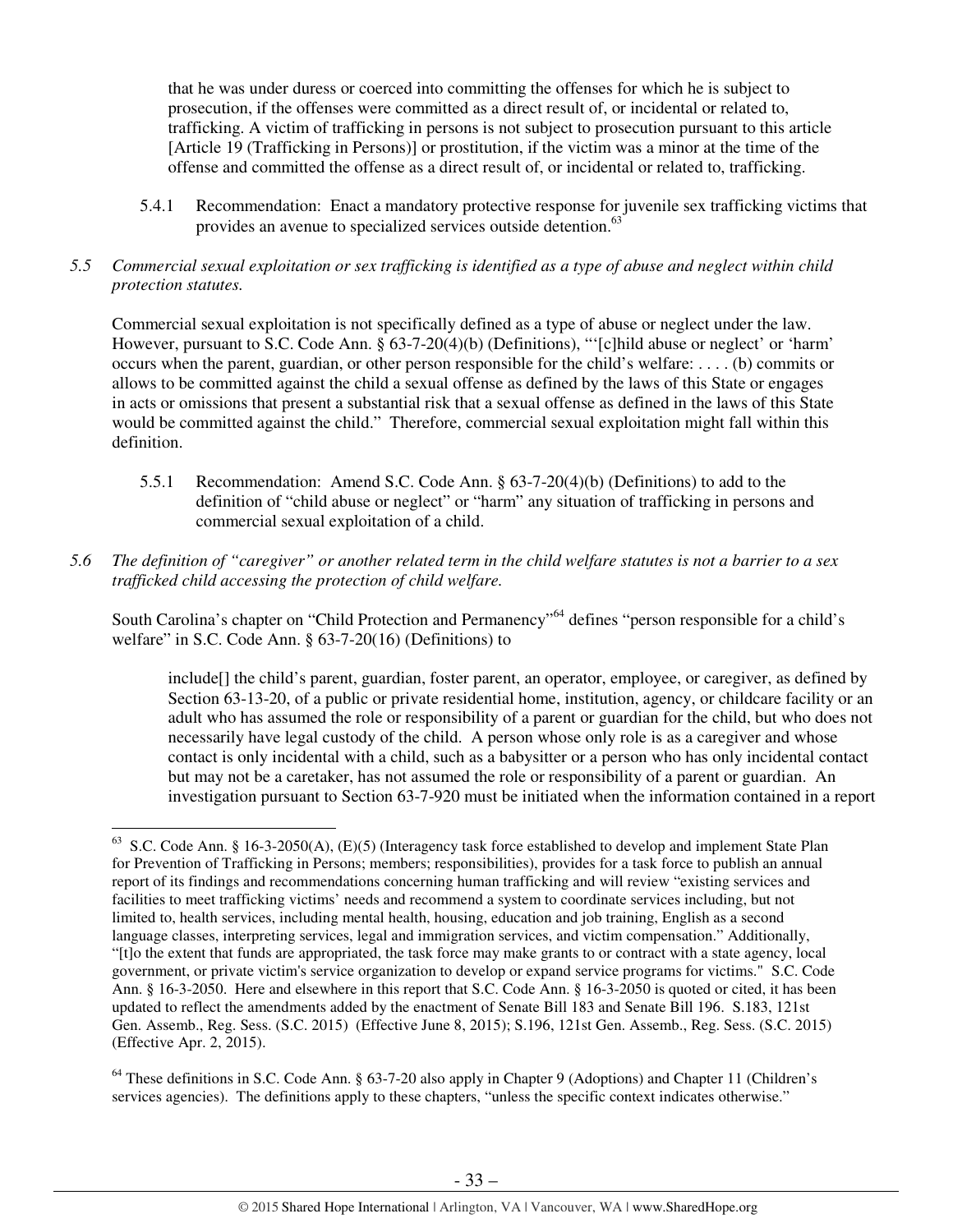that he was under duress or coerced into committing the offenses for which he is subject to prosecution, if the offenses were committed as a direct result of, or incidental or related to, trafficking. A victim of trafficking in persons is not subject to prosecution pursuant to this article [Article 19 (Trafficking in Persons)] or prostitution, if the victim was a minor at the time of the offense and committed the offense as a direct result of, or incidental or related to, trafficking.

5.4.1 Recommendation: Enact a mandatory protective response for juvenile sex trafficking victims that provides an avenue to specialized services outside detention.[63]

*5.5 Commercial sexual exploitation or sex trafficking is identified as a type of abuse and neglect within child protection statutes.*

Commercial sexual exploitation is not specifically defined as a type of abuse or neglect under the law. However, pursuant to S.C. Code Ann. § 63-7-20(4)(b) (Definitions), "'[c]hild abuse or neglect' or 'harm' occurs when the parent, guardian, or other person responsible for the child's welfare: . . . . (b) commits or allows to be committed against the child a sexual offense as defined by the laws of this State or engages in acts or omissions that present a substantial risk that a sexual offense as defined in the laws of this State would be committed against the child." Therefore, commercial sexual exploitation might fall within this definition.

5.5.1 Recommendation: Amend S.C. Code Ann. § 63-7-20(4)(b) (Definitions) to add to the definition of "child abuse or neglect" or "harm" any situation of trafficking in persons and commercial sexual exploitation of a child.

*5.6 The definition of "caregiver" or another related term in the child welfare statutes is not a barrier to a sex trafficked child accessing the protection of child welfare.*

South Carolina's chapter on "Child Protection and Permanency"[64] defines "person responsible for a child's welfare" in S.C. Code Ann. § 63-7-20(16) (Definitions) to

> include[] the child's parent, guardian, foster parent, an operator, employee, or caregiver, as defined by Section 63-13-20, of a public or private residential home, institution, agency, or childcare facility or an adult who has assumed the role or responsibility of a parent or guardian for the child, but who does not necessarily have legal custody of the child. A person whose only role is as a caregiver and whose contact is only incidental with a child, such as a babysitter or a person who has only incidental contact but may not be a caretaker, has not assumed the role or responsibility of a parent or guardian. An investigation pursuant to Section 63-7-920 must be initiated when the information contained in a report

---

[63] S.C. Code Ann. § 16-3-2050(A), (E)(5) (Interagency task force established to develop and implement State Plan for Prevention of Trafficking in Persons; members; responsibilities), provides for a task force to publish an annual report of its findings and recommendations concerning human trafficking and will review "existing services and facilities to meet trafficking victims' needs and recommend a system to coordinate services including, but not limited to, health services, including mental health, housing, education and job training, English as a second language classes, interpreting services, legal and immigration services, and victim compensation." Additionally, "[t]o the extent that funds are appropriated, the task force may make grants to or contract with a state agency, local government, or private victim's service organization to develop or expand service programs for victims." S.C. Code Ann. § 16-3-2050. Here and elsewhere in this report that S.C. Code Ann. § 16-3-2050 is quoted or cited, it has been updated to reflect the amendments added by the enactment of Senate Bill 183 and Senate Bill 196. S.183, 121st Gen. Assemb., Reg. Sess. (S.C. 2015) (Effective June 8, 2015); S.196, 121st Gen. Assemb., Reg. Sess. (S.C. 2015) (Effective Apr. 2, 2015).

[64] These definitions in S.C. Code Ann. § 63-7-20 also apply in Chapter 9 (Adoptions) and Chapter 11 (Children's services agencies). The definitions apply to these chapters, "unless the specific context indicates otherwise."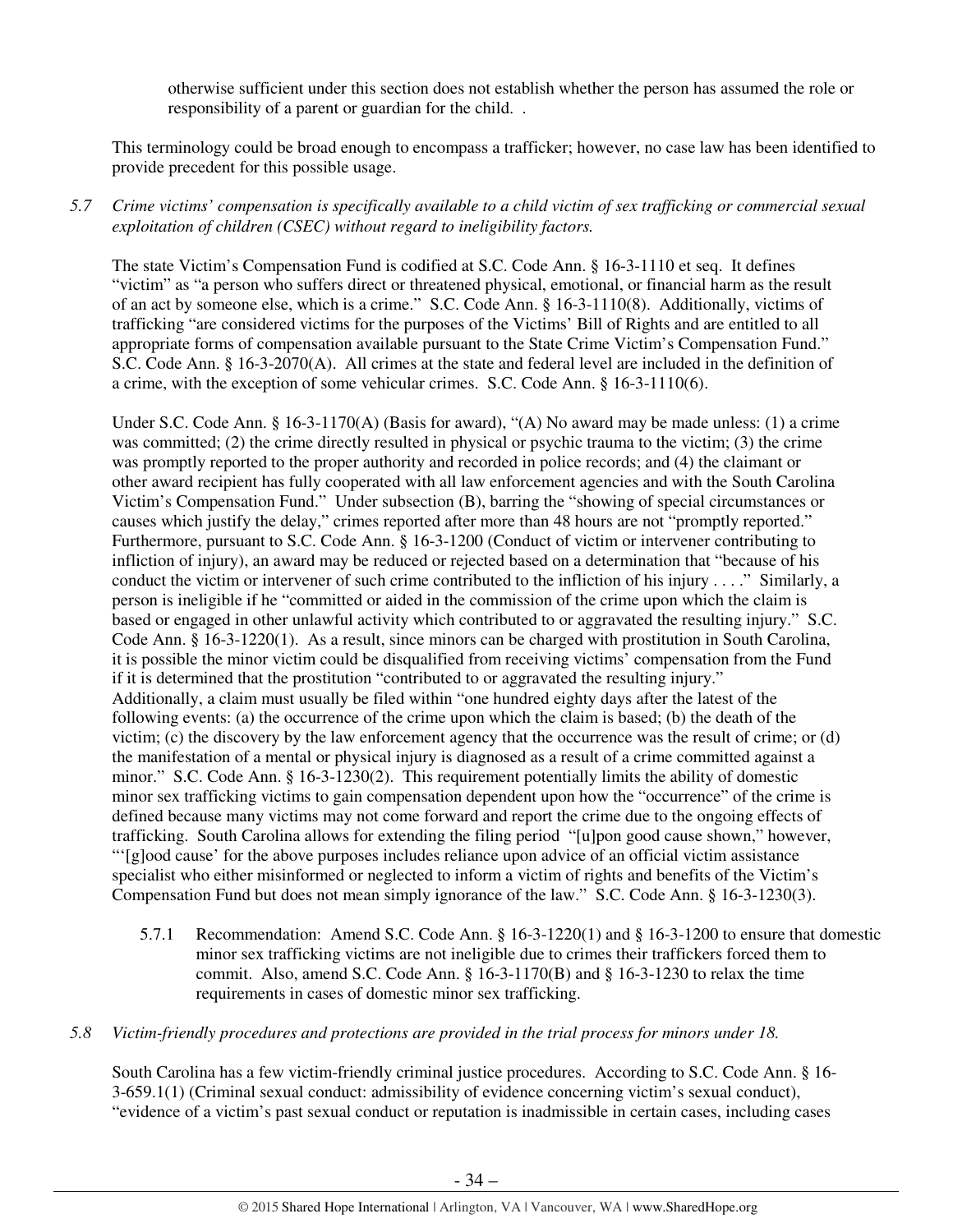otherwise sufficient under this section does not establish whether the person has assumed the role or responsibility of a parent or guardian for the child. .

This terminology could be broad enough to encompass a trafficker; however, no case law has been identified to provide precedent for this possible usage.

*5.7 Crime victims' compensation is specifically available to a child victim of sex trafficking or commercial sexual exploitation of children (CSEC) without regard to ineligibility factors.*

The state Victim's Compensation Fund is codified at S.C. Code Ann. § 16-3-1110 et seq. It defines "victim" as "a person who suffers direct or threatened physical, emotional, or financial harm as the result of an act by someone else, which is a crime." S.C. Code Ann. § 16-3-1110(8). Additionally, victims of trafficking "are considered victims for the purposes of the Victims' Bill of Rights and are entitled to all appropriate forms of compensation available pursuant to the State Crime Victim's Compensation Fund." S.C. Code Ann. § 16-3-2070(A). All crimes at the state and federal level are included in the definition of a crime, with the exception of some vehicular crimes. S.C. Code Ann. § 16-3-1110(6).

Under S.C. Code Ann. § 16-3-1170(A) (Basis for award), "(A) No award may be made unless: (1) a crime was committed; (2) the crime directly resulted in physical or psychic trauma to the victim; (3) the crime was promptly reported to the proper authority and recorded in police records; and (4) the claimant or other award recipient has fully cooperated with all law enforcement agencies and with the South Carolina Victim's Compensation Fund." Under subsection (B), barring the "showing of special circumstances or causes which justify the delay," crimes reported after more than 48 hours are not "promptly reported." Furthermore, pursuant to S.C. Code Ann. § 16-3-1200 (Conduct of victim or intervener contributing to infliction of injury), an award may be reduced or rejected based on a determination that "because of his conduct the victim or intervener of such crime contributed to the infliction of his injury . . . ." Similarly, a person is ineligible if he "committed or aided in the commission of the crime upon which the claim is based or engaged in other unlawful activity which contributed to or aggravated the resulting injury." S.C. Code Ann. § 16-3-1220(1). As a result, since minors can be charged with prostitution in South Carolina, it is possible the minor victim could be disqualified from receiving victims' compensation from the Fund if it is determined that the prostitution "contributed to or aggravated the resulting injury." Additionally, a claim must usually be filed within "one hundred eighty days after the latest of the following events: (a) the occurrence of the crime upon which the claim is based; (b) the death of the victim; (c) the discovery by the law enforcement agency that the occurrence was the result of crime; or (d) the manifestation of a mental or physical injury is diagnosed as a result of a crime committed against a minor." S.C. Code Ann. § 16-3-1230(2). This requirement potentially limits the ability of domestic minor sex trafficking victims to gain compensation dependent upon how the "occurrence" of the crime is defined because many victims may not come forward and report the crime due to the ongoing effects of trafficking. South Carolina allows for extending the filing period "[u]pon good cause shown," however, "'[g]ood cause' for the above purposes includes reliance upon advice of an official victim assistance specialist who either misinformed or neglected to inform a victim of rights and benefits of the Victim's Compensation Fund but does not mean simply ignorance of the law." S.C. Code Ann. § 16-3-1230(3).

5.7.1 Recommendation: Amend S.C. Code Ann. § 16-3-1220(1) and § 16-3-1200 to ensure that domestic minor sex trafficking victims are not ineligible due to crimes their traffickers forced them to commit. Also, amend S.C. Code Ann. § 16-3-1170(B) and § 16-3-1230 to relax the time requirements in cases of domestic minor sex trafficking.

*5.8 Victim-friendly procedures and protections are provided in the trial process for minors under 18.*

South Carolina has a few victim-friendly criminal justice procedures. According to S.C. Code Ann. § 16-3-659.1(1) (Criminal sexual conduct: admissibility of evidence concerning victim's sexual conduct), "evidence of a victim's past sexual conduct or reputation is inadmissible in certain cases, including cases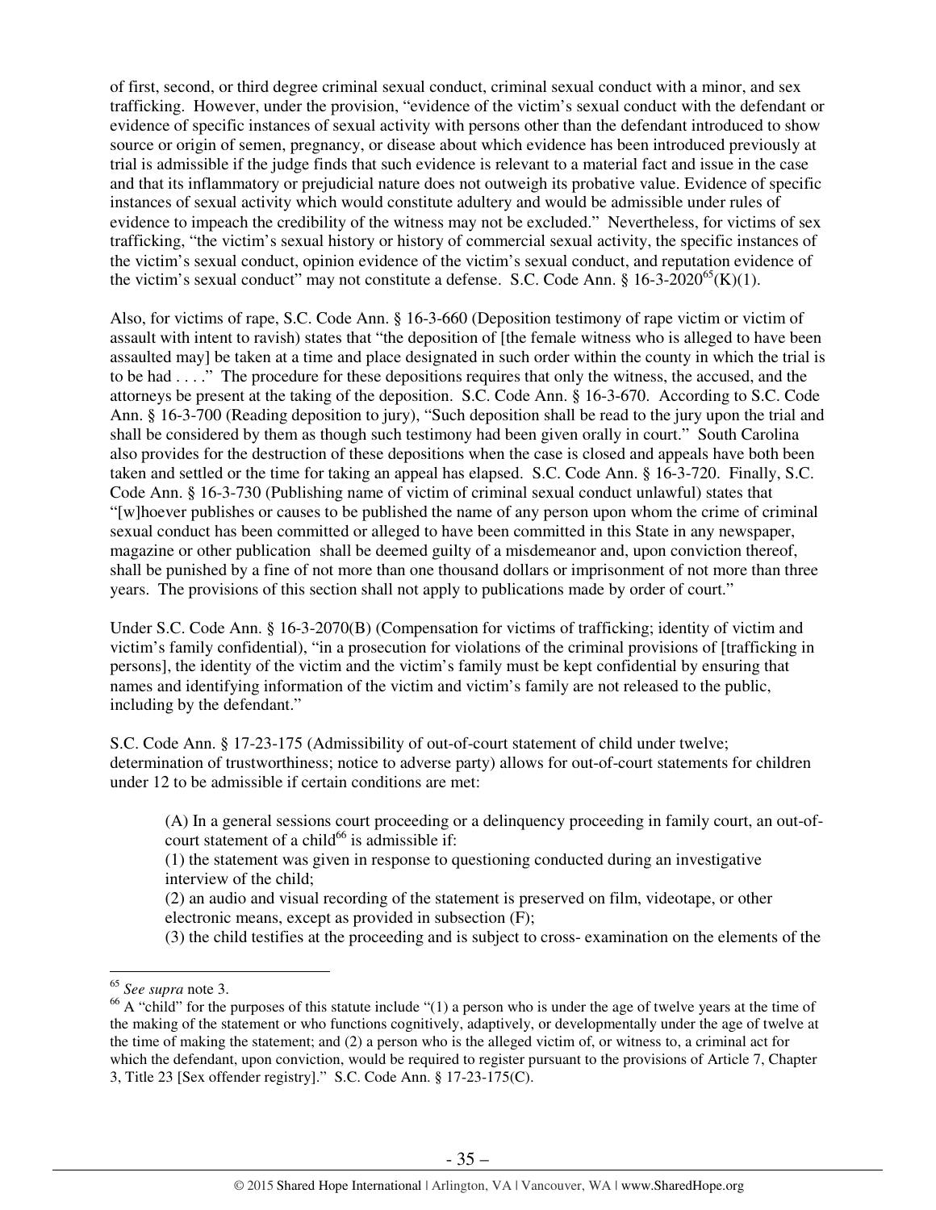of first, second, or third degree criminal sexual conduct, criminal sexual conduct with a minor, and sex trafficking. However, under the provision, "evidence of the victim's sexual conduct with the defendant or evidence of specific instances of sexual activity with persons other than the defendant introduced to show source or origin of semen, pregnancy, or disease about which evidence has been introduced previously at trial is admissible if the judge finds that such evidence is relevant to a material fact and issue in the case and that its inflammatory or prejudicial nature does not outweigh its probative value. Evidence of specific instances of sexual activity which would constitute adultery and would be admissible under rules of evidence to impeach the credibility of the witness may not be excluded." Nevertheless, for victims of sex trafficking, "the victim's sexual history or history of commercial sexual activity, the specific instances of the victim's sexual conduct, opinion evidence of the victim's sexual conduct, and reputation evidence of the victim's sexual conduct" may not constitute a defense. S.C. Code Ann. § 16-3-2020[65](K)(1).

Also, for victims of rape, S.C. Code Ann. § 16-3-660 (Deposition testimony of rape victim or victim of assault with intent to ravish) states that "the deposition of [the female witness who is alleged to have been assaulted may] be taken at a time and place designated in such order within the county in which the trial is to be had . . . ." The procedure for these depositions requires that only the witness, the accused, and the attorneys be present at the taking of the deposition. S.C. Code Ann. § 16-3-670. According to S.C. Code Ann. § 16-3-700 (Reading deposition to jury), "Such deposition shall be read to the jury upon the trial and shall be considered by them as though such testimony had been given orally in court." South Carolina also provides for the destruction of these depositions when the case is closed and appeals have both been taken and settled or the time for taking an appeal has elapsed. S.C. Code Ann. § 16-3-720. Finally, S.C. Code Ann. § 16-3-730 (Publishing name of victim of criminal sexual conduct unlawful) states that "[w]hoever publishes or causes to be published the name of any person upon whom the crime of criminal sexual conduct has been committed or alleged to have been committed in this State in any newspaper, magazine or other publication shall be deemed guilty of a misdemeanor and, upon conviction thereof, shall be punished by a fine of not more than one thousand dollars or imprisonment of not more than three years. The provisions of this section shall not apply to publications made by order of court."

Under S.C. Code Ann. § 16-3-2070(B) (Compensation for victims of trafficking; identity of victim and victim's family confidential), "in a prosecution for violations of the criminal provisions of [trafficking in persons], the identity of the victim and the victim's family must be kept confidential by ensuring that names and identifying information of the victim and victim's family are not released to the public, including by the defendant."

S.C. Code Ann. § 17-23-175 (Admissibility of out-of-court statement of child under twelve; determination of trustworthiness; notice to adverse party) allows for out-of-court statements for children under 12 to be admissible if certain conditions are met:

> (A) In a general sessions court proceeding or a delinquency proceeding in family court, an out-of-court statement of a child[66] is admissible if:
> (1) the statement was given in response to questioning conducted during an investigative interview of the child;
> (2) an audio and visual recording of the statement is preserved on film, videotape, or other electronic means, except as provided in subsection (F);
> (3) the child testifies at the proceeding and is subject to cross- examination on the elements of the

---

[65] *See supra* note 3.

[66] A "child" for the purposes of this statute include "(1) a person who is under the age of twelve years at the time of the making of the statement or who functions cognitively, adaptively, or developmentally under the age of twelve at the time of making the statement; and (2) a person who is the alleged victim of, or witness to, a criminal act for which the defendant, upon conviction, would be required to register pursuant to the provisions of Article 7, Chapter 3, Title 23 [Sex offender registry]." S.C. Code Ann. § 17-23-175(C).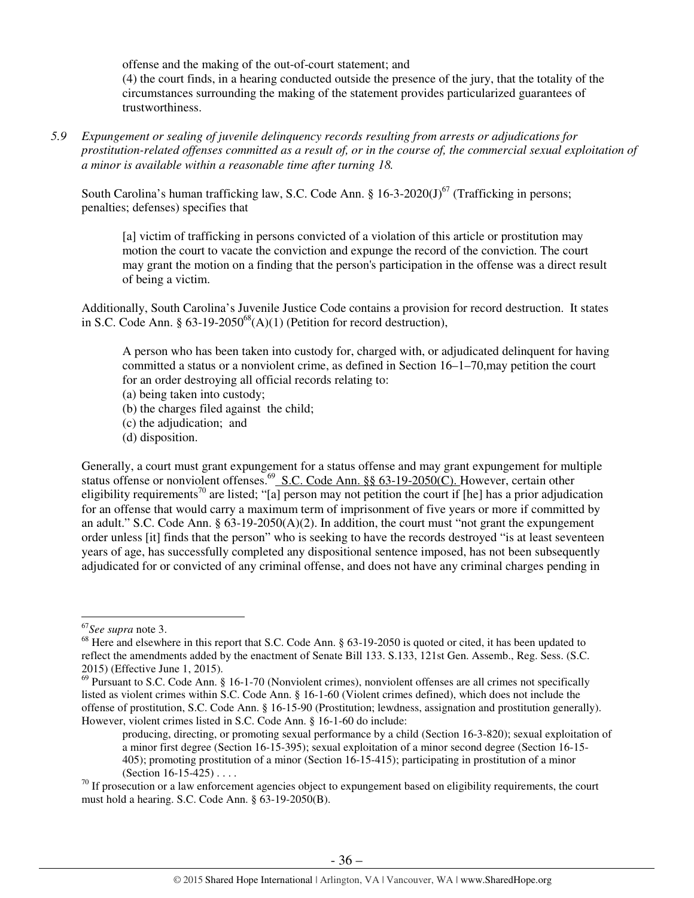offense and the making of the out-of-court statement; and
(4) the court finds, in a hearing conducted outside the presence of the jury, that the totality of the circumstances surrounding the making of the statement provides particularized guarantees of trustworthiness.

*5.9 Expungement or sealing of juvenile delinquency records resulting from arrests or adjudications for prostitution-related offenses committed as a result of, or in the course of, the commercial sexual exploitation of a minor is available within a reasonable time after turning 18.*

South Carolina's human trafficking law, S.C. Code Ann. § 16-3-2020(J)[67] (Trafficking in persons; penalties; defenses) specifies that

> [a] victim of trafficking in persons convicted of a violation of this article or prostitution may motion the court to vacate the conviction and expunge the record of the conviction. The court may grant the motion on a finding that the person's participation in the offense was a direct result of being a victim.

Additionally, South Carolina's Juvenile Justice Code contains a provision for record destruction. It states in S.C. Code Ann. § 63-19-2050[68](A)(1) (Petition for record destruction),

> A person who has been taken into custody for, charged with, or adjudicated delinquent for having committed a status or a nonviolent crime, as defined in Section 16–1–70,may petition the court for an order destroying all official records relating to:
> (a) being taken into custody;
> (b) the charges filed against the child;
> (c) the adjudication; and
> (d) disposition.

Generally, a court must grant expungement for a status offense and may grant expungement for multiple status offense or nonviolent offenses.[69] S.C. Code Ann. §§ 63-19-2050(C). However, certain other eligibility requirements[70] are listed; "[a] person may not petition the court if [he] has a prior adjudication for an offense that would carry a maximum term of imprisonment of five years or more if committed by an adult." S.C. Code Ann. § 63-19-2050(A)(2). In addition, the court must "not grant the expungement order unless [it] finds that the person" who is seeking to have the records destroyed "is at least seventeen years of age, has successfully completed any dispositional sentence imposed, has not been subsequently adjudicated for or convicted of any criminal offense, and does not have any criminal charges pending in

---

[67] *See supra* note 3.

[68] Here and elsewhere in this report that S.C. Code Ann. § 63-19-2050 is quoted or cited, it has been updated to reflect the amendments added by the enactment of Senate Bill 133. S.133, 121st Gen. Assemb., Reg. Sess. (S.C. 2015) (Effective June 1, 2015).

[69] Pursuant to S.C. Code Ann. § 16-1-70 (Nonviolent crimes), nonviolent offenses are all crimes not specifically listed as violent crimes within S.C. Code Ann. § 16-1-60 (Violent crimes defined), which does not include the offense of prostitution, S.C. Code Ann. § 16-15-90 (Prostitution; lewdness, assignation and prostitution generally). However, violent crimes listed in S.C. Code Ann. § 16-1-60 do include:

> producing, directing, or promoting sexual performance by a child (Section 16-3-820); sexual exploitation of a minor first degree (Section 16-15-395); sexual exploitation of a minor second degree (Section 16-15-405); promoting prostitution of a minor (Section 16-15-415); participating in prostitution of a minor (Section 16-15-425) . . . .

[70] If prosecution or a law enforcement agencies object to expungement based on eligibility requirements, the court must hold a hearing. S.C. Code Ann. § 63-19-2050(B).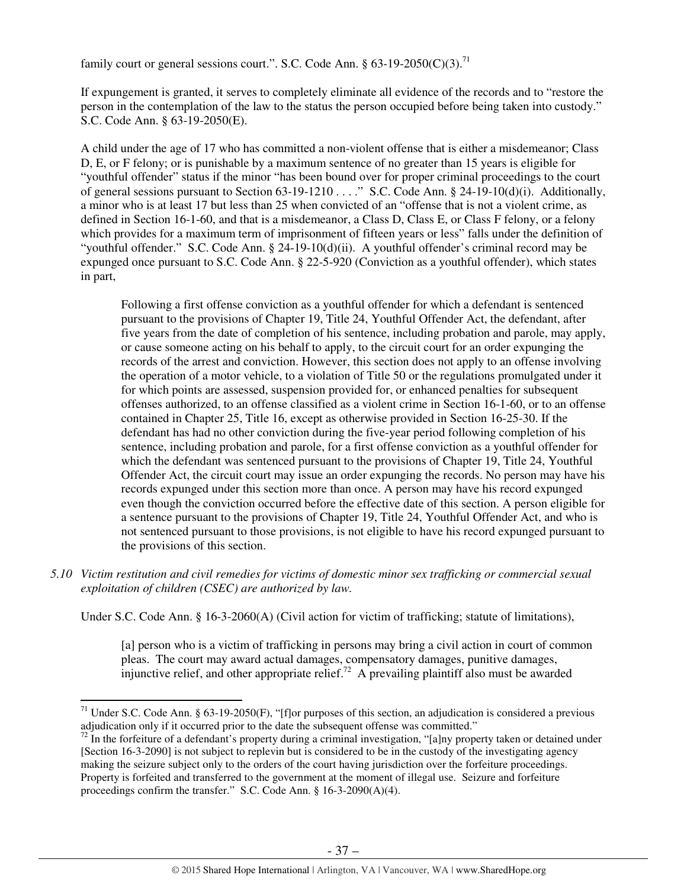family court or general sessions court.". S.C. Code Ann. § 63-19-2050(C)(3).[71]

If expungement is granted, it serves to completely eliminate all evidence of the records and to "restore the person in the contemplation of the law to the status the person occupied before being taken into custody." S.C. Code Ann. § 63-19-2050(E).

A child under the age of 17 who has committed a non-violent offense that is either a misdemeanor; Class D, E, or F felony; or is punishable by a maximum sentence of no greater than 15 years is eligible for "youthful offender" status if the minor "has been bound over for proper criminal proceedings to the court of general sessions pursuant to Section 63-19-1210 . . . ." S.C. Code Ann. § 24-19-10(d)(i). Additionally, a minor who is at least 17 but less than 25 when convicted of an "offense that is not a violent crime, as defined in Section 16-1-60, and that is a misdemeanor, a Class D, Class E, or Class F felony, or a felony which provides for a maximum term of imprisonment of fifteen years or less" falls under the definition of "youthful offender." S.C. Code Ann. § 24-19-10(d)(ii). A youthful offender's criminal record may be expunged once pursuant to S.C. Code Ann. § 22-5-920 (Conviction as a youthful offender), which states in part,

> Following a first offense conviction as a youthful offender for which a defendant is sentenced pursuant to the provisions of Chapter 19, Title 24, Youthful Offender Act, the defendant, after five years from the date of completion of his sentence, including probation and parole, may apply, or cause someone acting on his behalf to apply, to the circuit court for an order expunging the records of the arrest and conviction. However, this section does not apply to an offense involving the operation of a motor vehicle, to a violation of Title 50 or the regulations promulgated under it for which points are assessed, suspension provided for, or enhanced penalties for subsequent offenses authorized, to an offense classified as a violent crime in Section 16-1-60, or to an offense contained in Chapter 25, Title 16, except as otherwise provided in Section 16-25-30. If the defendant has had no other conviction during the five-year period following completion of his sentence, including probation and parole, for a first offense conviction as a youthful offender for which the defendant was sentenced pursuant to the provisions of Chapter 19, Title 24, Youthful Offender Act, the circuit court may issue an order expunging the records. No person may have his records expunged under this section more than once. A person may have his record expunged even though the conviction occurred before the effective date of this section. A person eligible for a sentence pursuant to the provisions of Chapter 19, Title 24, Youthful Offender Act, and who is not sentenced pursuant to those provisions, is not eligible to have his record expunged pursuant to the provisions of this section.

*5.10 Victim restitution and civil remedies for victims of domestic minor sex trafficking or commercial sexual exploitation of children (CSEC) are authorized by law.*

Under S.C. Code Ann. § 16-3-2060(A) (Civil action for victim of trafficking; statute of limitations),

> [a] person who is a victim of trafficking in persons may bring a civil action in court of common pleas. The court may award actual damages, compensatory damages, punitive damages, injunctive relief, and other appropriate relief.[72] A prevailing plaintiff also must be awarded

---

[71] Under S.C. Code Ann. § 63-19-2050(F), "[f]or purposes of this section, an adjudication is considered a previous adjudication only if it occurred prior to the date the subsequent offense was committed."

[72] In the forfeiture of a defendant's property during a criminal investigation, "[a]ny property taken or detained under [Section 16-3-2090] is not subject to replevin but is considered to be in the custody of the investigating agency making the seizure subject only to the orders of the court having jurisdiction over the forfeiture proceedings. Property is forfeited and transferred to the government at the moment of illegal use. Seizure and forfeiture proceedings confirm the transfer." S.C. Code Ann. § 16-3-2090(A)(4).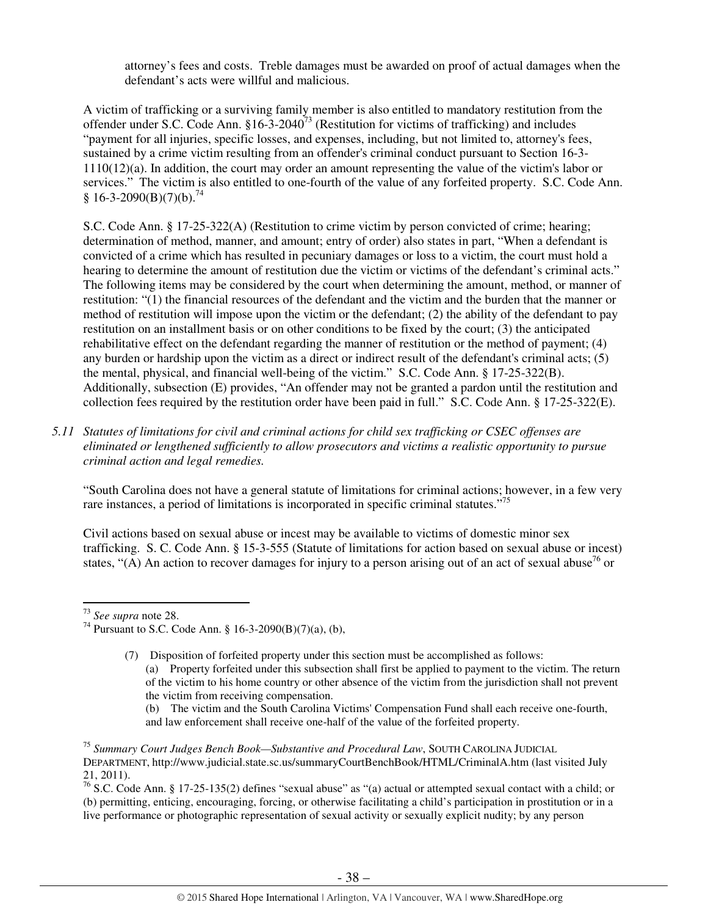attorney's fees and costs. Treble damages must be awarded on proof of actual damages when the defendant's acts were willful and malicious.

A victim of trafficking or a surviving family member is also entitled to mandatory restitution from the offender under S.C. Code Ann. §16-3-2040[73] (Restitution for victims of trafficking) and includes "payment for all injuries, specific losses, and expenses, including, but not limited to, attorney's fees, sustained by a crime victim resulting from an offender's criminal conduct pursuant to Section 16-3-1110(12)(a). In addition, the court may order an amount representing the value of the victim's labor or services." The victim is also entitled to one-fourth of the value of any forfeited property. S.C. Code Ann. § 16-3-2090(B)(7)(b).[74]

S.C. Code Ann. § 17-25-322(A) (Restitution to crime victim by person convicted of crime; hearing; determination of method, manner, and amount; entry of order) also states in part, "When a defendant is convicted of a crime which has resulted in pecuniary damages or loss to a victim, the court must hold a hearing to determine the amount of restitution due the victim or victims of the defendant's criminal acts." The following items may be considered by the court when determining the amount, method, or manner of restitution: "(1) the financial resources of the defendant and the victim and the burden that the manner or method of restitution will impose upon the victim or the defendant; (2) the ability of the defendant to pay restitution on an installment basis or on other conditions to be fixed by the court; (3) the anticipated rehabilitative effect on the defendant regarding the manner of restitution or the method of payment; (4) any burden or hardship upon the victim as a direct or indirect result of the defendant's criminal acts; (5) the mental, physical, and financial well-being of the victim." S.C. Code Ann. § 17-25-322(B). Additionally, subsection (E) provides, "An offender may not be granted a pardon until the restitution and collection fees required by the restitution order have been paid in full." S.C. Code Ann. § 17-25-322(E).

*5.11 Statutes of limitations for civil and criminal actions for child sex trafficking or CSEC offenses are eliminated or lengthened sufficiently to allow prosecutors and victims a realistic opportunity to pursue criminal action and legal remedies.*

"South Carolina does not have a general statute of limitations for criminal actions; however, in a few very rare instances, a period of limitations is incorporated in specific criminal statutes."[75]

Civil actions based on sexual abuse or incest may be available to victims of domestic minor sex trafficking. S. C. Code Ann. § 15-3-555 (Statute of limitations for action based on sexual abuse or incest) states, "(A) An action to recover damages for injury to a person arising out of an act of sexual abuse[76] or

---

[73] *See supra* note 28.

[74] Pursuant to S.C. Code Ann. § 16-3-2090(B)(7)(a), (b),

> (7) Disposition of forfeited property under this section must be accomplished as follows:
> (a) Property forfeited under this subsection shall first be applied to payment to the victim. The return of the victim to his home country or other absence of the victim from the jurisdiction shall not prevent the victim from receiving compensation.
> (b) The victim and the South Carolina Victims' Compensation Fund shall each receive one-fourth, and law enforcement shall receive one-half of the value of the forfeited property.

[75] *Summary Court Judges Bench Book—Substantive and Procedural Law*, SOUTH CAROLINA JUDICIAL DEPARTMENT, http://www.judicial.state.sc.us/summaryCourtBenchBook/HTML/CriminalA.htm (last visited July 21, 2011).

[76] S.C. Code Ann. § 17-25-135(2) defines "sexual abuse" as "(a) actual or attempted sexual contact with a child; or (b) permitting, enticing, encouraging, forcing, or otherwise facilitating a child's participation in prostitution or in a live performance or photographic representation of sexual activity or sexually explicit nudity; by any person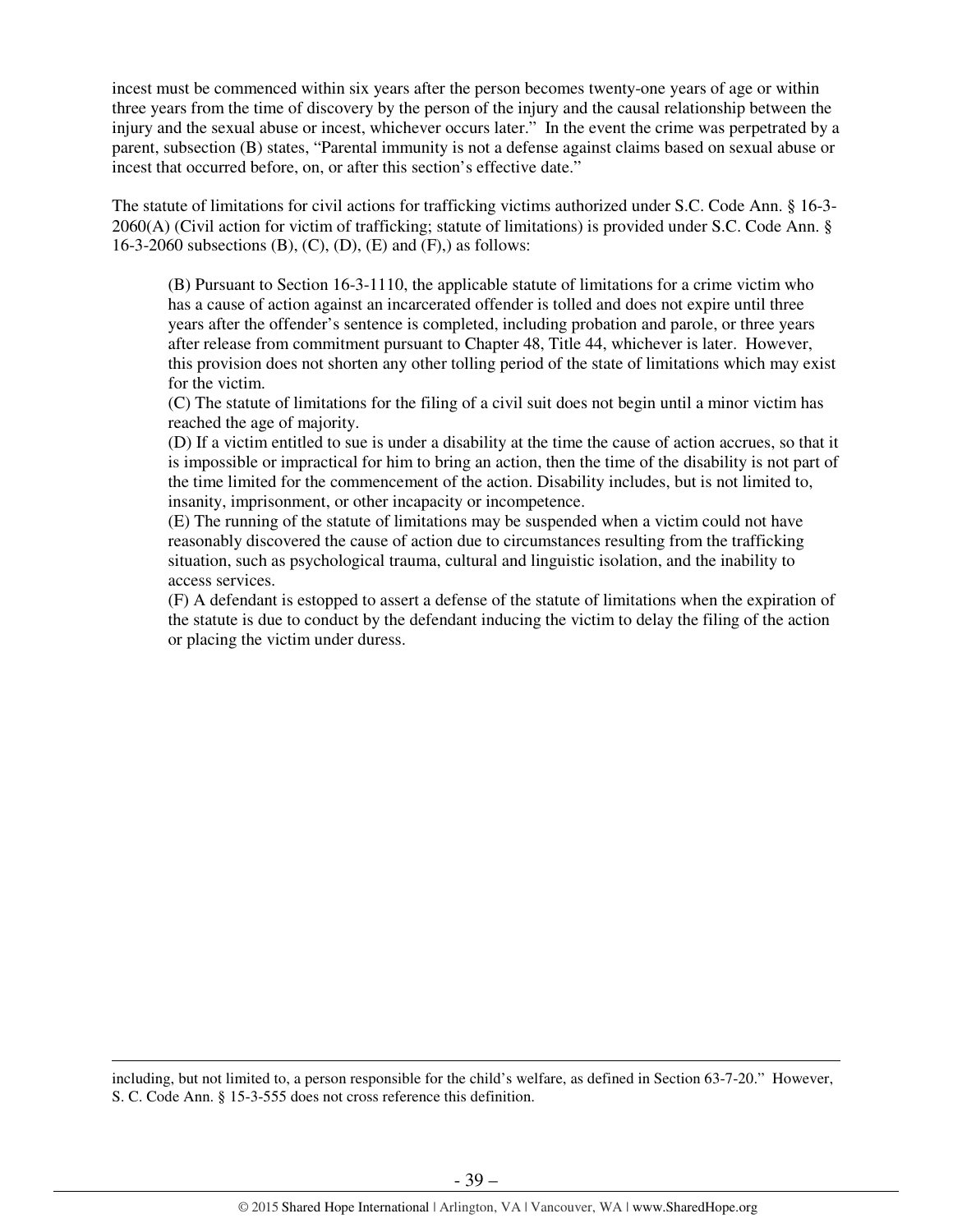incest must be commenced within six years after the person becomes twenty-one years of age or within three years from the time of discovery by the person of the injury and the causal relationship between the injury and the sexual abuse or incest, whichever occurs later." In the event the crime was perpetrated by a parent, subsection (B) states, "Parental immunity is not a defense against claims based on sexual abuse or incest that occurred before, on, or after this section's effective date."

The statute of limitations for civil actions for trafficking victims authorized under S.C. Code Ann. § 16-3-2060(A) (Civil action for victim of trafficking; statute of limitations) is provided under S.C. Code Ann. § 16-3-2060 subsections (B), (C), (D), (E) and (F),) as follows:

> (B) Pursuant to Section 16-3-1110, the applicable statute of limitations for a crime victim who has a cause of action against an incarcerated offender is tolled and does not expire until three years after the offender's sentence is completed, including probation and parole, or three years after release from commitment pursuant to Chapter 48, Title 44, whichever is later. However, this provision does not shorten any other tolling period of the state of limitations which may exist for the victim.
> (C) The statute of limitations for the filing of a civil suit does not begin until a minor victim has reached the age of majority.
> (D) If a victim entitled to sue is under a disability at the time the cause of action accrues, so that it is impossible or impractical for him to bring an action, then the time of the disability is not part of the time limited for the commencement of the action. Disability includes, but is not limited to, insanity, imprisonment, or other incapacity or incompetence.
> (E) The running of the statute of limitations may be suspended when a victim could not have reasonably discovered the cause of action due to circumstances resulting from the trafficking situation, such as psychological trauma, cultural and linguistic isolation, and the inability to access services.
> (F) A defendant is estopped to assert a defense of the statute of limitations when the expiration of the statute is due to conduct by the defendant inducing the victim to delay the filing of the action or placing the victim under duress.

---

including, but not limited to, a person responsible for the child's welfare, as defined in Section 63-7-20." However, S. C. Code Ann. § 15-3-555 does not cross reference this definition.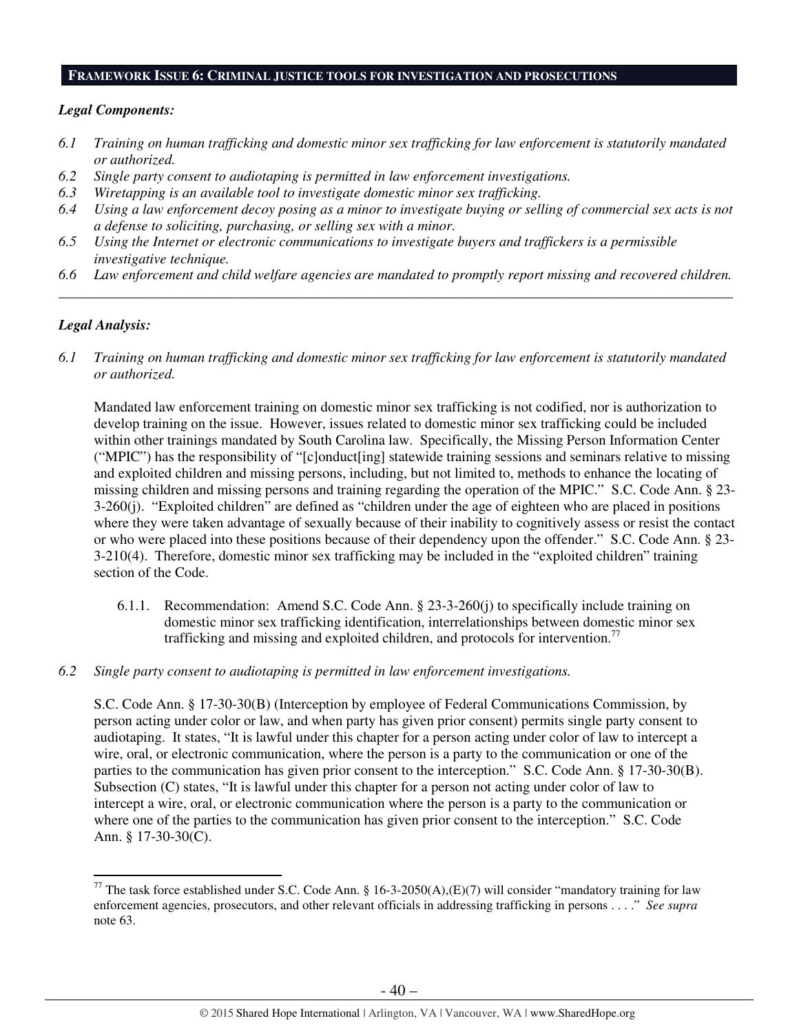## FRAMEWORK ISSUE 6: CRIMINAL JUSTICE TOOLS FOR INVESTIGATION AND PROSECUTIONS

***Legal Components:***

*6.1 Training on human trafficking and domestic minor sex trafficking for law enforcement is statutorily mandated or authorized.*
*6.2 Single party consent to audiotaping is permitted in law enforcement investigations.*
*6.3 Wiretapping is an available tool to investigate domestic minor sex trafficking.*
*6.4 Using a law enforcement decoy posing as a minor to investigate buying or selling of commercial sex acts is not a defense to soliciting, purchasing, or selling sex with a minor.*
*6.5 Using the Internet or electronic communications to investigate buyers and traffickers is a permissible investigative technique.*
*6.6 Law enforcement and child welfare agencies are mandated to promptly report missing and recovered children.*

---

***Legal Analysis:***

*6.1 Training on human trafficking and domestic minor sex trafficking for law enforcement is statutorily mandated or authorized.*

Mandated law enforcement training on domestic minor sex trafficking is not codified, nor is authorization to develop training on the issue. However, issues related to domestic minor sex trafficking could be included within other trainings mandated by South Carolina law. Specifically, the Missing Person Information Center ("MPIC") has the responsibility of "[c]onduct[ing] statewide training sessions and seminars relative to missing and exploited children and missing persons, including, but not limited to, methods to enhance the locating of missing children and missing persons and training regarding the operation of the MPIC." S.C. Code Ann. § 23-3-260(j). "Exploited children" are defined as "children under the age of eighteen who are placed in positions where they were taken advantage of sexually because of their inability to cognitively assess or resist the contact or who were placed into these positions because of their dependency upon the offender." S.C. Code Ann. § 23-3-210(4). Therefore, domestic minor sex trafficking may be included in the "exploited children" training section of the Code.

6.1.1. Recommendation: Amend S.C. Code Ann. § 23-3-260(j) to specifically include training on domestic minor sex trafficking identification, interrelationships between domestic minor sex trafficking and missing and exploited children, and protocols for intervention.[77]

*6.2 Single party consent to audiotaping is permitted in law enforcement investigations.*

S.C. Code Ann. § 17-30-30(B) (Interception by employee of Federal Communications Commission, by person acting under color or law, and when party has given prior consent) permits single party consent to audiotaping. It states, "It is lawful under this chapter for a person acting under color of law to intercept a wire, oral, or electronic communication, where the person is a party to the communication or one of the parties to the communication has given prior consent to the interception." S.C. Code Ann. § 17-30-30(B). Subsection (C) states, "It is lawful under this chapter for a person not acting under color of law to intercept a wire, oral, or electronic communication where the person is a party to the communication or where one of the parties to the communication has given prior consent to the interception." S.C. Code Ann. § 17-30-30(C).

---

[77] The task force established under S.C. Code Ann. § 16-3-2050(A),(E)(7) will consider "mandatory training for law enforcement agencies, prosecutors, and other relevant officials in addressing trafficking in persons . . . ." *See supra* note 63.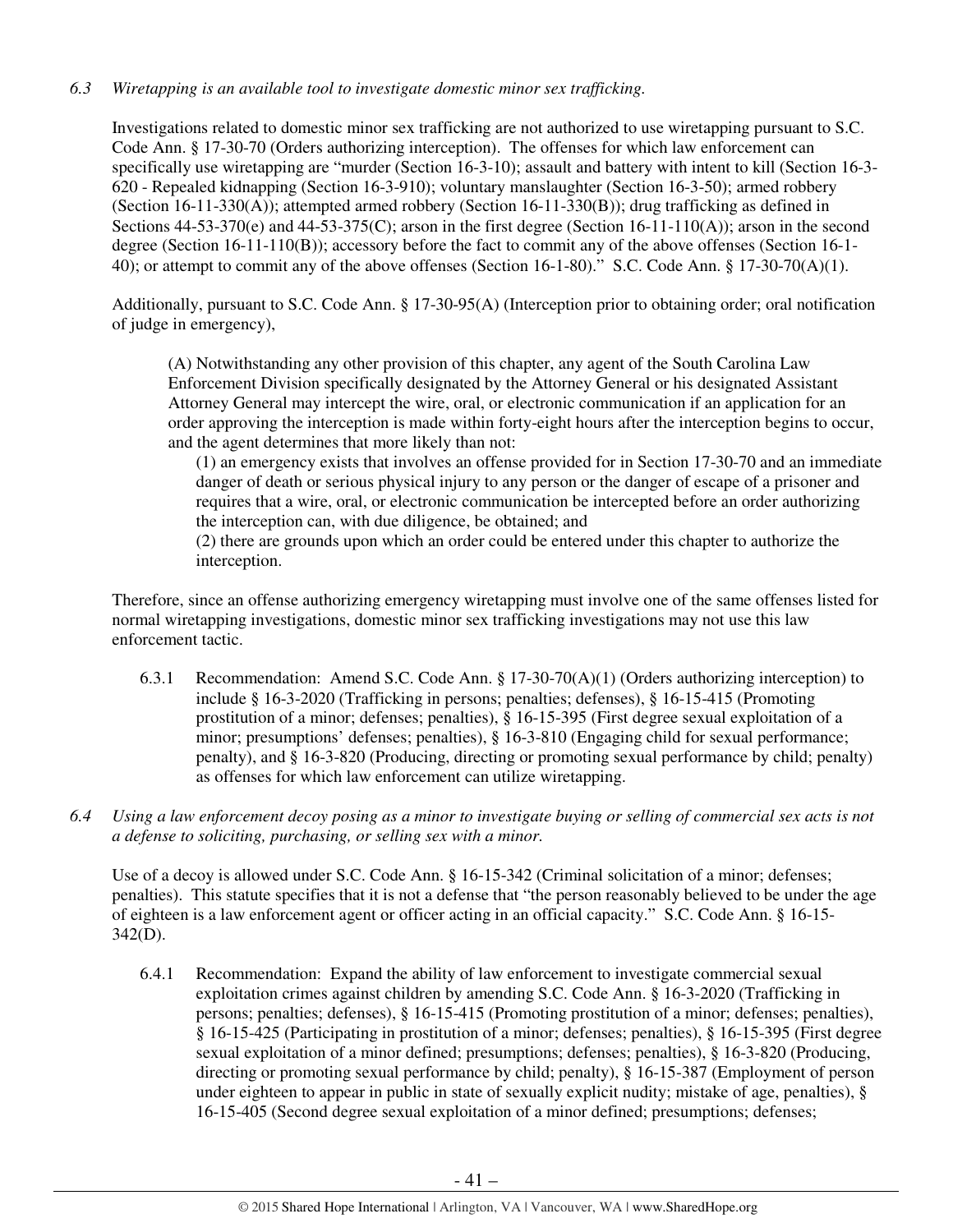*6.3 Wiretapping is an available tool to investigate domestic minor sex trafficking.*

Investigations related to domestic minor sex trafficking are not authorized to use wiretapping pursuant to S.C. Code Ann. § 17-30-70 (Orders authorizing interception). The offenses for which law enforcement can specifically use wiretapping are "murder (Section 16-3-10); assault and battery with intent to kill (Section 16-3-620 - Repealed kidnapping (Section 16-3-910); voluntary manslaughter (Section 16-3-50); armed robbery (Section 16-11-330(A)); attempted armed robbery (Section 16-11-330(B)); drug trafficking as defined in Sections 44-53-370(e) and 44-53-375(C); arson in the first degree (Section 16-11-110(A)); arson in the second degree (Section 16-11-110(B)); accessory before the fact to commit any of the above offenses (Section 16-1-40); or attempt to commit any of the above offenses (Section 16-1-80)." S.C. Code Ann. § 17-30-70(A)(1).

Additionally, pursuant to S.C. Code Ann. § 17-30-95(A) (Interception prior to obtaining order; oral notification of judge in emergency),

> (A) Notwithstanding any other provision of this chapter, any agent of the South Carolina Law Enforcement Division specifically designated by the Attorney General or his designated Assistant Attorney General may intercept the wire, oral, or electronic communication if an application for an order approving the interception is made within forty-eight hours after the interception begins to occur, and the agent determines that more likely than not:
>
> (1) an emergency exists that involves an offense provided for in Section 17-30-70 and an immediate danger of death or serious physical injury to any person or the danger of escape of a prisoner and requires that a wire, oral, or electronic communication be intercepted before an order authorizing the interception can, with due diligence, be obtained; and
>
> (2) there are grounds upon which an order could be entered under this chapter to authorize the interception.

Therefore, since an offense authorizing emergency wiretapping must involve one of the same offenses listed for normal wiretapping investigations, domestic minor sex trafficking investigations may not use this law enforcement tactic.

6.3.1 Recommendation: Amend S.C. Code Ann. § 17-30-70(A)(1) (Orders authorizing interception) to include § 16-3-2020 (Trafficking in persons; penalties; defenses), § 16-15-415 (Promoting prostitution of a minor; defenses; penalties), § 16-15-395 (First degree sexual exploitation of a minor; presumptions' defenses; penalties), § 16-3-810 (Engaging child for sexual performance; penalty), and § 16-3-820 (Producing, directing or promoting sexual performance by child; penalty) as offenses for which law enforcement can utilize wiretapping.

*6.4 Using a law enforcement decoy posing as a minor to investigate buying or selling of commercial sex acts is not a defense to soliciting, purchasing, or selling sex with a minor.*

Use of a decoy is allowed under S.C. Code Ann. § 16-15-342 (Criminal solicitation of a minor; defenses; penalties). This statute specifies that it is not a defense that "the person reasonably believed to be under the age of eighteen is a law enforcement agent or officer acting in an official capacity." S.C. Code Ann. § 16-15-342(D).

6.4.1 Recommendation: Expand the ability of law enforcement to investigate commercial sexual exploitation crimes against children by amending S.C. Code Ann. § 16-3-2020 (Trafficking in persons; penalties; defenses), § 16-15-415 (Promoting prostitution of a minor; defenses; penalties), § 16-15-425 (Participating in prostitution of a minor; defenses; penalties), § 16-15-395 (First degree sexual exploitation of a minor defined; presumptions; defenses; penalties), § 16-3-820 (Producing, directing or promoting sexual performance by child; penalty), § 16-15-387 (Employment of person under eighteen to appear in public in state of sexually explicit nudity; mistake of age, penalties), § 16-15-405 (Second degree sexual exploitation of a minor defined; presumptions; defenses;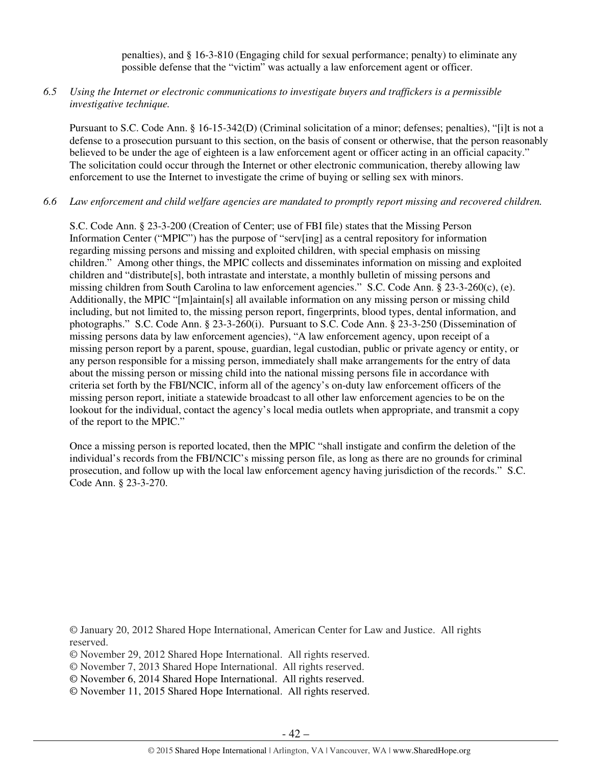penalties), and § 16-3-810 (Engaging child for sexual performance; penalty) to eliminate any possible defense that the "victim" was actually a law enforcement agent or officer.

*6.5 Using the Internet or electronic communications to investigate buyers and traffickers is a permissible investigative technique.*

Pursuant to S.C. Code Ann. § 16-15-342(D) (Criminal solicitation of a minor; defenses; penalties), "[i]t is not a defense to a prosecution pursuant to this section, on the basis of consent or otherwise, that the person reasonably believed to be under the age of eighteen is a law enforcement agent or officer acting in an official capacity." The solicitation could occur through the Internet or other electronic communication, thereby allowing law enforcement to use the Internet to investigate the crime of buying or selling sex with minors.

*6.6 Law enforcement and child welfare agencies are mandated to promptly report missing and recovered children.*

S.C. Code Ann. § 23-3-200 (Creation of Center; use of FBI file) states that the Missing Person Information Center ("MPIC") has the purpose of "serv[ing] as a central repository for information regarding missing persons and missing and exploited children, with special emphasis on missing children." Among other things, the MPIC collects and disseminates information on missing and exploited children and "distribute[s], both intrastate and interstate, a monthly bulletin of missing persons and missing children from South Carolina to law enforcement agencies." S.C. Code Ann. § 23-3-260(c), (e). Additionally, the MPIC "[m]aintain[s] all available information on any missing person or missing child including, but not limited to, the missing person report, fingerprints, blood types, dental information, and photographs." S.C. Code Ann. § 23-3-260(i). Pursuant to S.C. Code Ann. § 23-3-250 (Dissemination of missing persons data by law enforcement agencies), "A law enforcement agency, upon receipt of a missing person report by a parent, spouse, guardian, legal custodian, public or private agency or entity, or any person responsible for a missing person, immediately shall make arrangements for the entry of data about the missing person or missing child into the national missing persons file in accordance with criteria set forth by the FBI/NCIC, inform all of the agency's on-duty law enforcement officers of the missing person report, initiate a statewide broadcast to all other law enforcement agencies to be on the lookout for the individual, contact the agency's local media outlets when appropriate, and transmit a copy of the report to the MPIC."

Once a missing person is reported located, then the MPIC "shall instigate and confirm the deletion of the individual's records from the FBI/NCIC's missing person file, as long as there are no grounds for criminal prosecution, and follow up with the local law enforcement agency having jurisdiction of the records." S.C. Code Ann. § 23-3-270.

© January 20, 2012 Shared Hope International, American Center for Law and Justice. All rights reserved.

© November 29, 2012 Shared Hope International. All rights reserved.

© November 7, 2013 Shared Hope International. All rights reserved.

© November 6, 2014 Shared Hope International. All rights reserved.

© November 11, 2015 Shared Hope International. All rights reserved.